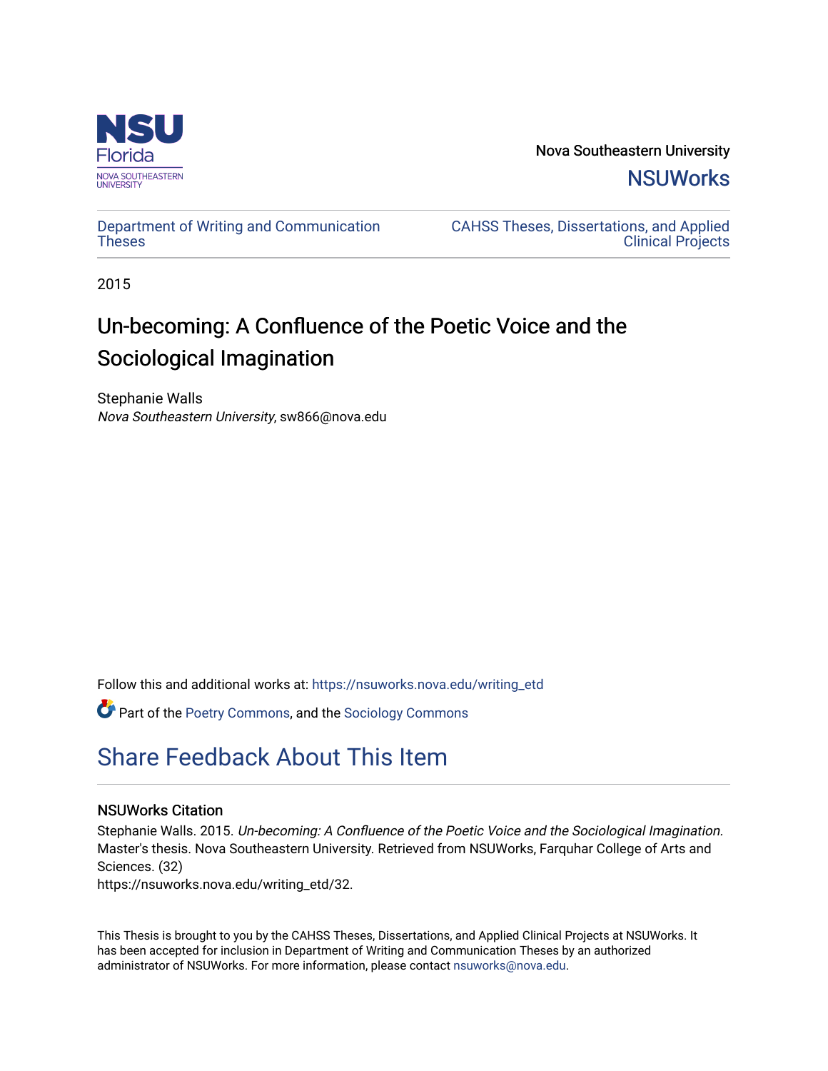NSU Florida
NOVA SOUTHEASTERN UNIVERSITY

Nova Southeastern University
NSUWorks

Department of Writing and Communication Theses

CAHSS Theses, Dissertations, and Applied Clinical Projects

2015

# Un-becoming: A Confluence of the Poetic Voice and the Sociological Imagination

Stephanie Walls
*Nova Southeastern University*, sw866@nova.edu

Follow this and additional works at: https://nsuworks.nova.edu/writing_etd

Part of the Poetry Commons, and the Sociology Commons

## Share Feedback About This Item

### NSUWorks Citation

Stephanie Walls. 2015. *Un-becoming: A Confluence of the Poetic Voice and the Sociological Imagination.* Master's thesis. Nova Southeastern University. Retrieved from NSUWorks, Farquhar College of Arts and Sciences. (32)
https://nsuworks.nova.edu/writing_etd/32.

This Thesis is brought to you by the CAHSS Theses, Dissertations, and Applied Clinical Projects at NSUWorks. It has been accepted for inclusion in Department of Writing and Communication Theses by an authorized administrator of NSUWorks. For more information, please contact nsuworks@nova.edu.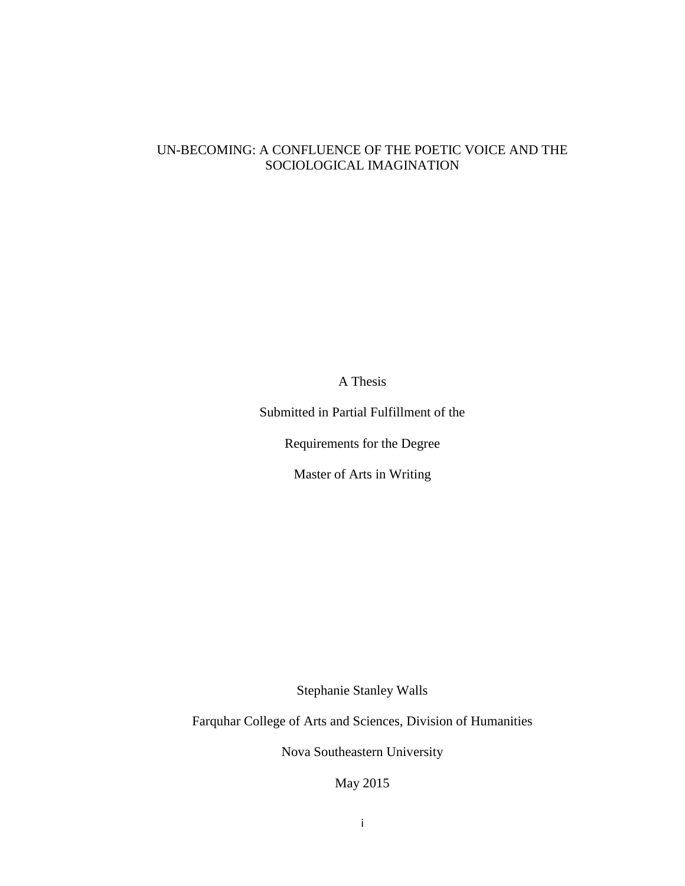# UN-BECOMING: A CONFLUENCE OF THE POETIC VOICE AND THE SOCIOLOGICAL IMAGINATION

A Thesis

Submitted in Partial Fulfillment of the

Requirements for the Degree

Master of Arts in Writing

Stephanie Stanley Walls

Farquhar College of Arts and Sciences, Division of Humanities

Nova Southeastern University

May 2015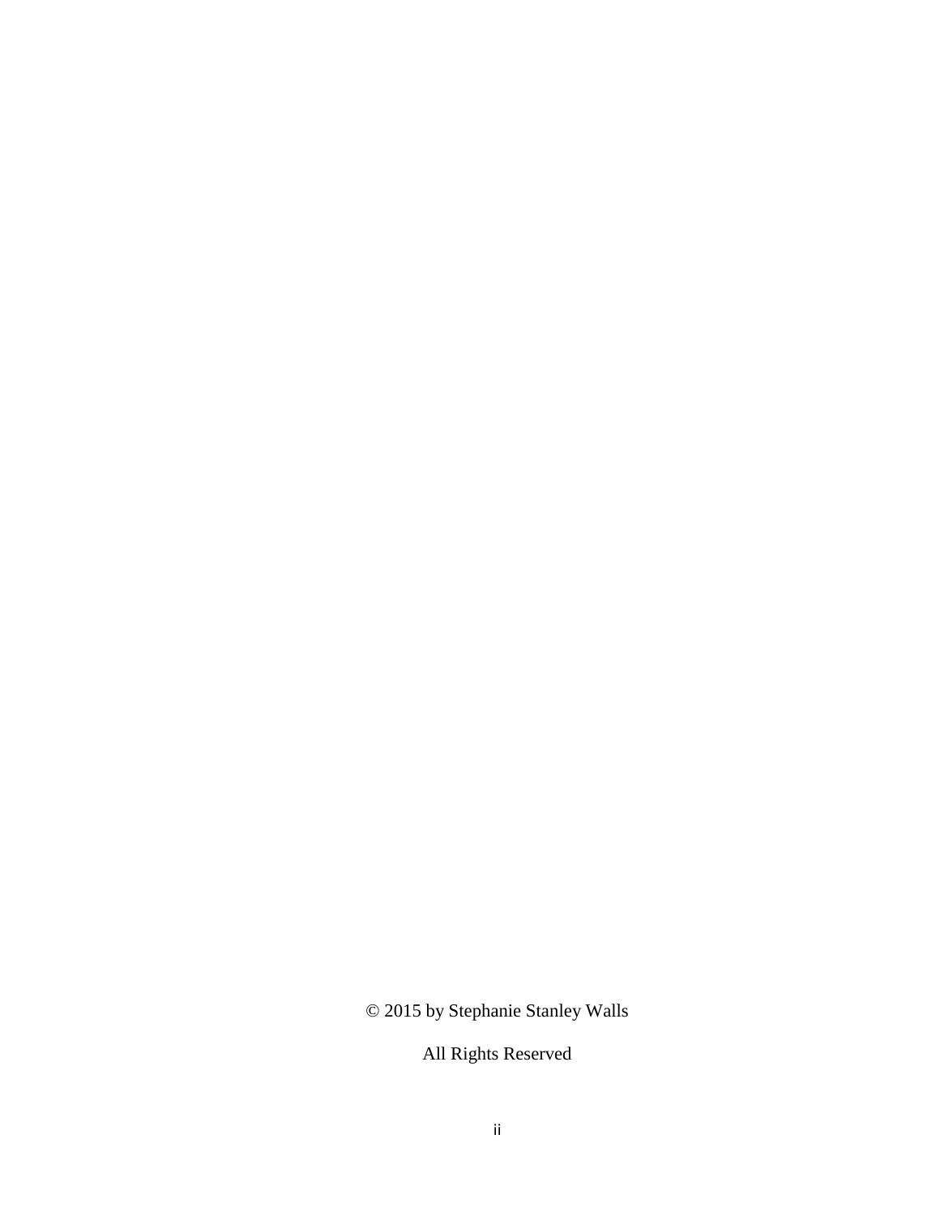© 2015 by Stephanie Stanley Walls

All Rights Reserved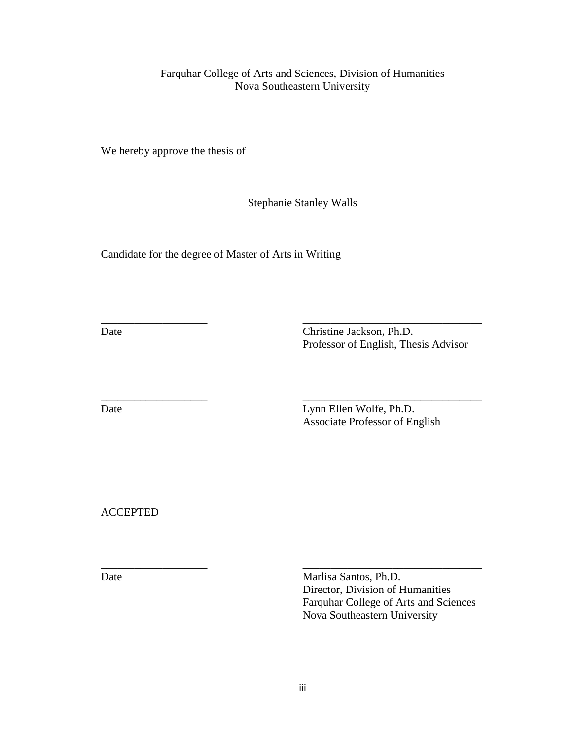Farquhar College of Arts and Sciences, Division of Humanities
Nova Southeastern University

We hereby approve the thesis of

Stephanie Stanley Walls

Candidate for the degree of Master of Arts in Writing

| | |
|---|---|
| ___________________ | ________________________________ |
| Date | Christine Jackson, Ph.D.<br>Professor of English, Thesis Advisor |
| ___________________ | ________________________________ |
| Date | Lynn Ellen Wolfe, Ph.D.<br>Associate Professor of English |

ACCEPTED

| | |
|---|---|
| ___________________ | ________________________________ |
| Date | Marlisa Santos, Ph.D.<br>Director, Division of Humanities<br>Farquhar College of Arts and Sciences<br>Nova Southeastern University |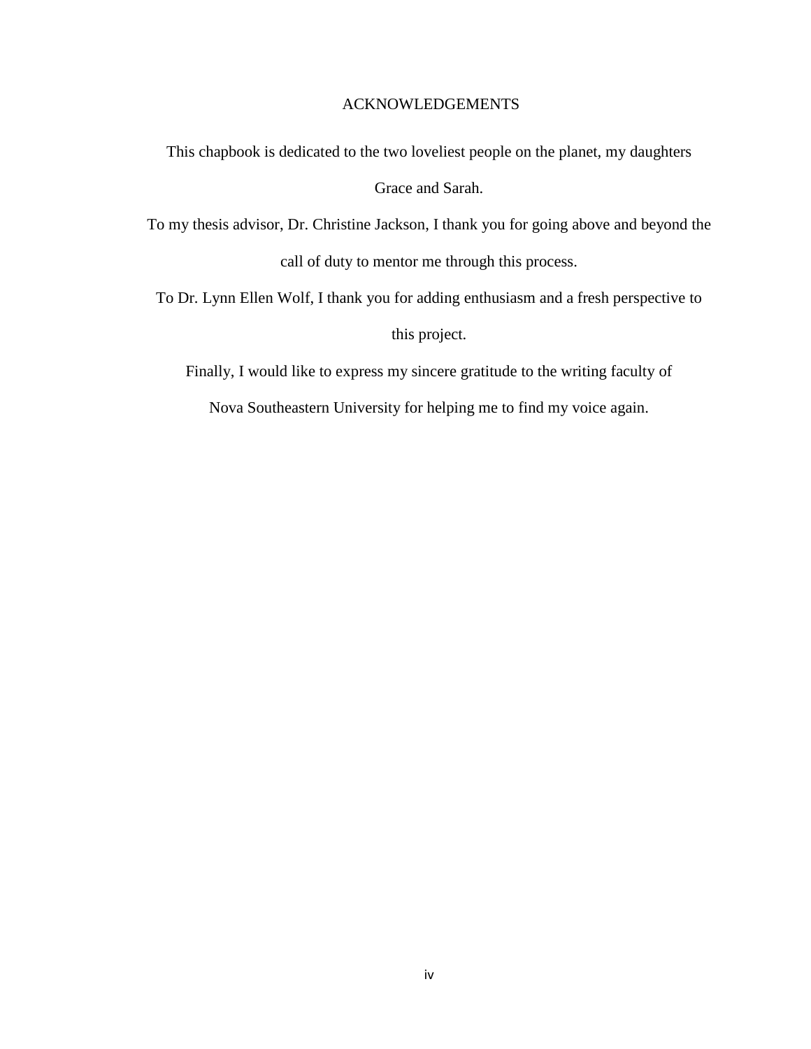# ACKNOWLEDGEMENTS

This chapbook is dedicated to the two loveliest people on the planet, my daughters Grace and Sarah.

To my thesis advisor, Dr. Christine Jackson, I thank you for going above and beyond the call of duty to mentor me through this process.

To Dr. Lynn Ellen Wolf, I thank you for adding enthusiasm and a fresh perspective to this project.

Finally, I would like to express my sincere gratitude to the writing faculty of Nova Southeastern University for helping me to find my voice again.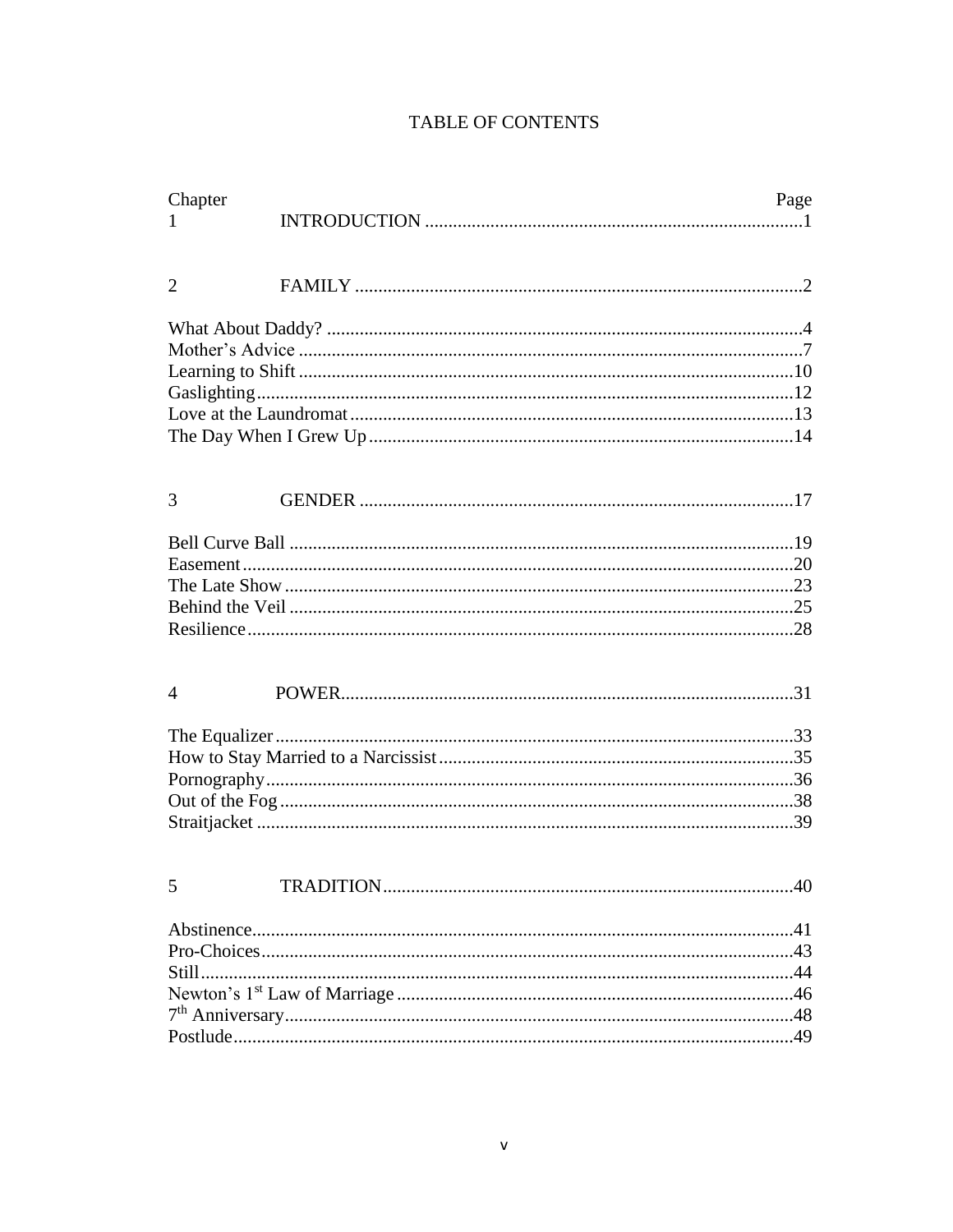# TABLE OF CONTENTS

| Chapter | | Page |
|---|---|---|
| 1 | INTRODUCTION | 1 |
| 2 | FAMILY | 2 |
| What About Daddy? | | 4 |
| Mother's Advice | | 7 |
| Learning to Shift | | 10 |
| Gaslighting | | 12 |
| Love at the Laundromat | | 13 |
| The Day When I Grew Up | | 14 |
| 3 | GENDER | 17 |
| Bell Curve Ball | | 19 |
| Easement | | 20 |
| The Late Show | | 23 |
| Behind the Veil | | 25 |
| Resilience | | 28 |
| 4 | POWER | 31 |
| The Equalizer | | 33 |
| How to Stay Married to a Narcissist | | 35 |
| Pornography | | 36 |
| Out of the Fog | | 38 |
| Straitjacket | | 39 |
| 5 | TRADITION | 40 |
| Abstinence | | 41 |
| Pro-Choices | | 43 |
| Still | | 44 |
| Newton's 1st Law of Marriage | | 46 |
| 7th Anniversary | | 48 |
| Postlude | | 49 |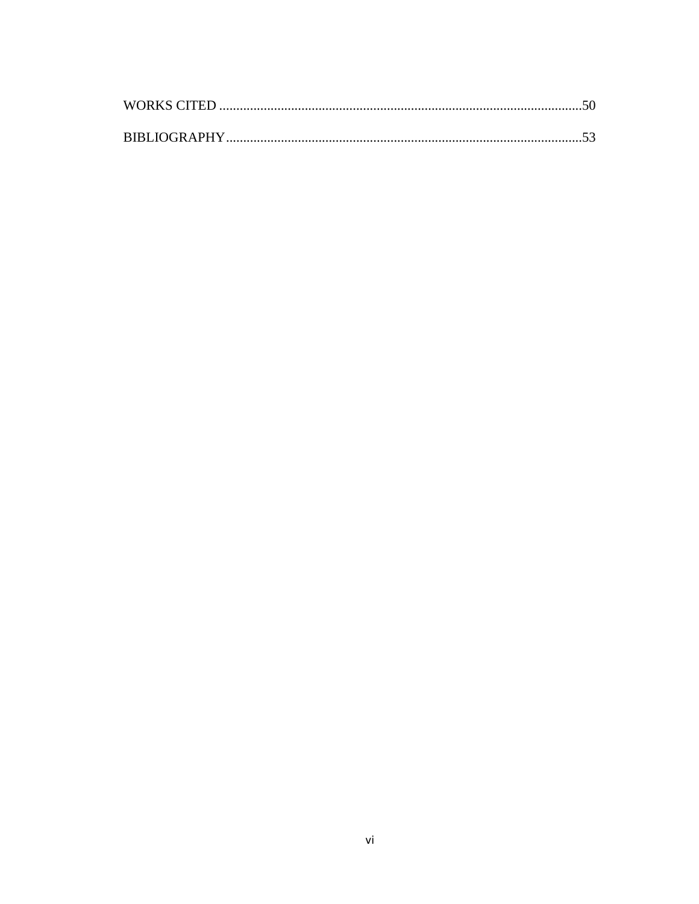WORKS CITED ..........................................................................................................50

BIBLIOGRAPHY........................................................................................................53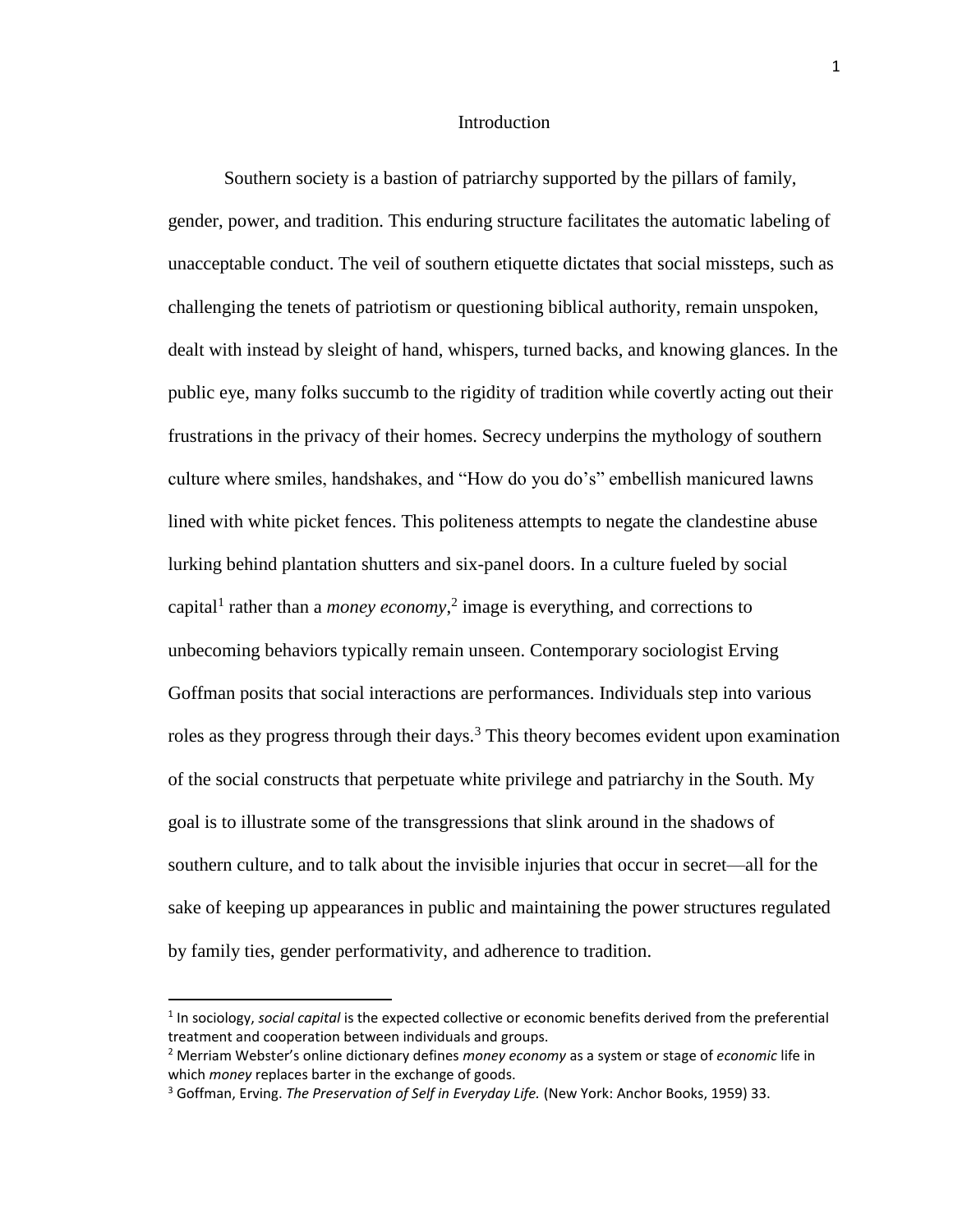# Introduction

Southern society is a bastion of patriarchy supported by the pillars of family, gender, power, and tradition. This enduring structure facilitates the automatic labeling of unacceptable conduct. The veil of southern etiquette dictates that social missteps, such as challenging the tenets of patriotism or questioning biblical authority, remain unspoken, dealt with instead by sleight of hand, whispers, turned backs, and knowing glances. In the public eye, many folks succumb to the rigidity of tradition while covertly acting out their frustrations in the privacy of their homes. Secrecy underpins the mythology of southern culture where smiles, handshakes, and "How do you do's" embellish manicured lawns lined with white picket fences. This politeness attempts to negate the clandestine abuse lurking behind plantation shutters and six-panel doors. In a culture fueled by social capital[1] rather than a *money economy*,[2] image is everything, and corrections to unbecoming behaviors typically remain unseen. Contemporary sociologist Erving Goffman posits that social interactions are performances. Individuals step into various roles as they progress through their days.[3] This theory becomes evident upon examination of the social constructs that perpetuate white privilege and patriarchy in the South. My goal is to illustrate some of the transgressions that slink around in the shadows of southern culture, and to talk about the invisible injuries that occur in secret—all for the sake of keeping up appearances in public and maintaining the power structures regulated by family ties, gender performativity, and adherence to tradition.

---

[1] In sociology, *social capital* is the expected collective or economic benefits derived from the preferential treatment and cooperation between individuals and groups.

[2] Merriam Webster's online dictionary defines *money economy* as a system or stage of *economic* life in which *money* replaces barter in the exchange of goods.

[3] Goffman, Erving. *The Preservation of Self in Everyday Life.* (New York: Anchor Books, 1959) 33.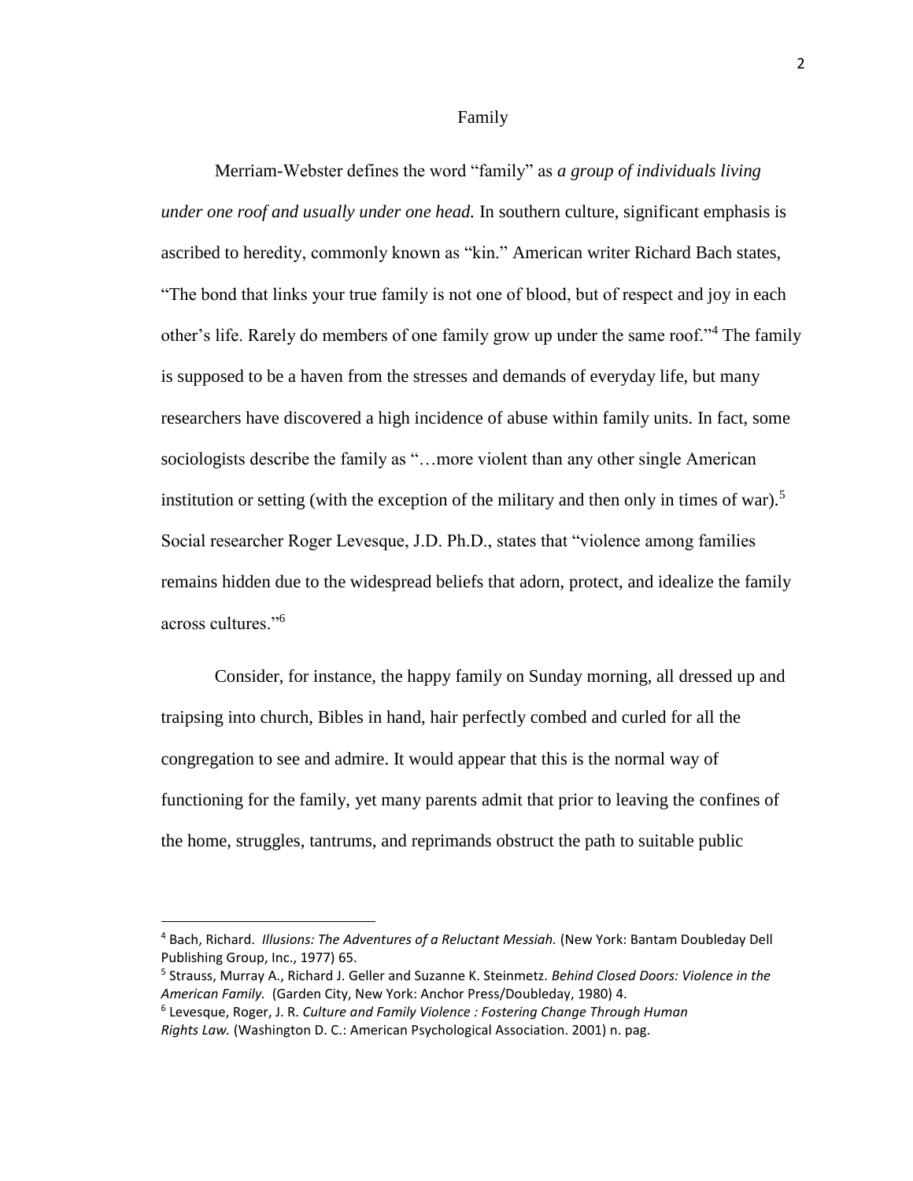## Family

Merriam-Webster defines the word "family" as *a group of individuals living under one roof and usually under one head.* In southern culture, significant emphasis is ascribed to heredity, commonly known as "kin." American writer Richard Bach states, "The bond that links your true family is not one of blood, but of respect and joy in each other's life. Rarely do members of one family grow up under the same roof."[4] The family is supposed to be a haven from the stresses and demands of everyday life, but many researchers have discovered a high incidence of abuse within family units. In fact, some sociologists describe the family as "…more violent than any other single American institution or setting (with the exception of the military and then only in times of war).[5] Social researcher Roger Levesque, J.D. Ph.D., states that "violence among families remains hidden due to the widespread beliefs that adorn, protect, and idealize the family across cultures."[6]

Consider, for instance, the happy family on Sunday morning, all dressed up and traipsing into church, Bibles in hand, hair perfectly combed and curled for all the congregation to see and admire. It would appear that this is the normal way of functioning for the family, yet many parents admit that prior to leaving the confines of the home, struggles, tantrums, and reprimands obstruct the path to suitable public

---

[4] Bach, Richard. *Illusions: The Adventures of a Reluctant Messiah.* (New York: Bantam Doubleday Dell Publishing Group, Inc., 1977) 65.

[5] Strauss, Murray A., Richard J. Geller and Suzanne K. Steinmetz. *Behind Closed Doors: Violence in the American Family.* (Garden City, New York: Anchor Press/Doubleday, 1980) 4.

[6] Levesque, Roger, J. R. *Culture and Family Violence : Fostering Change Through Human Rights Law.* (Washington D. C.: American Psychological Association. 2001) n. pag.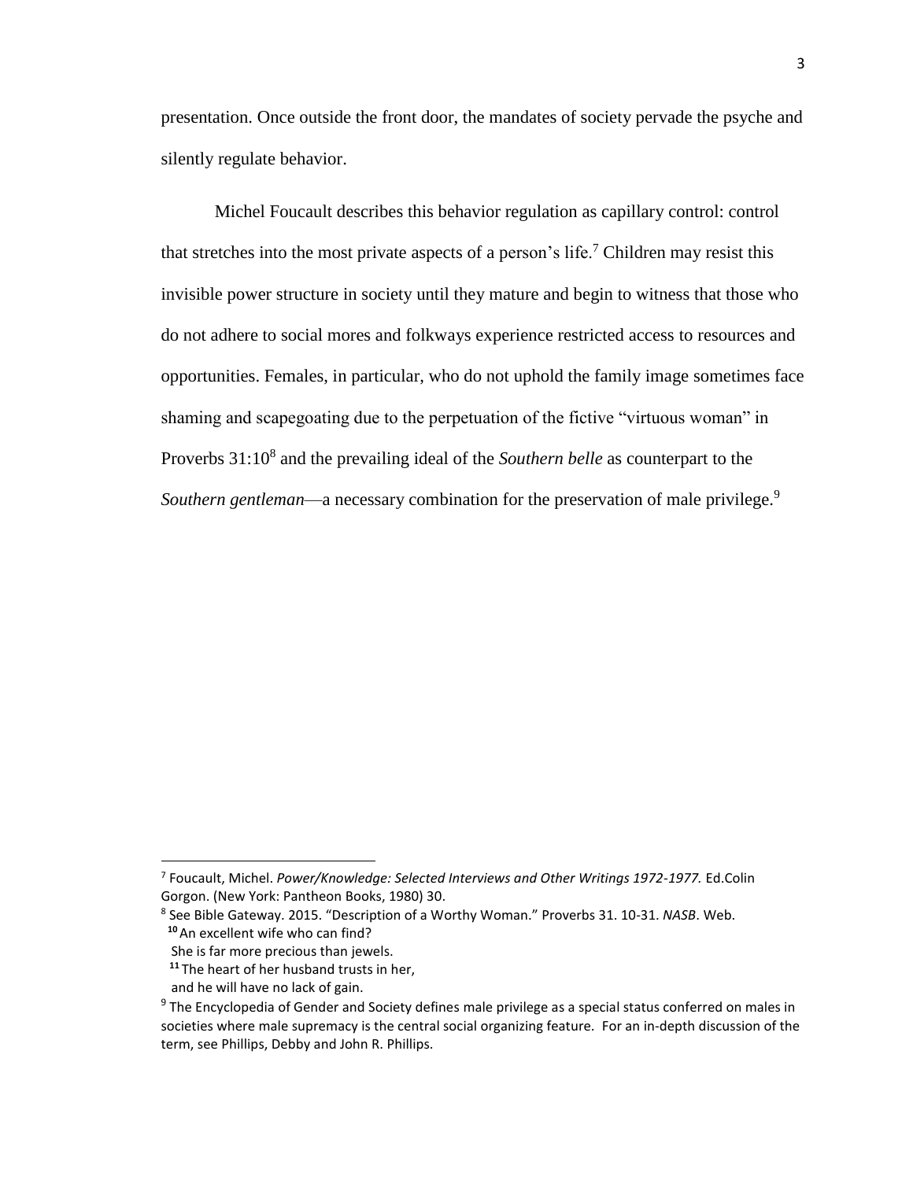presentation. Once outside the front door, the mandates of society pervade the psyche and silently regulate behavior.

Michel Foucault describes this behavior regulation as capillary control: control that stretches into the most private aspects of a person's life.[7] Children may resist this invisible power structure in society until they mature and begin to witness that those who do not adhere to social mores and folkways experience restricted access to resources and opportunities. Females, in particular, who do not uphold the family image sometimes face shaming and scapegoating due to the perpetuation of the fictive "virtuous woman" in Proverbs 31:10[8] and the prevailing ideal of the *Southern belle* as counterpart to the *Southern gentleman*—a necessary combination for the preservation of male privilege.[9]

---

[7] Foucault, Michel. *Power/Knowledge: Selected Interviews and Other Writings 1972-1977.* Ed.Colin Gorgon. (New York: Pantheon Books, 1980) 30.

[8] See Bible Gateway. 2015. "Description of a Worthy Woman." Proverbs 31. 10-31. *NASB*. Web.
**10** An excellent wife who can find?
She is far more precious than jewels.
**11** The heart of her husband trusts in her,
and he will have no lack of gain.

[9] The Encyclopedia of Gender and Society defines male privilege as a special status conferred on males in societies where male supremacy is the central social organizing feature. For an in-depth discussion of the term, see Phillips, Debby and John R. Phillips.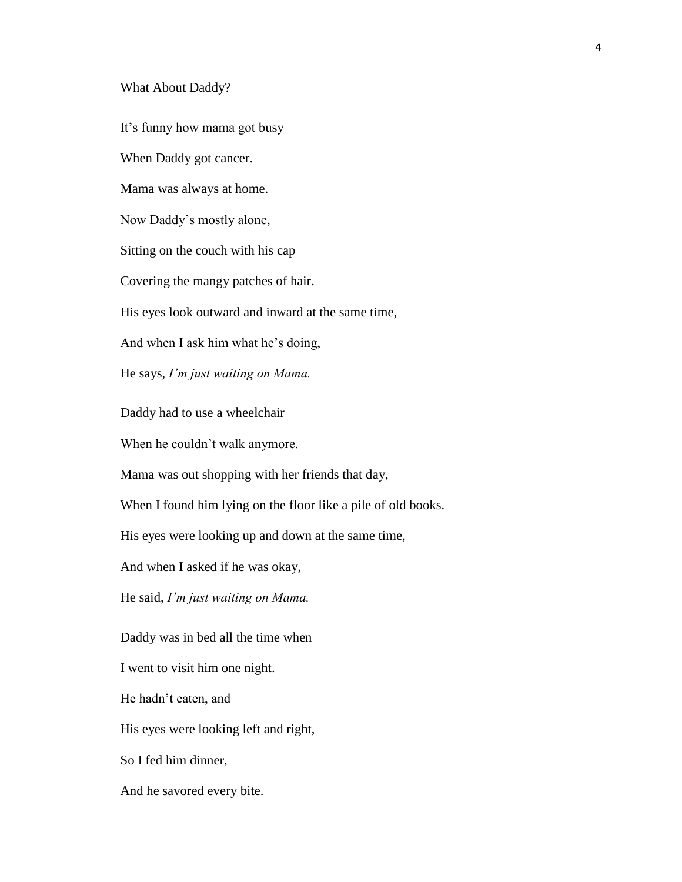What About Daddy?

It's funny how mama got busy

When Daddy got cancer.

Mama was always at home.

Now Daddy's mostly alone,

Sitting on the couch with his cap

Covering the mangy patches of hair.

His eyes look outward and inward at the same time,

And when I ask him what he's doing,

He says, *I'm just waiting on Mama.*

Daddy had to use a wheelchair

When he couldn't walk anymore.

Mama was out shopping with her friends that day,

When I found him lying on the floor like a pile of old books.

His eyes were looking up and down at the same time,

And when I asked if he was okay,

He said, *I'm just waiting on Mama.*

Daddy was in bed all the time when

I went to visit him one night.

He hadn't eaten, and

His eyes were looking left and right,

So I fed him dinner,

And he savored every bite.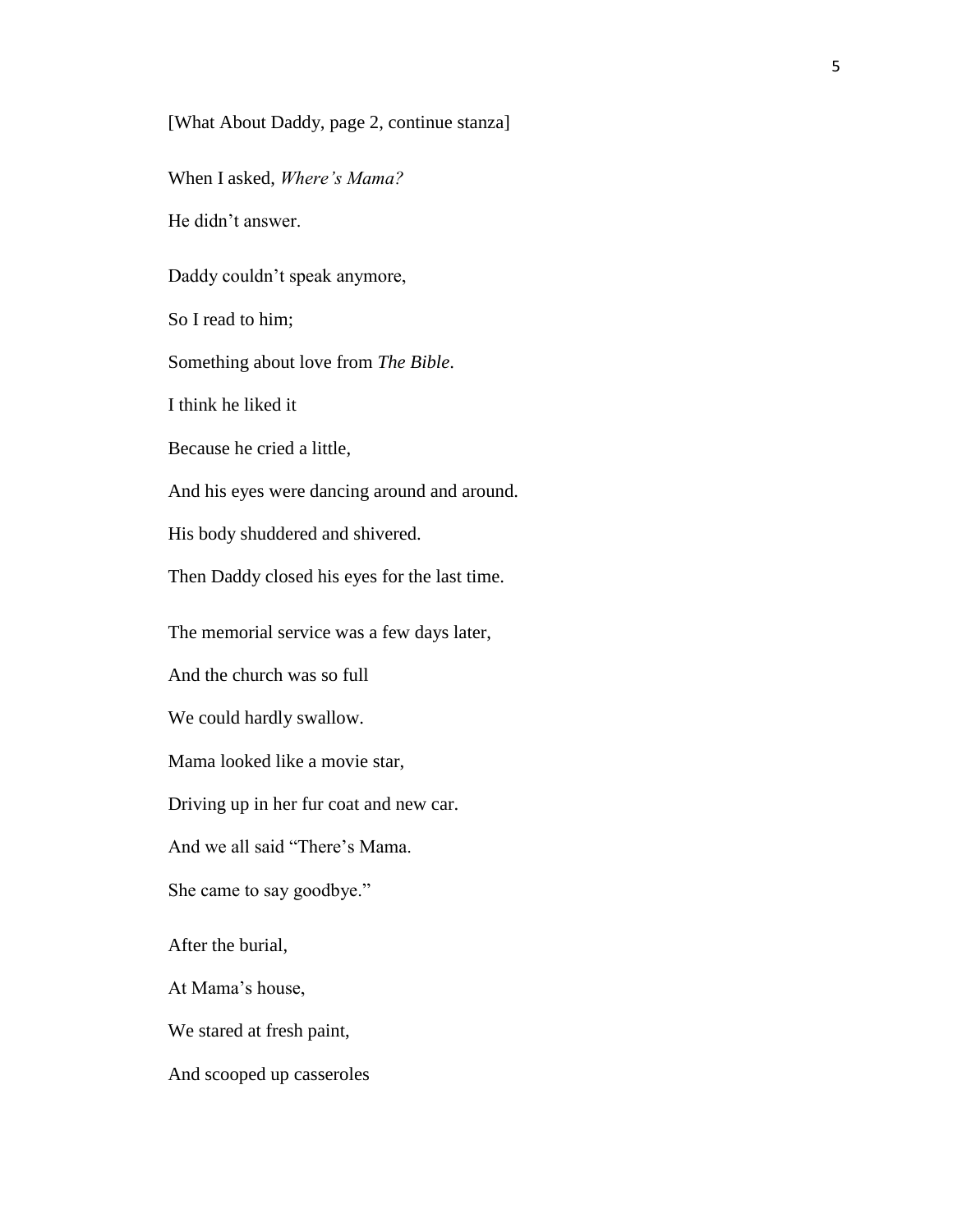[What About Daddy, page 2, continue stanza]

When I asked, *Where's Mama?*

He didn't answer.

Daddy couldn't speak anymore,

So I read to him;

Something about love from *The Bible*.

I think he liked it

Because he cried a little,

And his eyes were dancing around and around.

His body shuddered and shivered.

Then Daddy closed his eyes for the last time.

The memorial service was a few days later,

And the church was so full

We could hardly swallow.

Mama looked like a movie star,

Driving up in her fur coat and new car.

And we all said "There's Mama.

She came to say goodbye."

After the burial,

At Mama's house,

We stared at fresh paint,

And scooped up casseroles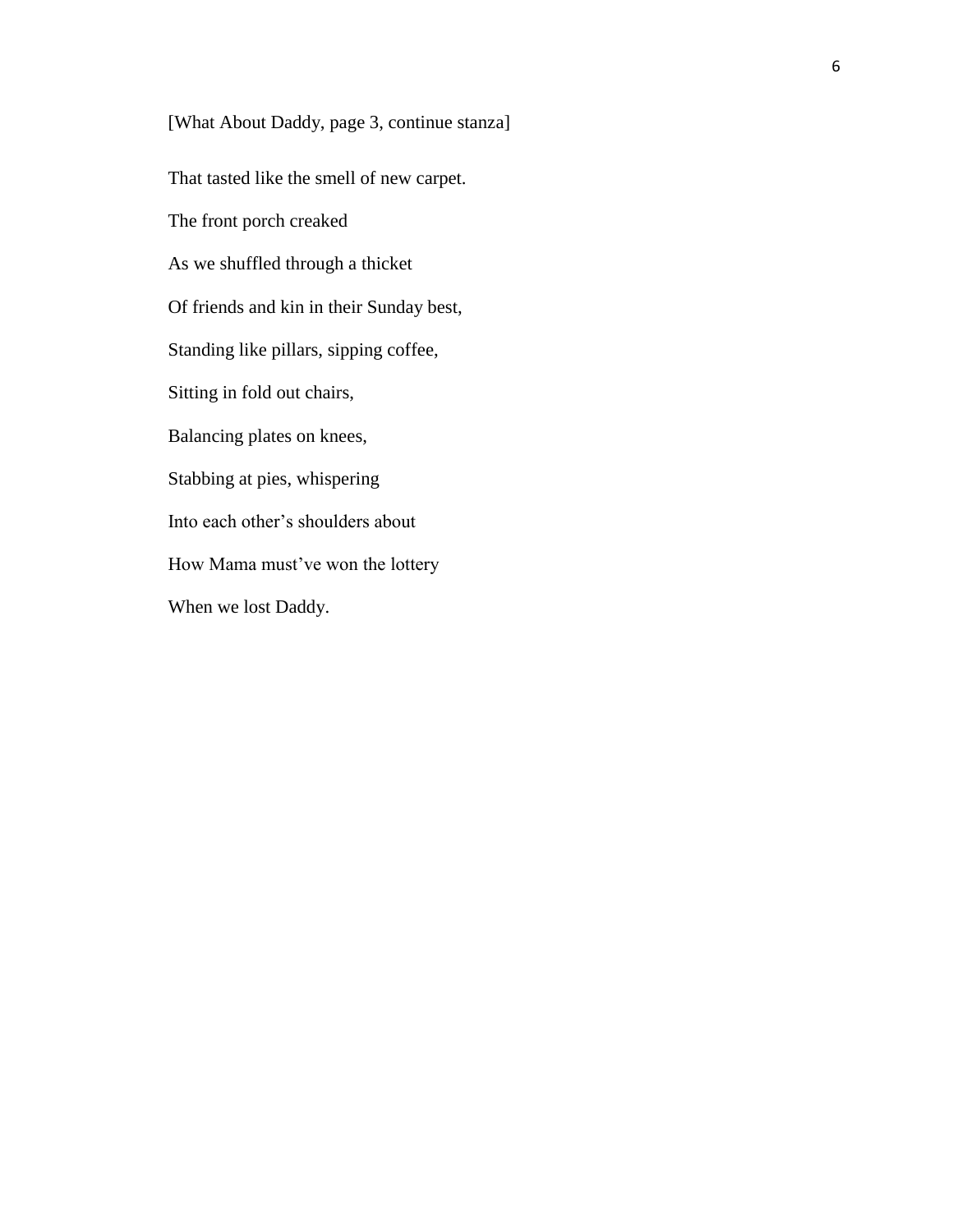[What About Daddy, page 3, continue stanza]

That tasted like the smell of new carpet.

The front porch creaked

As we shuffled through a thicket

Of friends and kin in their Sunday best,

Standing like pillars, sipping coffee,

Sitting in fold out chairs,

Balancing plates on knees,

Stabbing at pies, whispering

Into each other's shoulders about

How Mama must've won the lottery

When we lost Daddy.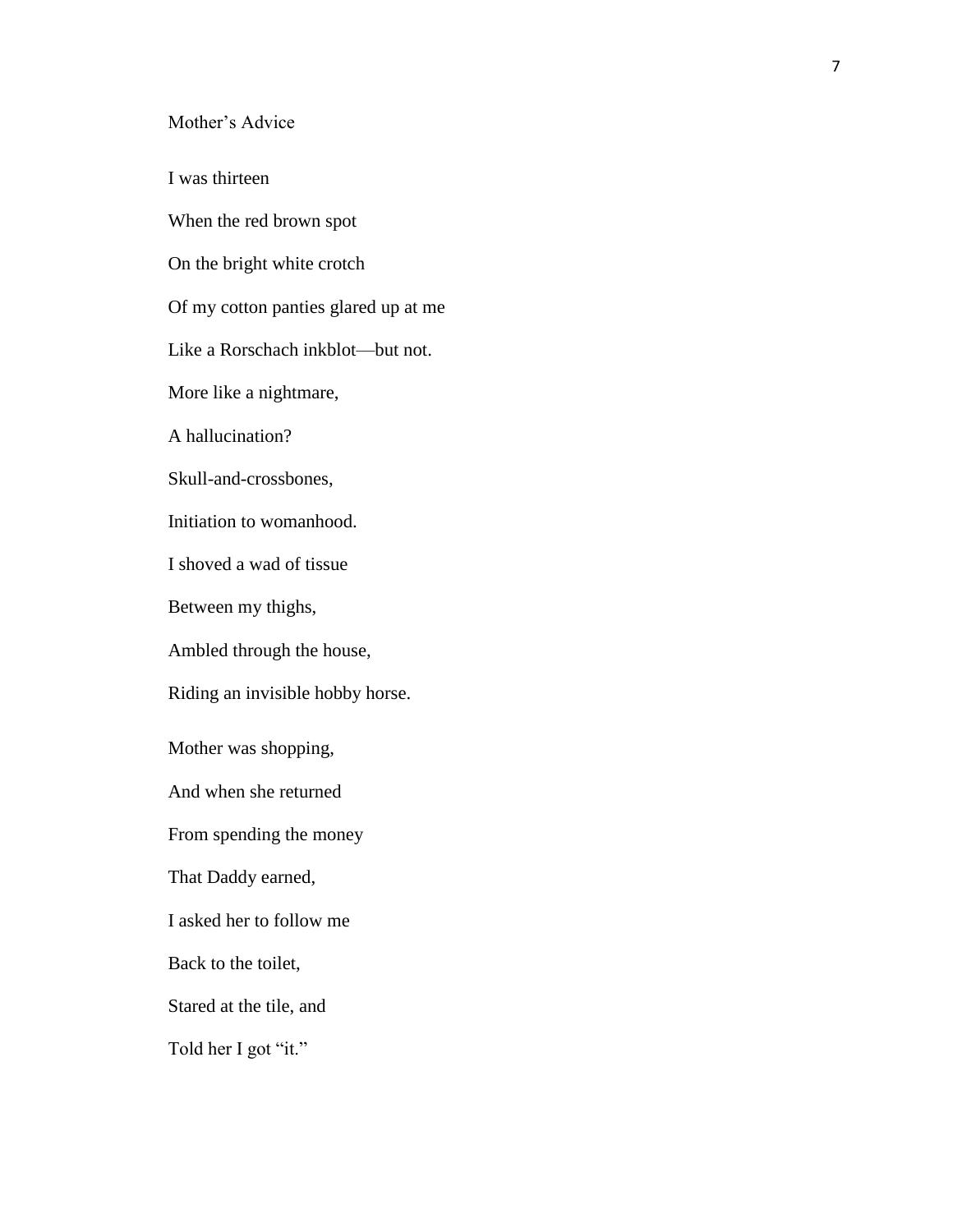## Mother's Advice

I was thirteen

When the red brown spot

On the bright white crotch

Of my cotton panties glared up at me

Like a Rorschach inkblot—but not.

More like a nightmare,

A hallucination?

Skull-and-crossbones,

Initiation to womanhood.

I shoved a wad of tissue

Between my thighs,

Ambled through the house,

Riding an invisible hobby horse.

Mother was shopping,

And when she returned

From spending the money

That Daddy earned,

I asked her to follow me

Back to the toilet,

Stared at the tile, and

Told her I got "it."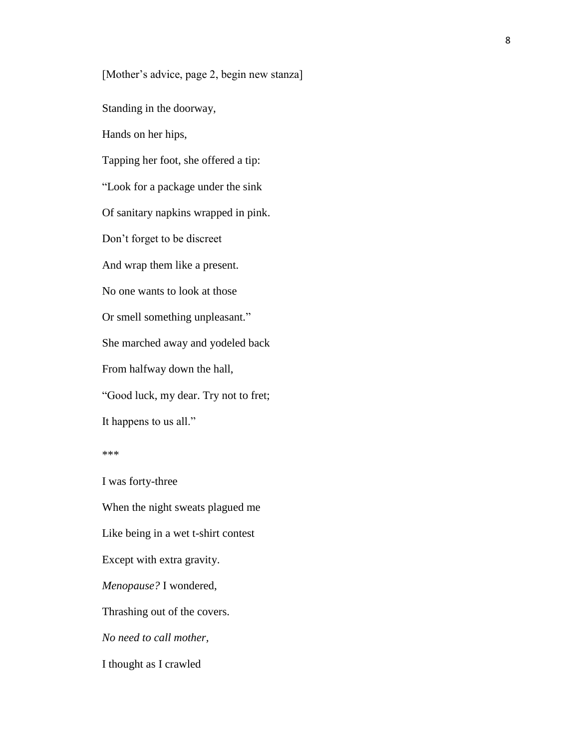[Mother's advice, page 2, begin new stanza]

Standing in the doorway,

Hands on her hips,

Tapping her foot, she offered a tip:

"Look for a package under the sink

Of sanitary napkins wrapped in pink.

Don't forget to be discreet

And wrap them like a present.

No one wants to look at those

Or smell something unpleasant."

She marched away and yodeled back

From halfway down the hall,

"Good luck, my dear. Try not to fret;

It happens to us all."

***

I was forty-three

When the night sweats plagued me

Like being in a wet t-shirt contest

Except with extra gravity.

*Menopause?* I wondered,

Thrashing out of the covers.

*No need to call mother,*

I thought as I crawled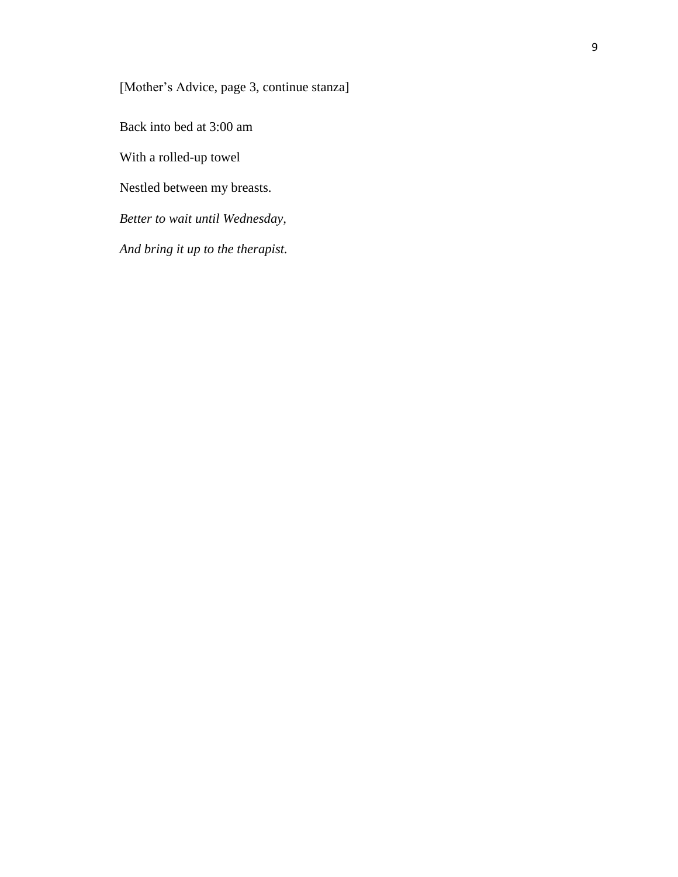[Mother's Advice, page 3, continue stanza]

Back into bed at 3:00 am

With a rolled-up towel

Nestled between my breasts.

*Better to wait until Wednesday,*

*And bring it up to the therapist.*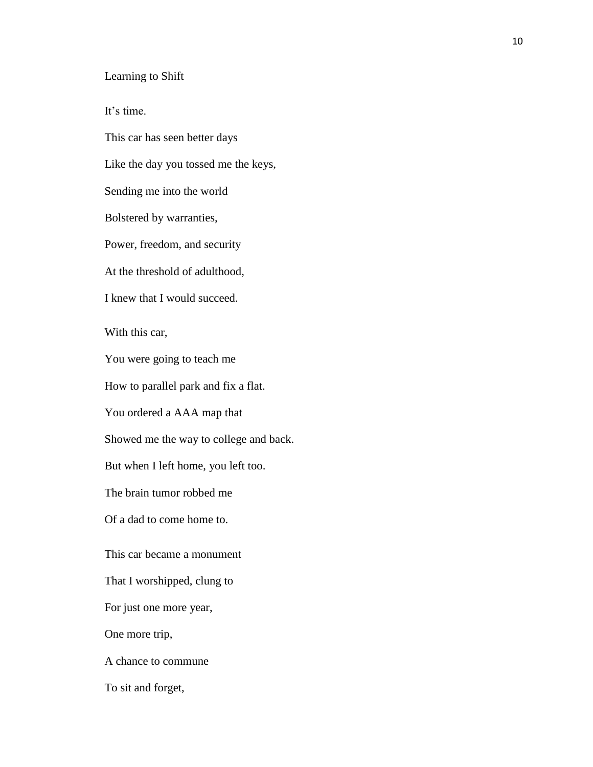Learning to Shift

It's time.

This car has seen better days

Like the day you tossed me the keys,

Sending me into the world

Bolstered by warranties,

Power, freedom, and security

At the threshold of adulthood,

I knew that I would succeed.

With this car,

You were going to teach me

How to parallel park and fix a flat.

You ordered a AAA map that

Showed me the way to college and back.

But when I left home, you left too.

The brain tumor robbed me

Of a dad to come home to.

This car became a monument

That I worshipped, clung to

For just one more year,

One more trip,

A chance to commune

To sit and forget,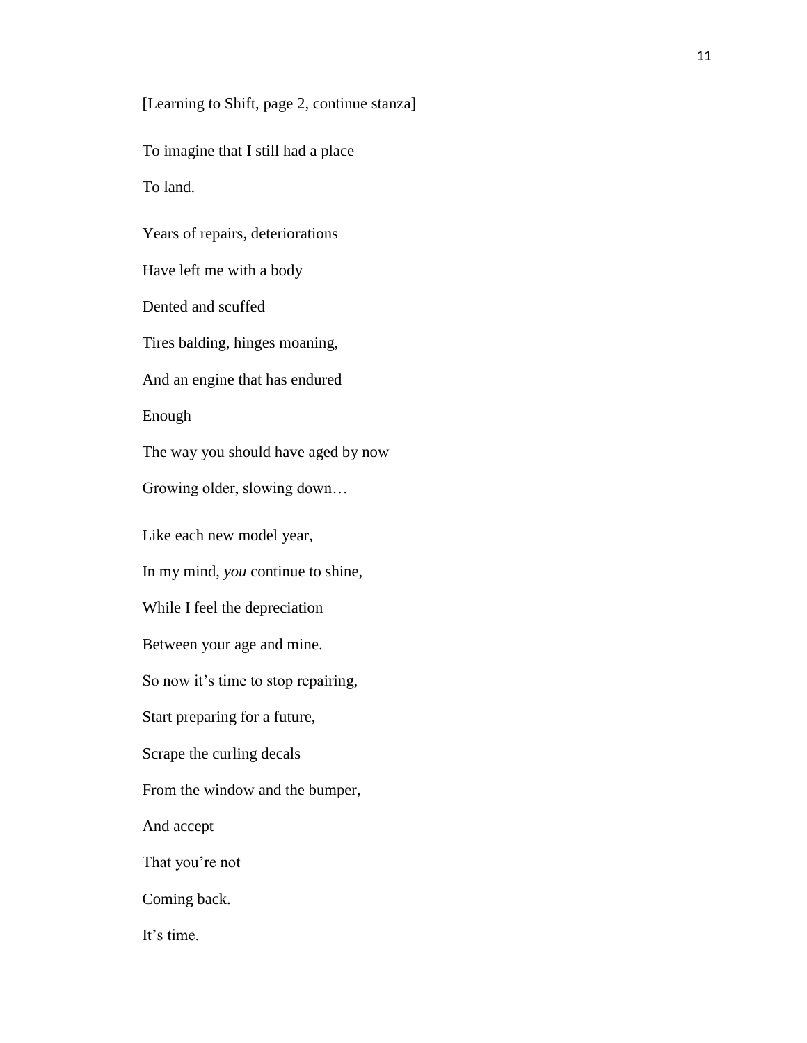[Learning to Shift, page 2, continue stanza]

To imagine that I still had a place  
To land.

Years of repairs, deteriorations  
Have left me with a body  
Dented and scuffed  
Tires balding, hinges moaning,  
And an engine that has endured  
Enough—  
The way you should have aged by now—  
Growing older, slowing down…

Like each new model year,  
In my mind, *you* continue to shine,  
While I feel the depreciation  
Between your age and mine.  
So now it's time to stop repairing,  
Start preparing for a future,  
Scrape the curling decals  
From the window and the bumper,  
And accept  
That you're not  
Coming back.  
It's time.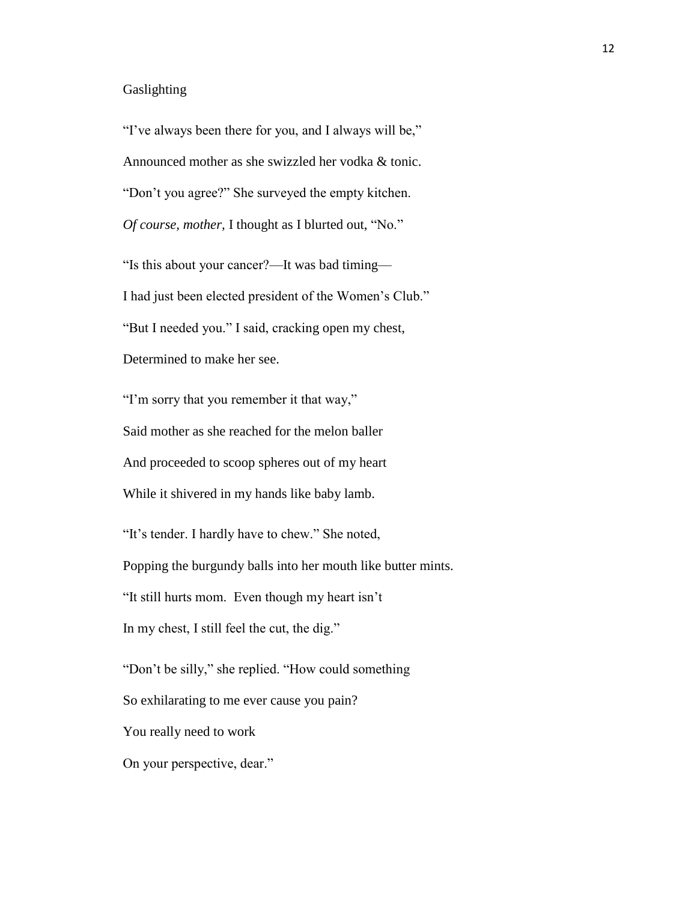## Gaslighting

"I've always been there for you, and I always will be,"  
Announced mother as she swizzled her vodka & tonic.  
"Don't you agree?" She surveyed the empty kitchen.  
*Of course, mother,* I thought as I blurted out, "No."

"Is this about your cancer?—It was bad timing—  
I had just been elected president of the Women's Club."  
"But I needed you." I said, cracking open my chest,  
Determined to make her see.

"I'm sorry that you remember it that way,"  
Said mother as she reached for the melon baller  
And proceeded to scoop spheres out of my heart  
While it shivered in my hands like baby lamb.

"It's tender. I hardly have to chew." She noted,  
Popping the burgundy balls into her mouth like butter mints.  
"It still hurts mom.  Even though my heart isn't  
In my chest, I still feel the cut, the dig."

"Don't be silly," she replied. "How could something  
So exhilarating to me ever cause you pain?  
You really need to work  
On your perspective, dear."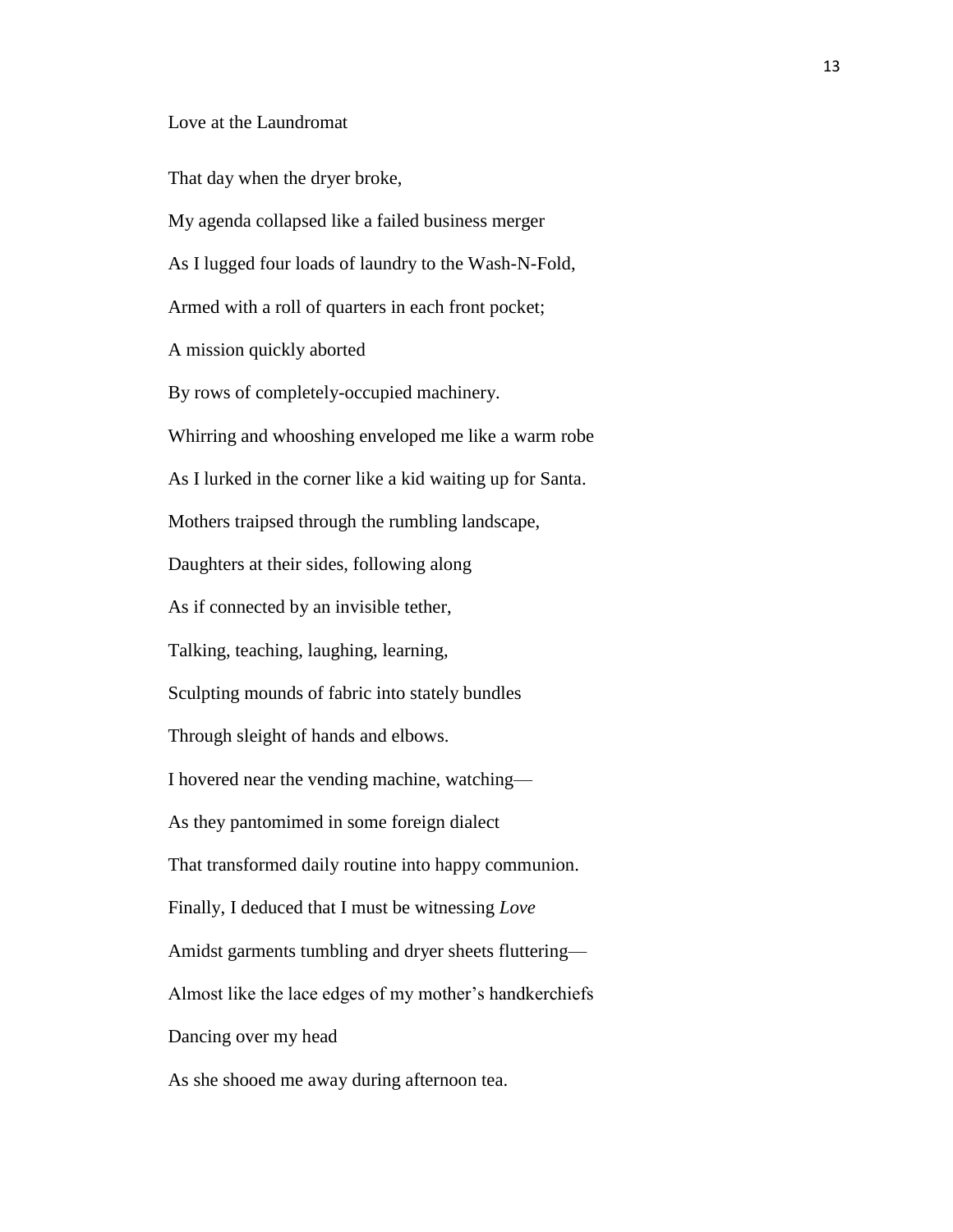## Love at the Laundromat

That day when the dryer broke,

My agenda collapsed like a failed business merger

As I lugged four loads of laundry to the Wash-N-Fold,

Armed with a roll of quarters in each front pocket;

A mission quickly aborted

By rows of completely-occupied machinery.

Whirring and whooshing enveloped me like a warm robe

As I lurked in the corner like a kid waiting up for Santa.

Mothers traipsed through the rumbling landscape,

Daughters at their sides, following along

As if connected by an invisible tether,

Talking, teaching, laughing, learning,

Sculpting mounds of fabric into stately bundles

Through sleight of hands and elbows.

I hovered near the vending machine, watching—

As they pantomimed in some foreign dialect

That transformed daily routine into happy communion.

Finally, I deduced that I must be witnessing *Love*

Amidst garments tumbling and dryer sheets fluttering—

Almost like the lace edges of my mother's handkerchiefs

Dancing over my head

As she shooed me away during afternoon tea.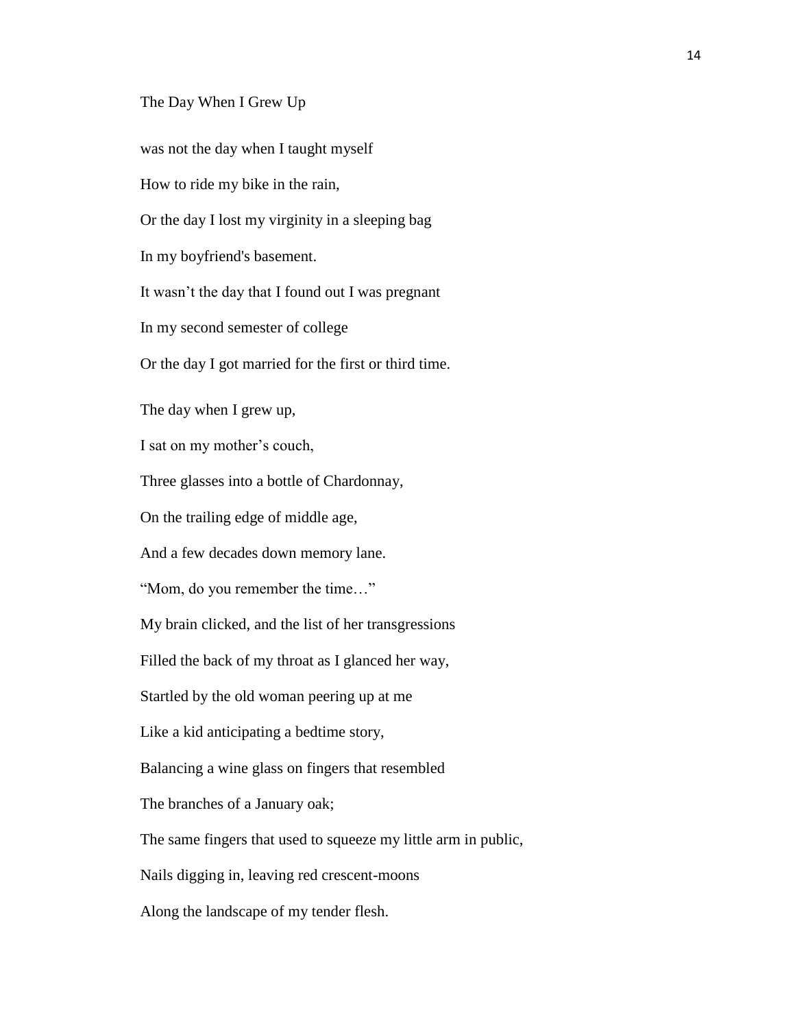### The Day When I Grew Up

was not the day when I taught myself

How to ride my bike in the rain,

Or the day I lost my virginity in a sleeping bag

In my boyfriend's basement.

It wasn’t the day that I found out I was pregnant

In my second semester of college

Or the day I got married for the first or third time.

The day when I grew up,

I sat on my mother’s couch,

Three glasses into a bottle of Chardonnay,

On the trailing edge of middle age,

And a few decades down memory lane.

“Mom, do you remember the time…”

My brain clicked, and the list of her transgressions

Filled the back of my throat as I glanced her way,

Startled by the old woman peering up at me

Like a kid anticipating a bedtime story,

Balancing a wine glass on fingers that resembled

The branches of a January oak;

The same fingers that used to squeeze my little arm in public,

Nails digging in, leaving red crescent-moons

Along the landscape of my tender flesh.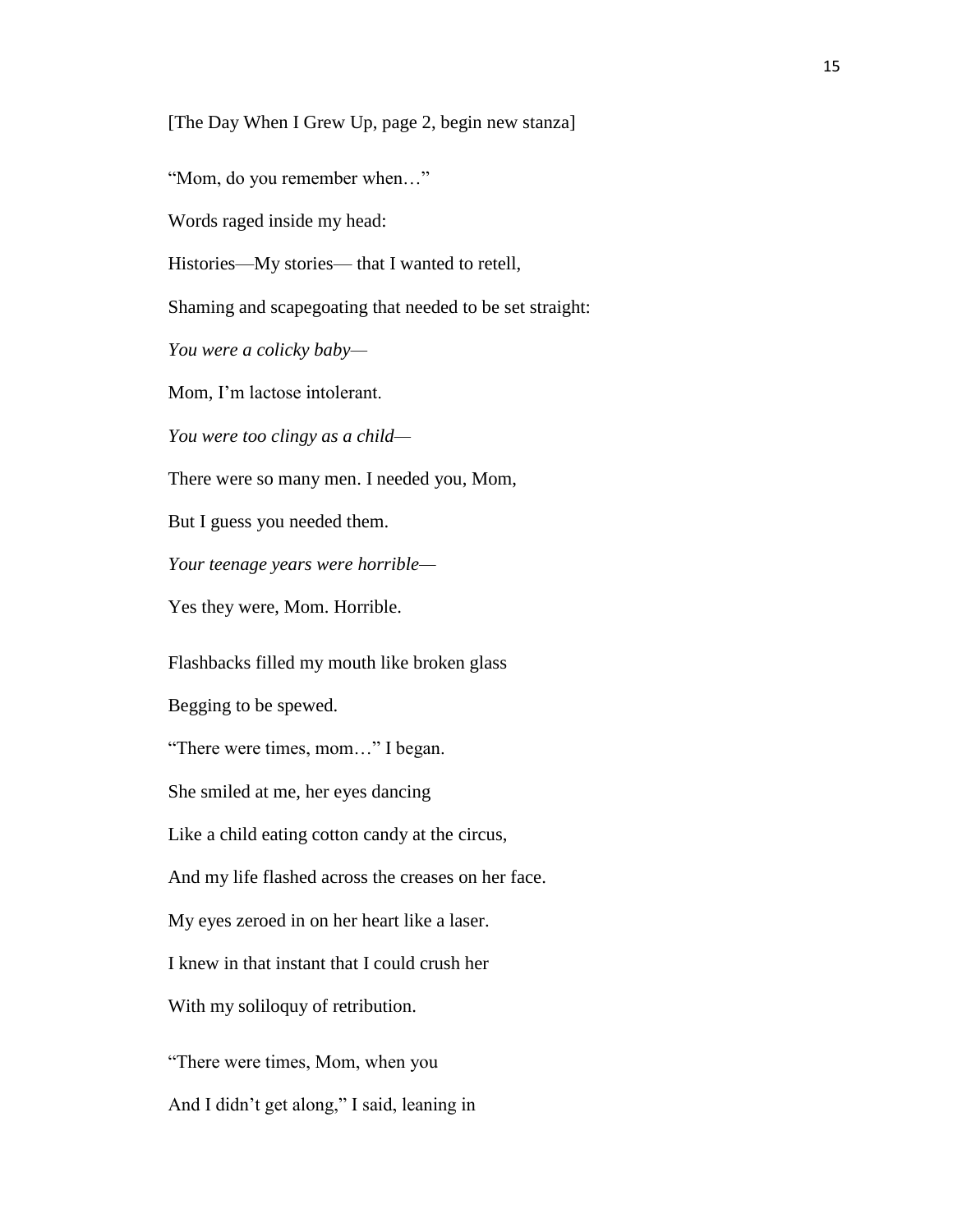[The Day When I Grew Up, page 2, begin new stanza]

"Mom, do you remember when…"

Words raged inside my head:

Histories—My stories— that I wanted to retell,

Shaming and scapegoating that needed to be set straight:

*You were a colicky baby—*

Mom, I'm lactose intolerant.

*You were too clingy as a child—*

There were so many men. I needed you, Mom,

But I guess you needed them.

*Your teenage years were horrible—*

Yes they were, Mom. Horrible.

Flashbacks filled my mouth like broken glass

Begging to be spewed.

"There were times, mom…" I began.

She smiled at me, her eyes dancing

Like a child eating cotton candy at the circus,

And my life flashed across the creases on her face.

My eyes zeroed in on her heart like a laser.

I knew in that instant that I could crush her

With my soliloquy of retribution.

"There were times, Mom, when you

And I didn't get along," I said, leaning in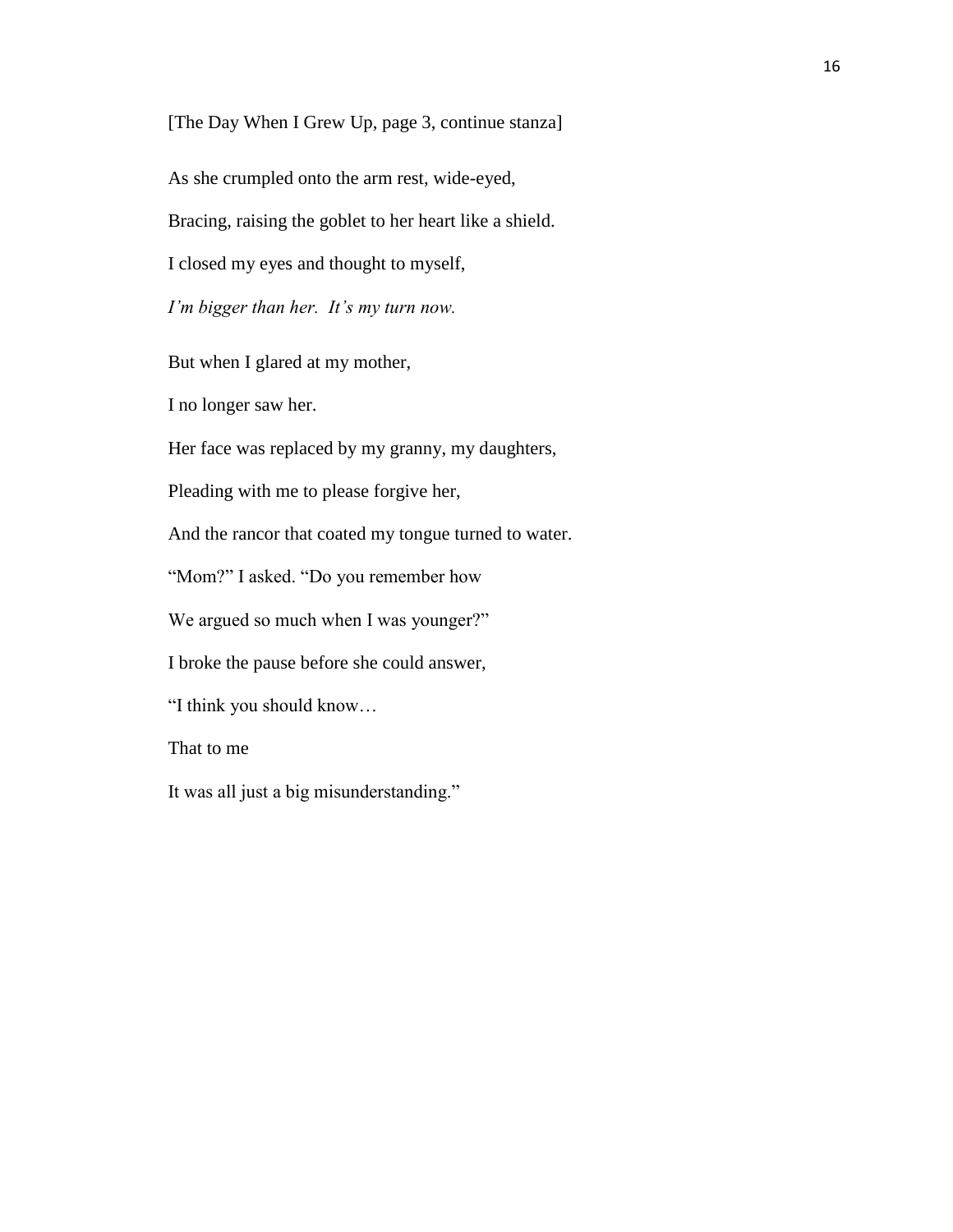[The Day When I Grew Up, page 3, continue stanza]

As she crumpled onto the arm rest, wide-eyed,

Bracing, raising the goblet to her heart like a shield.

I closed my eyes and thought to myself,

*I'm bigger than her. It's my turn now.*

But when I glared at my mother,

I no longer saw her.

Her face was replaced by my granny, my daughters,

Pleading with me to please forgive her,

And the rancor that coated my tongue turned to water.

"Mom?" I asked. "Do you remember how

We argued so much when I was younger?"

I broke the pause before she could answer,

"I think you should know…

That to me

It was all just a big misunderstanding."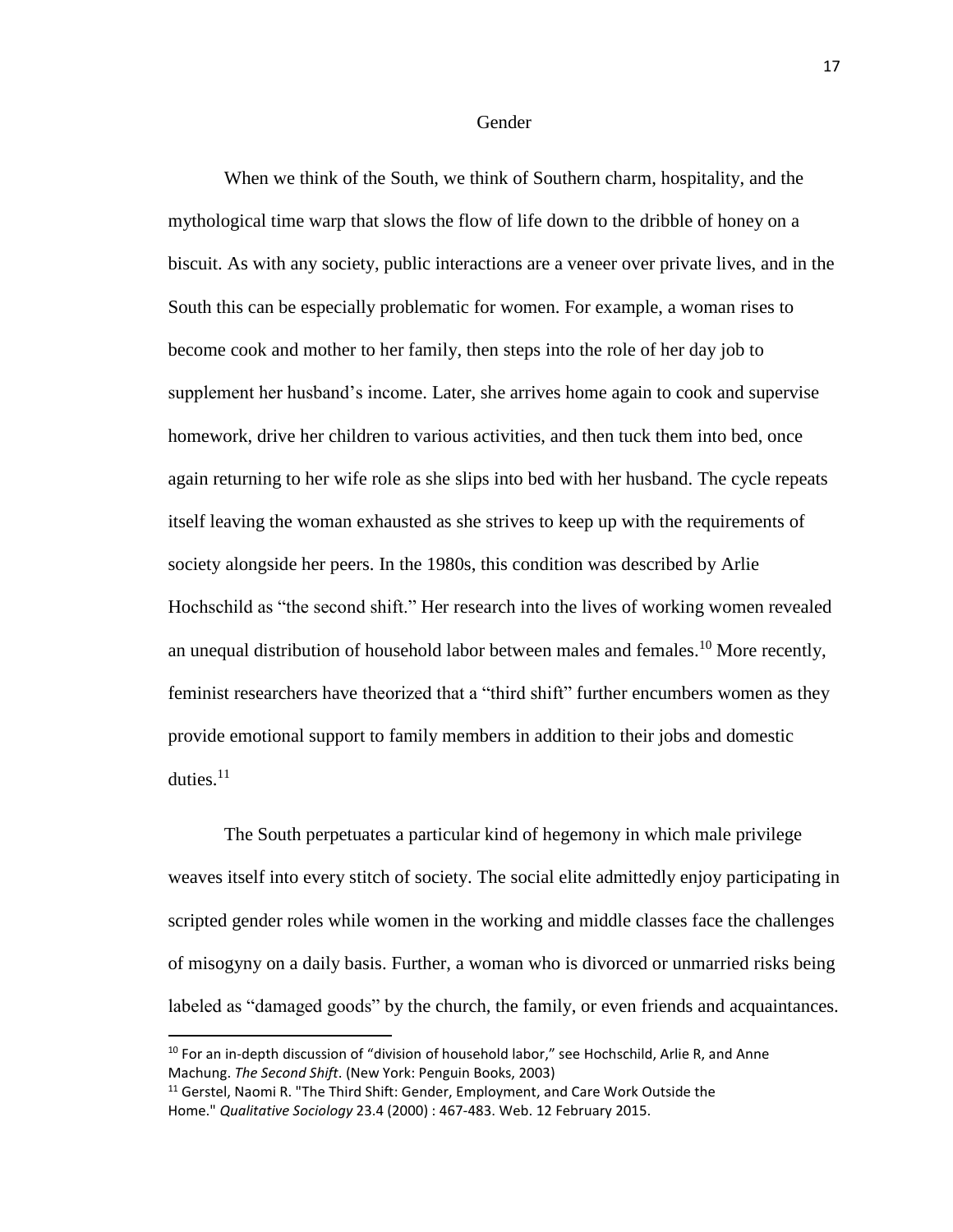## Gender

When we think of the South, we think of Southern charm, hospitality, and the mythological time warp that slows the flow of life down to the dribble of honey on a biscuit. As with any society, public interactions are a veneer over private lives, and in the South this can be especially problematic for women. For example, a woman rises to become cook and mother to her family, then steps into the role of her day job to supplement her husband's income. Later, she arrives home again to cook and supervise homework, drive her children to various activities, and then tuck them into bed, once again returning to her wife role as she slips into bed with her husband. The cycle repeats itself leaving the woman exhausted as she strives to keep up with the requirements of society alongside her peers. In the 1980s, this condition was described by Arlie Hochschild as "the second shift." Her research into the lives of working women revealed an unequal distribution of household labor between males and females.[10] More recently, feminist researchers have theorized that a "third shift" further encumbers women as they provide emotional support to family members in addition to their jobs and domestic duties.[11]

The South perpetuates a particular kind of hegemony in which male privilege weaves itself into every stitch of society. The social elite admittedly enjoy participating in scripted gender roles while women in the working and middle classes face the challenges of misogyny on a daily basis. Further, a woman who is divorced or unmarried risks being labeled as "damaged goods" by the church, the family, or even friends and acquaintances.

---

[10] For an in-depth discussion of "division of household labor," see Hochschild, Arlie R, and Anne Machung. *The Second Shift*. (New York: Penguin Books, 2003)

[11] Gerstel, Naomi R. "The Third Shift: Gender, Employment, and Care Work Outside the Home." *Qualitative Sociology* 23.4 (2000) : 467-483. Web. 12 February 2015.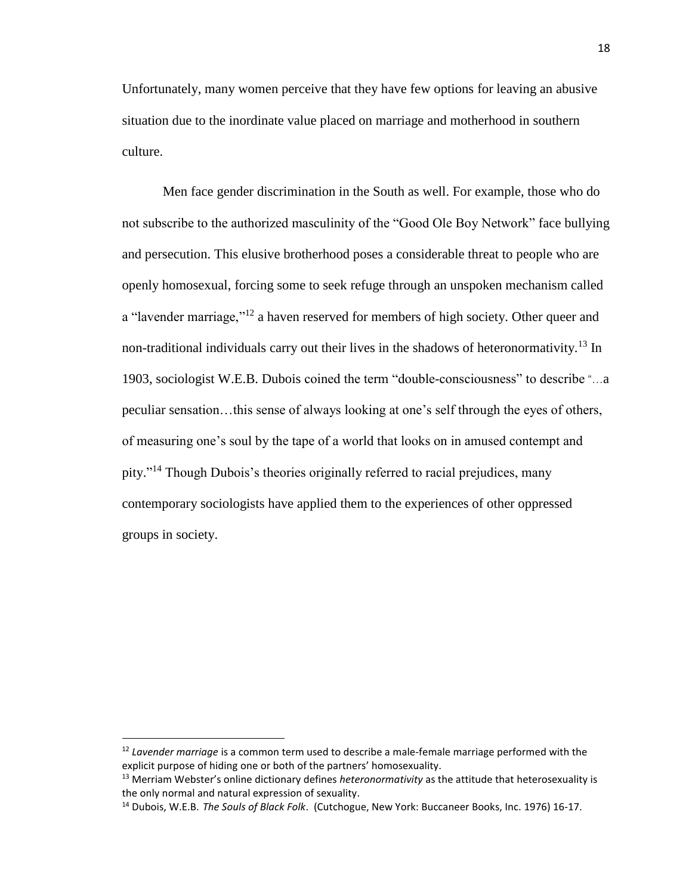Unfortunately, many women perceive that they have few options for leaving an abusive situation due to the inordinate value placed on marriage and motherhood in southern culture.

Men face gender discrimination in the South as well. For example, those who do not subscribe to the authorized masculinity of the "Good Ole Boy Network" face bullying and persecution. This elusive brotherhood poses a considerable threat to people who are openly homosexual, forcing some to seek refuge through an unspoken mechanism called a "lavender marriage,"[12] a haven reserved for members of high society. Other queer and non-traditional individuals carry out their lives in the shadows of heteronormativity.[13] In 1903, sociologist W.E.B. Dubois coined the term "double-consciousness" to describe "…a peculiar sensation…this sense of always looking at one's self through the eyes of others, of measuring one's soul by the tape of a world that looks on in amused contempt and pity."[14] Though Dubois's theories originally referred to racial prejudices, many contemporary sociologists have applied them to the experiences of other oppressed groups in society.

---

[12] *Lavender marriage* is a common term used to describe a male-female marriage performed with the explicit purpose of hiding one or both of the partners' homosexuality.

[13] Merriam Webster's online dictionary defines *heteronormativity* as the attitude that heterosexuality is the only normal and natural expression of sexuality.

[14] Dubois, W.E.B. *The Souls of Black Folk*. (Cutchogue, New York: Buccaneer Books, Inc. 1976) 16-17.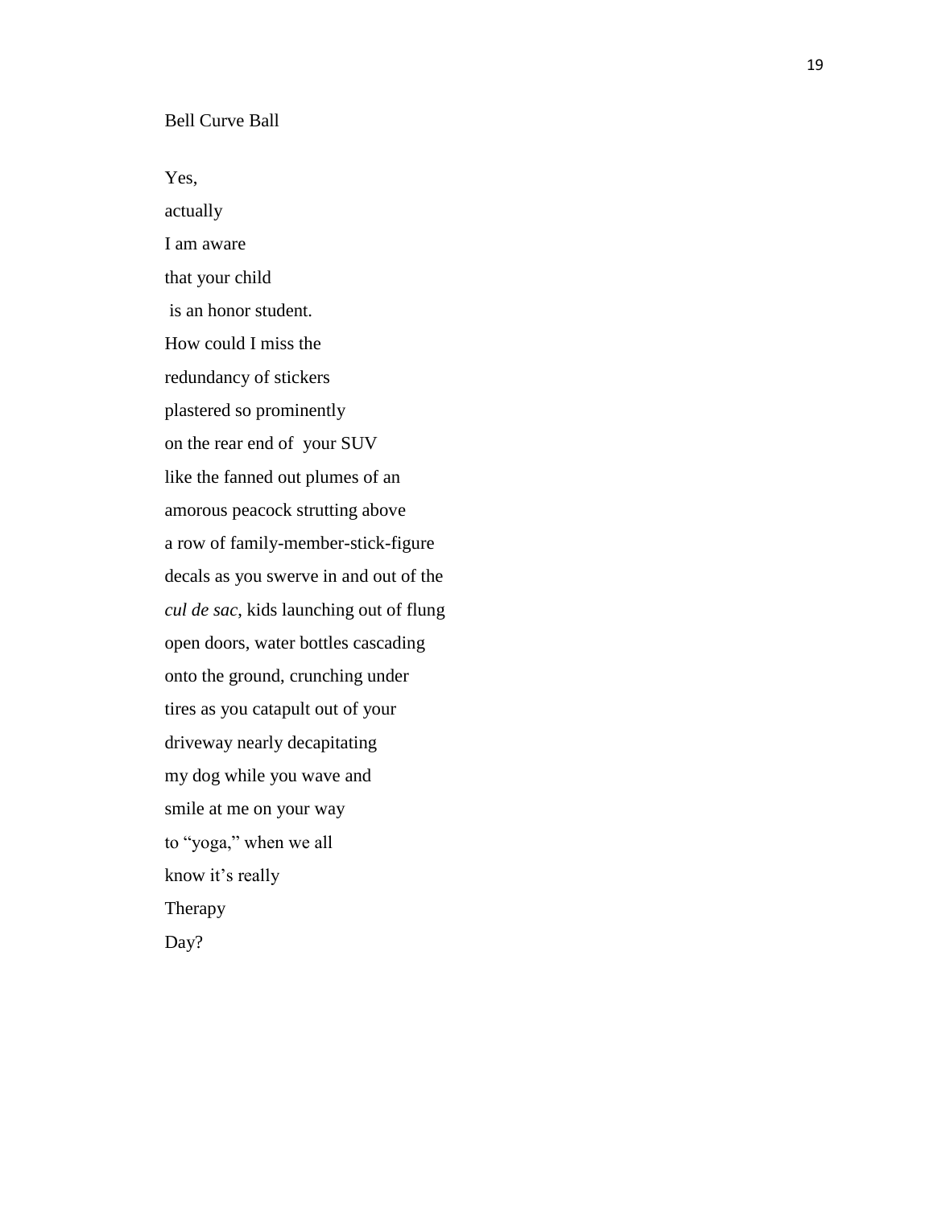## Bell Curve Ball

Yes,  
actually  
I am aware  
that your child  
is an honor student.  
How could I miss the  
redundancy of stickers  
plastered so prominently  
on the rear end of your SUV  
like the fanned out plumes of an  
amorous peacock strutting above  
a row of family-member-stick-figure  
decals as you swerve in and out of the  
*cul de sac*, kids launching out of flung  
open doors, water bottles cascading  
onto the ground, crunching under  
tires as you catapult out of your  
driveway nearly decapitating  
my dog while you wave and  
smile at me on your way  
to "yoga," when we all  
know it's really  
Therapy  
Day?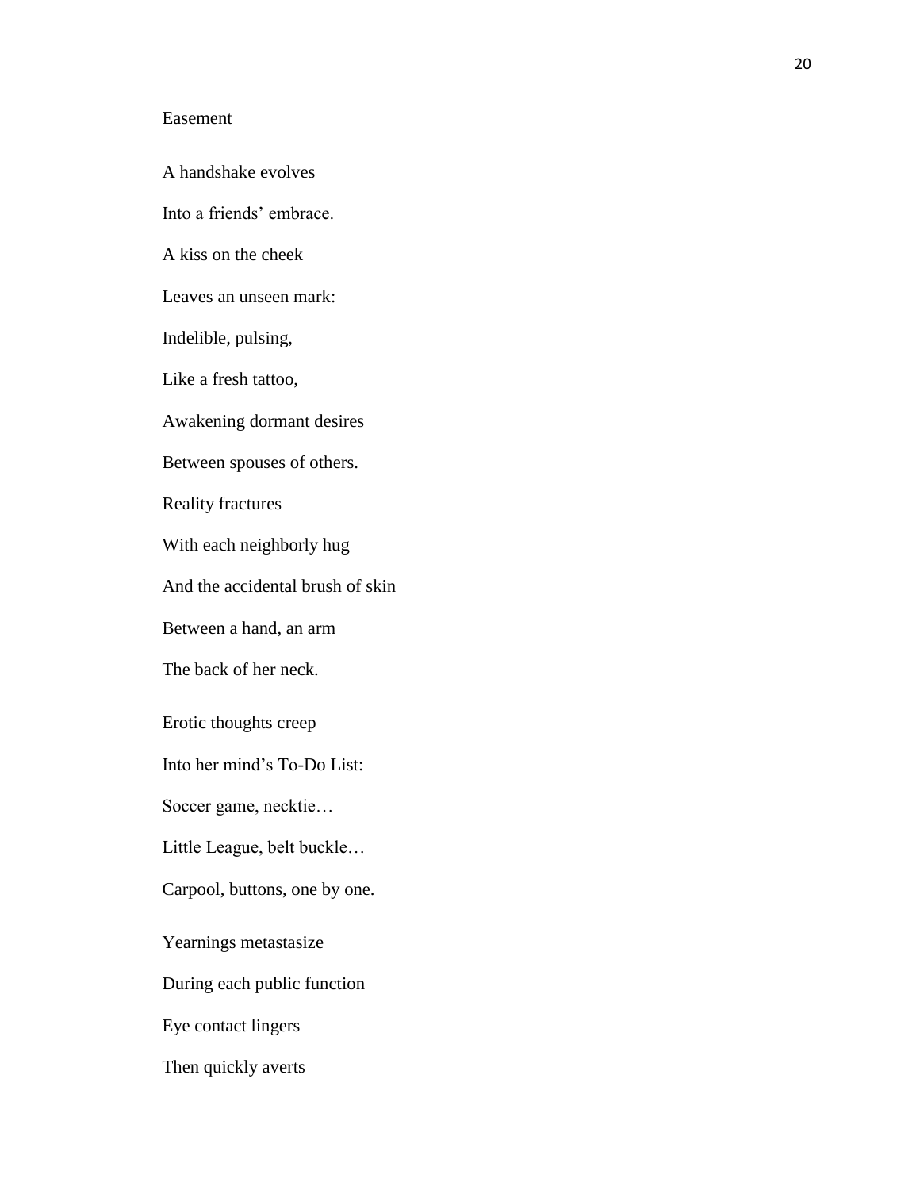Easement

A handshake evolves  
Into a friends' embrace.  
A kiss on the cheek  
Leaves an unseen mark:  
Indelible, pulsing,  
Like a fresh tattoo,  
Awakening dormant desires  
Between spouses of others.  
Reality fractures  
With each neighborly hug  
And the accidental brush of skin  
Between a hand, an arm  
The back of her neck.

Erotic thoughts creep  
Into her mind's To-Do List:  
Soccer game, necktie…  
Little League, belt buckle…  
Carpool, buttons, one by one.

Yearnings metastasize  
During each public function  
Eye contact lingers  
Then quickly averts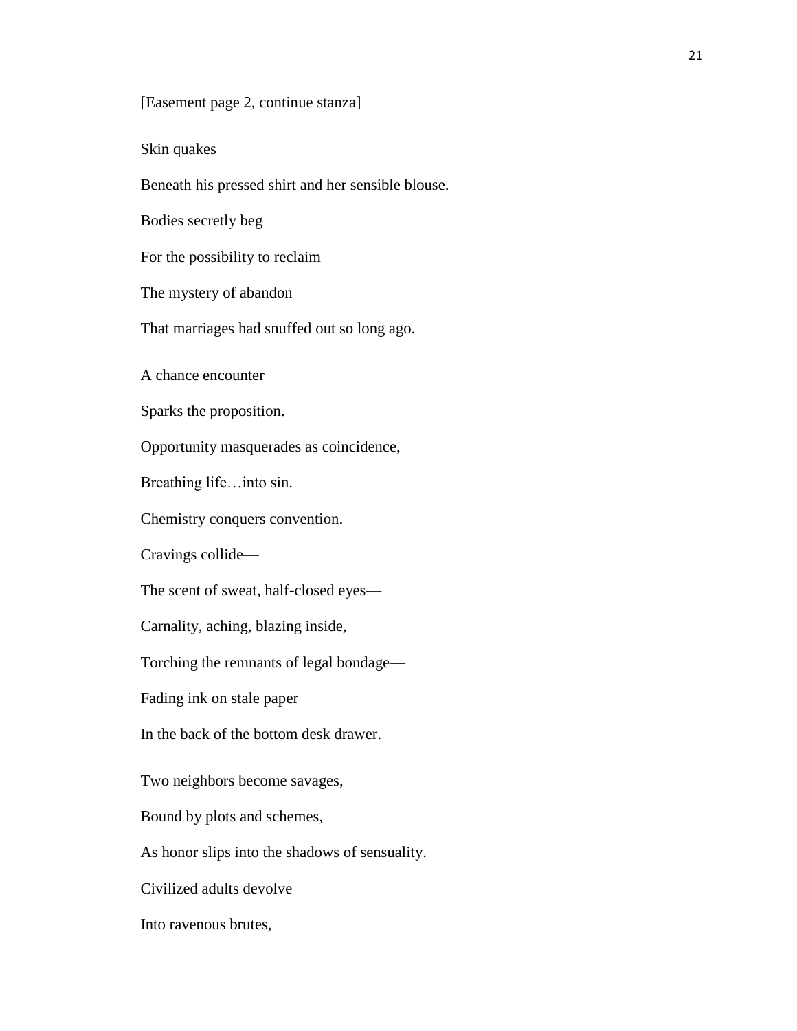[Easement page 2, continue stanza]

Skin quakes

Beneath his pressed shirt and her sensible blouse.

Bodies secretly beg

For the possibility to reclaim

The mystery of abandon

That marriages had snuffed out so long ago.

A chance encounter

Sparks the proposition.

Opportunity masquerades as coincidence,

Breathing life…into sin.

Chemistry conquers convention.

Cravings collide—

The scent of sweat, half-closed eyes—

Carnality, aching, blazing inside,

Torching the remnants of legal bondage—

Fading ink on stale paper

In the back of the bottom desk drawer.

Two neighbors become savages,

Bound by plots and schemes,

As honor slips into the shadows of sensuality.

Civilized adults devolve

Into ravenous brutes,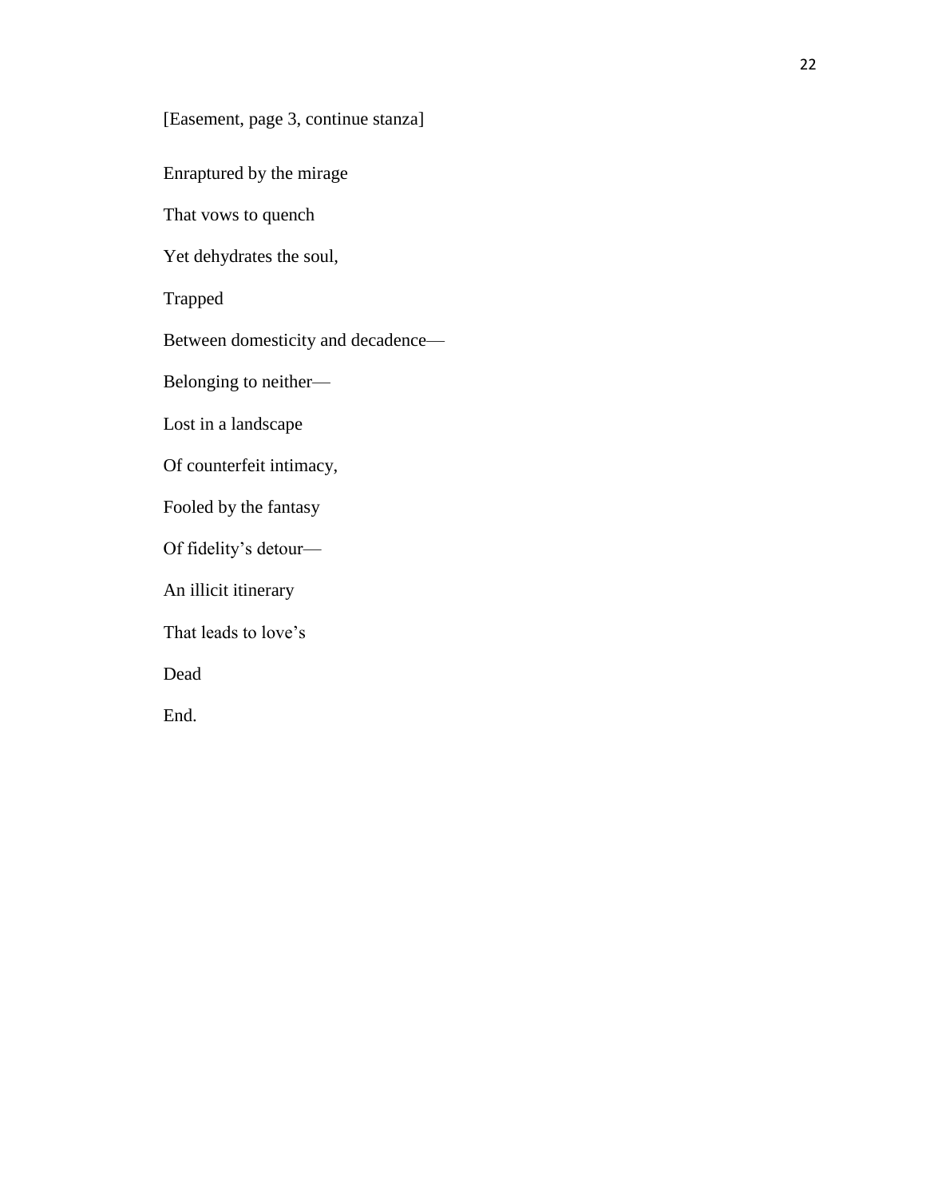[Easement, page 3, continue stanza]

Enraptured by the mirage

That vows to quench

Yet dehydrates the soul,

Trapped

Between domesticity and decadence—

Belonging to neither—

Lost in a landscape

Of counterfeit intimacy,

Fooled by the fantasy

Of fidelity's detour—

An illicit itinerary

That leads to love's

Dead

End.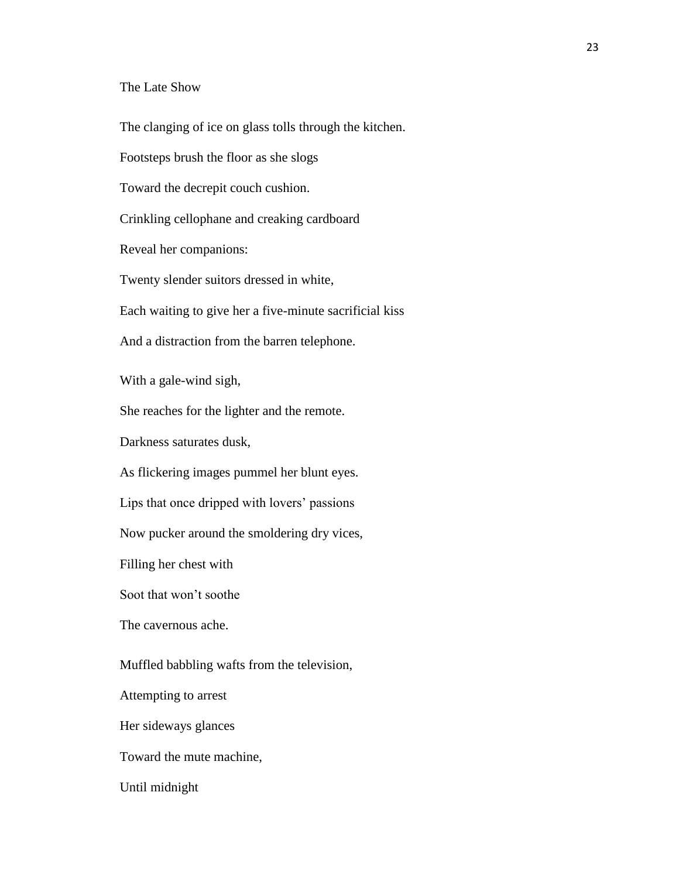## The Late Show

The clanging of ice on glass tolls through the kitchen.

Footsteps brush the floor as she slogs

Toward the decrepit couch cushion.

Crinkling cellophane and creaking cardboard

Reveal her companions:

Twenty slender suitors dressed in white,

Each waiting to give her a five-minute sacrificial kiss

And a distraction from the barren telephone.

With a gale-wind sigh,

She reaches for the lighter and the remote.

Darkness saturates dusk,

As flickering images pummel her blunt eyes.

Lips that once dripped with lovers' passions

Now pucker around the smoldering dry vices,

Filling her chest with

Soot that won't soothe

The cavernous ache.

Muffled babbling wafts from the television,

Attempting to arrest

Her sideways glances

Toward the mute machine,

Until midnight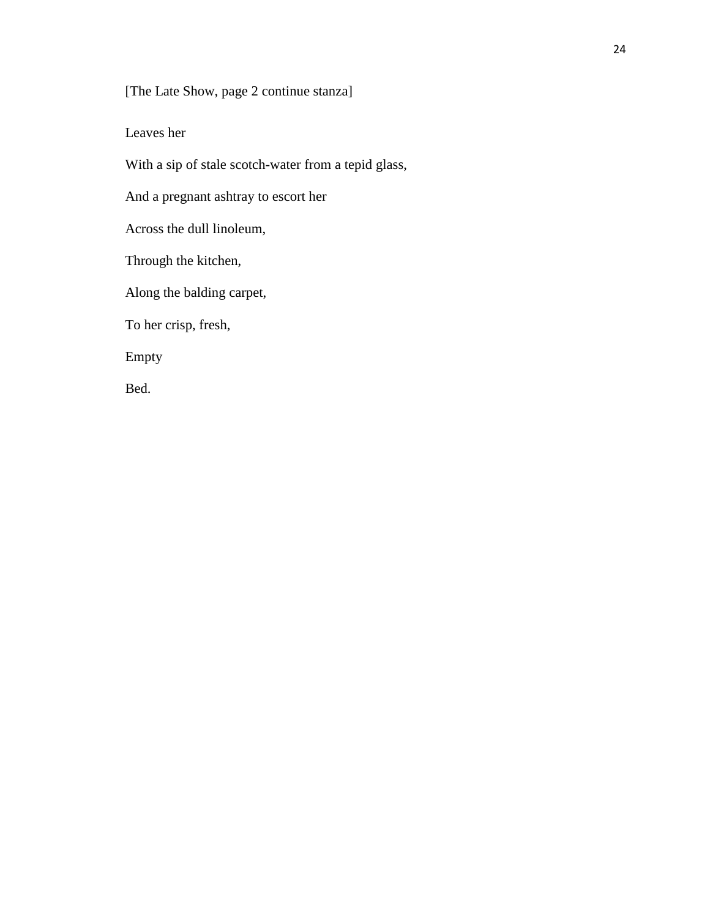[The Late Show, page 2 continue stanza]

Leaves her

With a sip of stale scotch-water from a tepid glass,

And a pregnant ashtray to escort her

Across the dull linoleum,

Through the kitchen,

Along the balding carpet,

To her crisp, fresh,

Empty

Bed.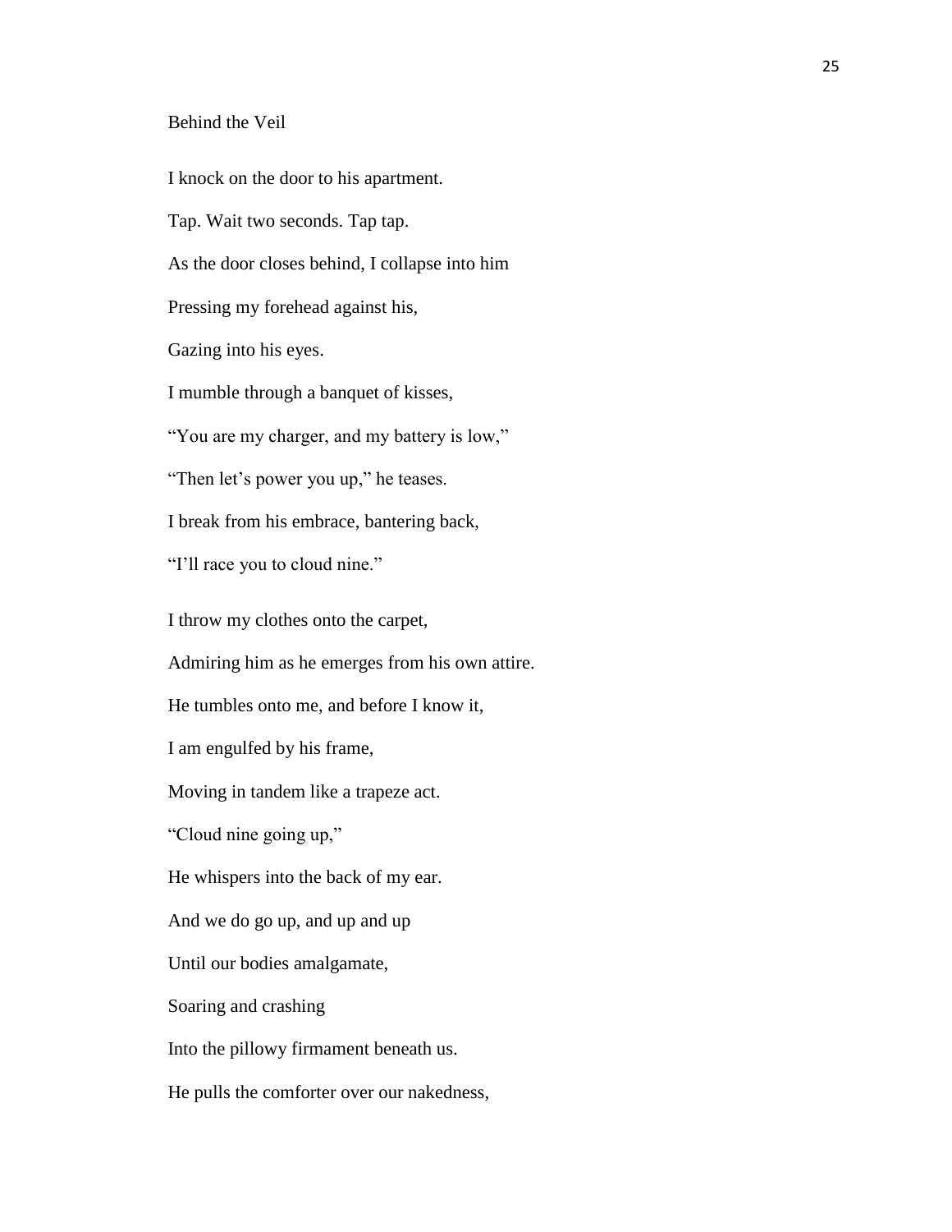Behind the Veil

I knock on the door to his apartment.

Tap. Wait two seconds. Tap tap.

As the door closes behind, I collapse into him

Pressing my forehead against his,

Gazing into his eyes.

I mumble through a banquet of kisses,

"You are my charger, and my battery is low,"

"Then let's power you up," he teases.

I break from his embrace, bantering back,

"I'll race you to cloud nine."

I throw my clothes onto the carpet,

Admiring him as he emerges from his own attire.

He tumbles onto me, and before I know it,

I am engulfed by his frame,

Moving in tandem like a trapeze act.

"Cloud nine going up,"

He whispers into the back of my ear.

And we do go up, and up and up

Until our bodies amalgamate,

Soaring and crashing

Into the pillowy firmament beneath us.

He pulls the comforter over our nakedness,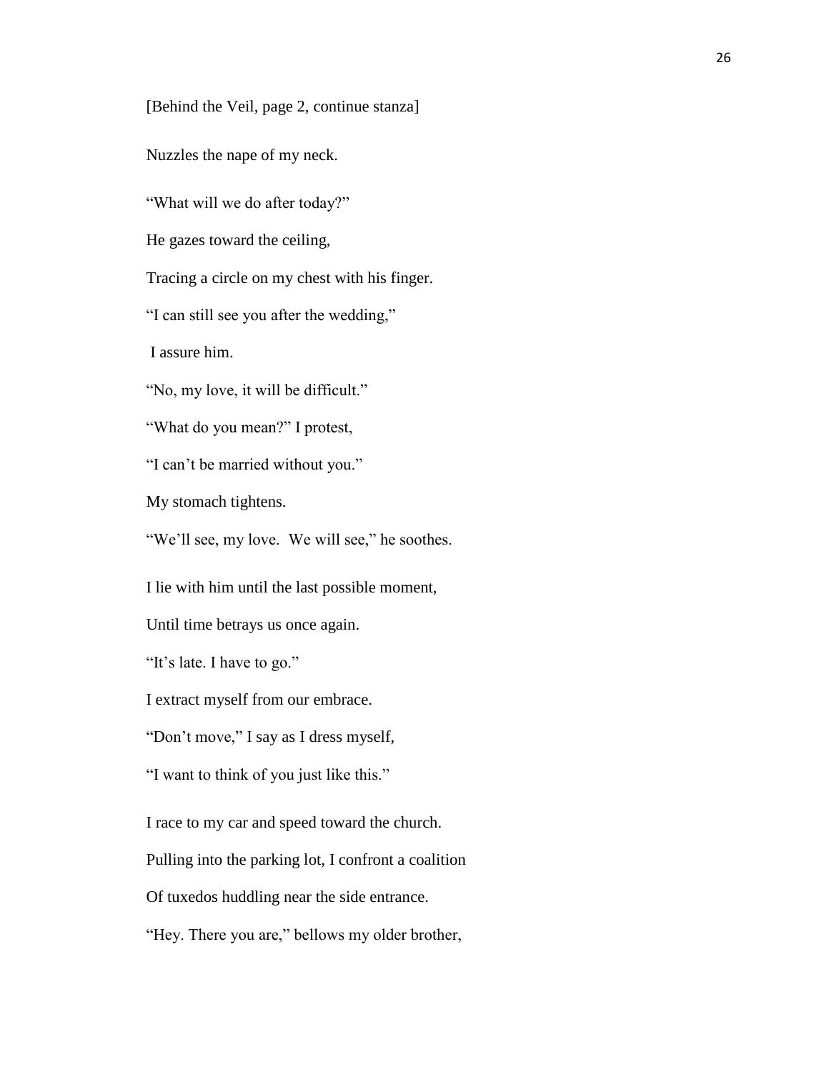[Behind the Veil, page 2, continue stanza]

Nuzzles the nape of my neck.

"What will we do after today?"

He gazes toward the ceiling,

Tracing a circle on my chest with his finger.

"I can still see you after the wedding,"

I assure him.

"No, my love, it will be difficult."

"What do you mean?" I protest,

"I can't be married without you."

My stomach tightens.

"We'll see, my love. We will see," he soothes.

I lie with him until the last possible moment,

Until time betrays us once again.

"It's late. I have to go."

I extract myself from our embrace.

"Don't move," I say as I dress myself,

"I want to think of you just like this."

I race to my car and speed toward the church.

Pulling into the parking lot, I confront a coalition

Of tuxedos huddling near the side entrance.

"Hey. There you are," bellows my older brother,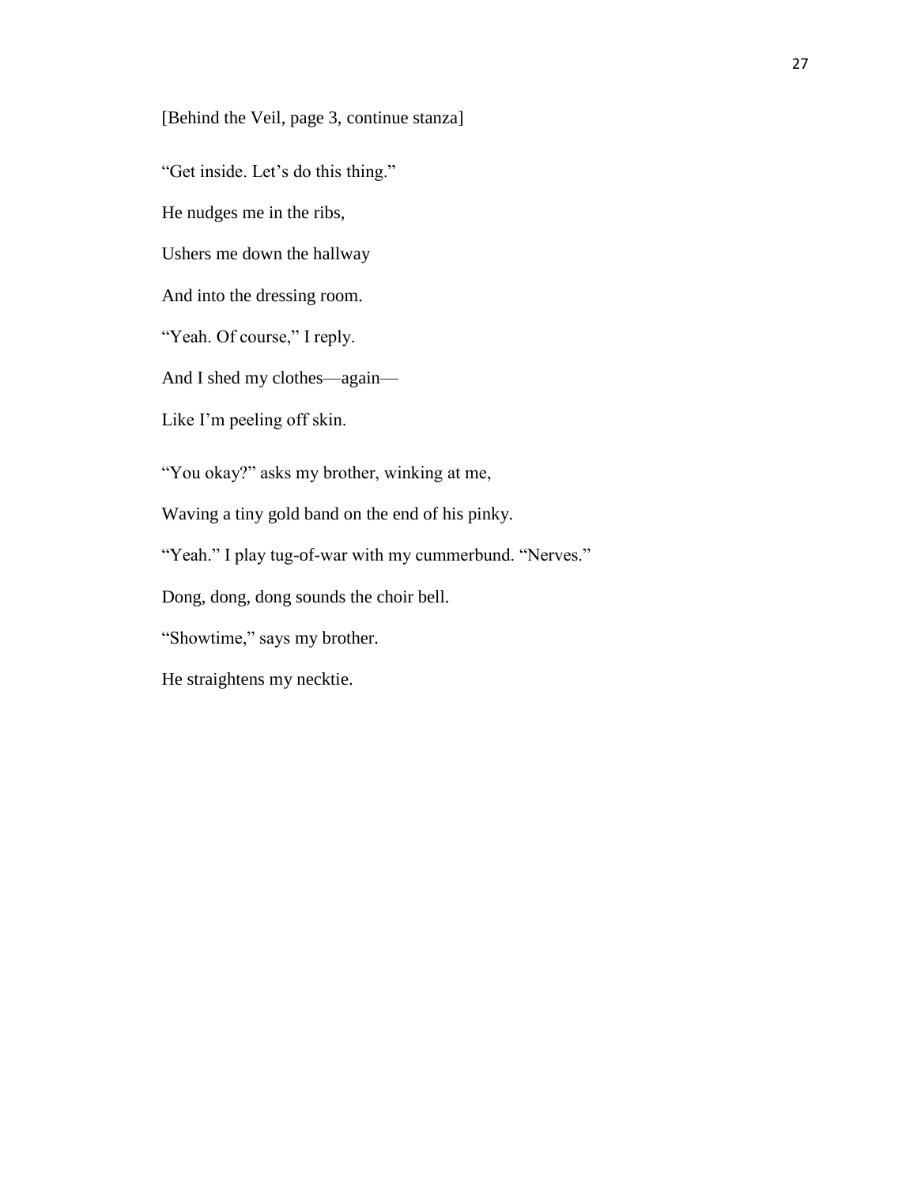[Behind the Veil, page 3, continue stanza]

"Get inside. Let's do this thing."

He nudges me in the ribs,

Ushers me down the hallway

And into the dressing room.

"Yeah. Of course," I reply.

And I shed my clothes—again—

Like I'm peeling off skin.

"You okay?" asks my brother, winking at me,

Waving a tiny gold band on the end of his pinky.

"Yeah." I play tug-of-war with my cummerbund. "Nerves."

Dong, dong, dong sounds the choir bell.

"Showtime," says my brother.

He straightens my necktie.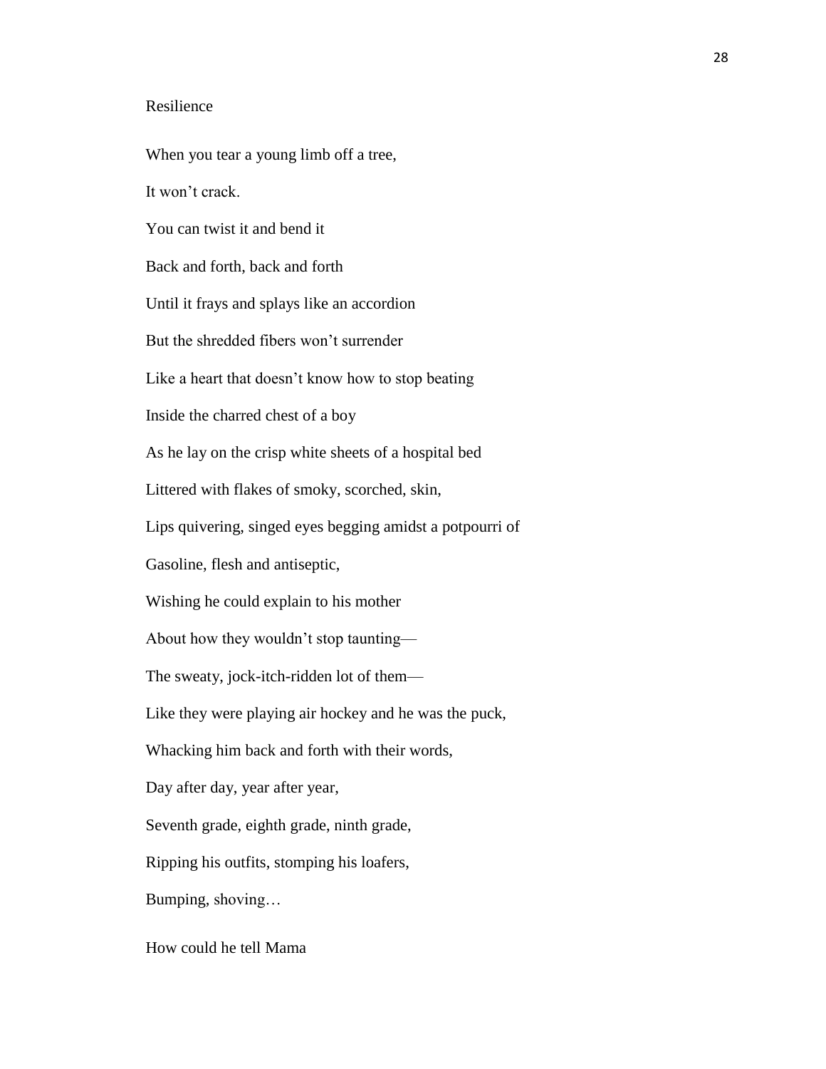Resilience

When you tear a young limb off a tree,

It won't crack.

You can twist it and bend it

Back and forth, back and forth

Until it frays and splays like an accordion

But the shredded fibers won't surrender

Like a heart that doesn't know how to stop beating

Inside the charred chest of a boy

As he lay on the crisp white sheets of a hospital bed

Littered with flakes of smoky, scorched, skin,

Lips quivering, singed eyes begging amidst a potpourri of

Gasoline, flesh and antiseptic,

Wishing he could explain to his mother

About how they wouldn't stop taunting—

The sweaty, jock-itch-ridden lot of them—

Like they were playing air hockey and he was the puck,

Whacking him back and forth with their words,

Day after day, year after year,

Seventh grade, eighth grade, ninth grade,

Ripping his outfits, stomping his loafers,

Bumping, shoving…

How could he tell Mama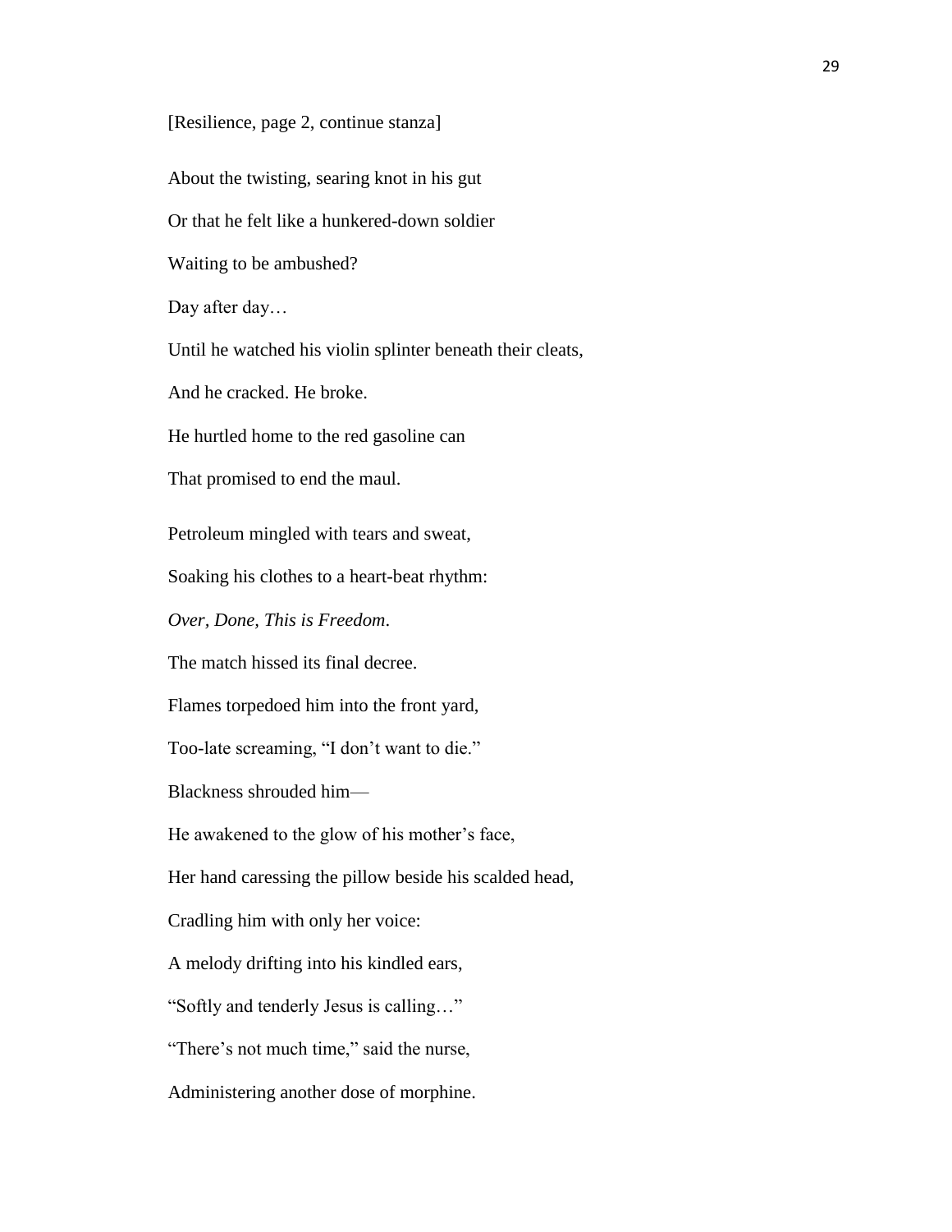[Resilience, page 2, continue stanza]

About the twisting, searing knot in his gut  
Or that he felt like a hunkered-down soldier  
Waiting to be ambushed?  
Day after day…  
Until he watched his violin splinter beneath their cleats,  
And he cracked. He broke.  
He hurtled home to the red gasoline can  
That promised to end the maul.

Petroleum mingled with tears and sweat,  
Soaking his clothes to a heart-beat rhythm:  
*Over, Done, This is Freedom*.  
The match hissed its final decree.  
Flames torpedoed him into the front yard,  
Too-late screaming, "I don't want to die."  
Blackness shrouded him—  
He awakened to the glow of his mother's face,  
Her hand caressing the pillow beside his scalded head,  
Cradling him with only her voice:  
A melody drifting into his kindled ears,  
"Softly and tenderly Jesus is calling…"  
"There's not much time," said the nurse,  
Administering another dose of morphine.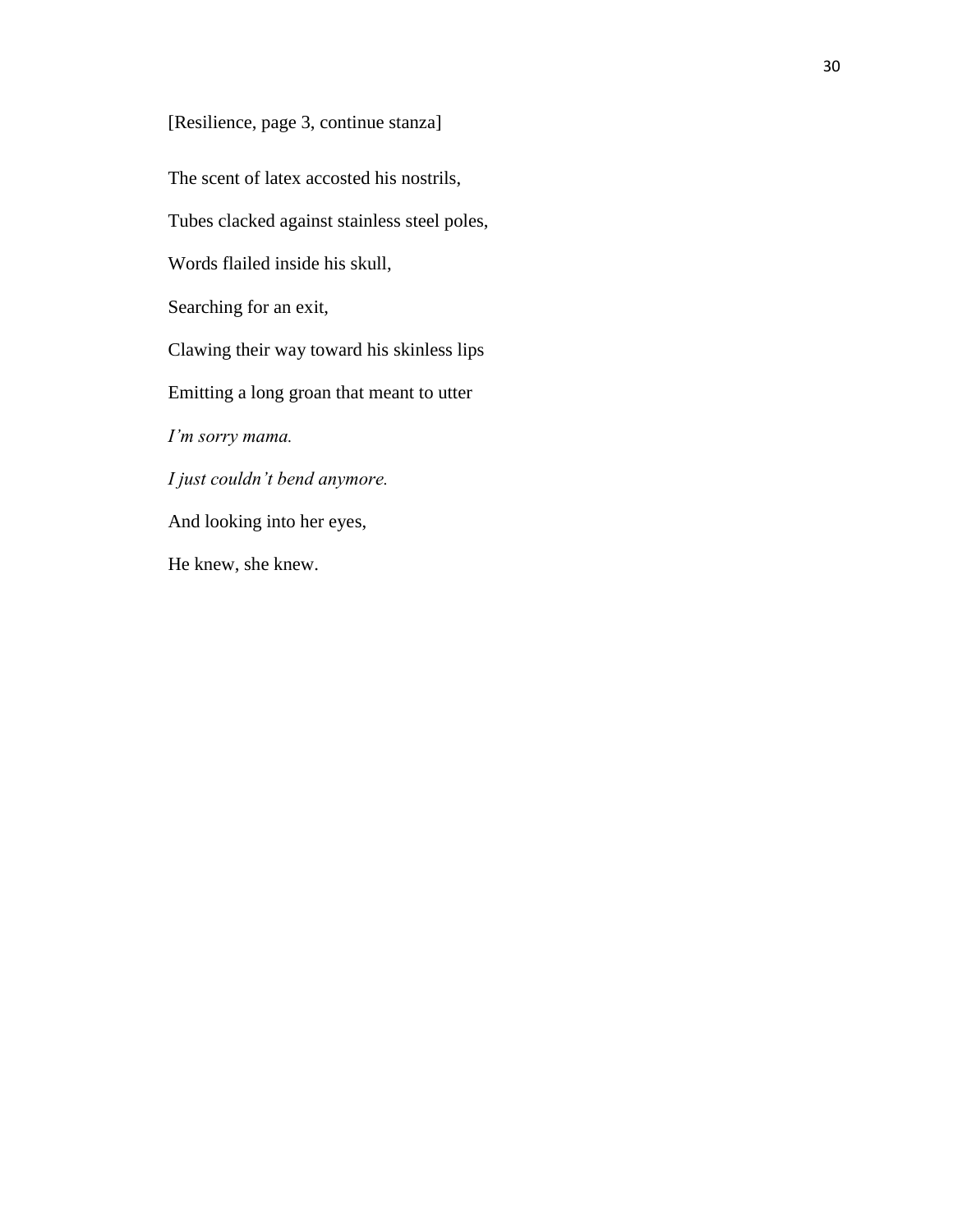[Resilience, page 3, continue stanza]

The scent of latex accosted his nostrils,

Tubes clacked against stainless steel poles,

Words flailed inside his skull,

Searching for an exit,

Clawing their way toward his skinless lips

Emitting a long groan that meant to utter

*I'm sorry mama.*

*I just couldn't bend anymore.*

And looking into her eyes,

He knew, she knew.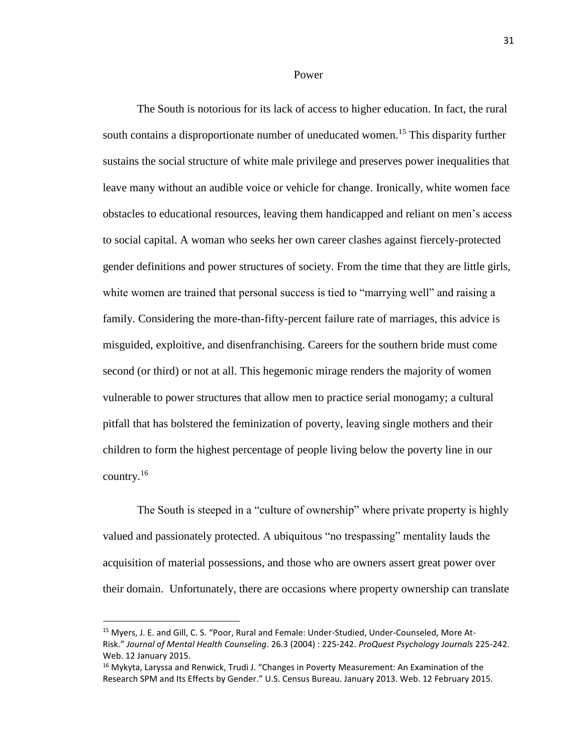## Power

The South is notorious for its lack of access to higher education. In fact, the rural south contains a disproportionate number of uneducated women.[15] This disparity further sustains the social structure of white male privilege and preserves power inequalities that leave many without an audible voice or vehicle for change. Ironically, white women face obstacles to educational resources, leaving them handicapped and reliant on men's access to social capital. A woman who seeks her own career clashes against fiercely-protected gender definitions and power structures of society. From the time that they are little girls, white women are trained that personal success is tied to "marrying well" and raising a family. Considering the more-than-fifty-percent failure rate of marriages, this advice is misguided, exploitive, and disenfranchising. Careers for the southern bride must come second (or third) or not at all. This hegemonic mirage renders the majority of women vulnerable to power structures that allow men to practice serial monogamy; a cultural pitfall that has bolstered the feminization of poverty, leaving single mothers and their children to form the highest percentage of people living below the poverty line in our country.[16]

The South is steeped in a "culture of ownership" where private property is highly valued and passionately protected. A ubiquitous "no trespassing" mentality lauds the acquisition of material possessions, and those who are owners assert great power over their domain. Unfortunately, there are occasions where property ownership can translate

---

[15] Myers, J. E. and Gill, C. S. "Poor, Rural and Female: Under-Studied, Under-Counseled, More At-Risk." *Journal of Mental Health Counseling*. 26.3 (2004) : 225-242. *ProQuest Psychology Journals* 225-242. Web. 12 January 2015.

[16] Mykyta, Laryssa and Renwick, Trudi J. "Changes in Poverty Measurement: An Examination of the Research SPM and Its Effects by Gender." U.S. Census Bureau. January 2013. Web. 12 February 2015.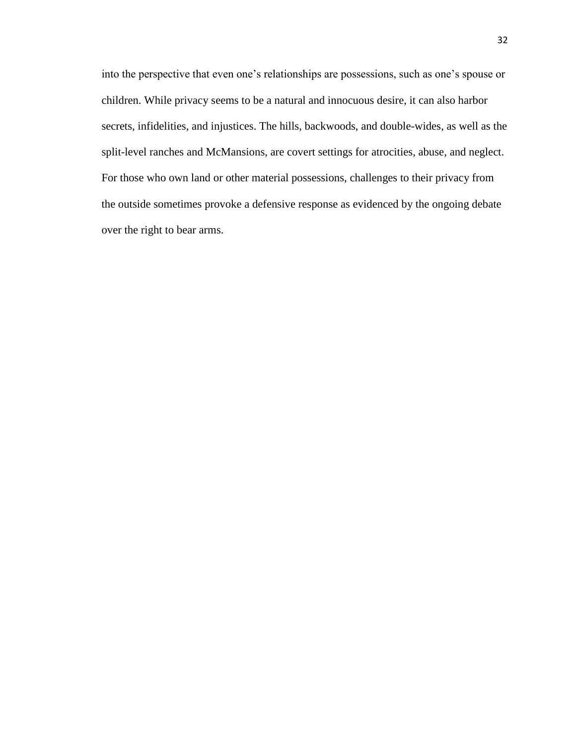into the perspective that even one's relationships are possessions, such as one's spouse or children. While privacy seems to be a natural and innocuous desire, it can also harbor secrets, infidelities, and injustices. The hills, backwoods, and double-wides, as well as the split-level ranches and McMansions, are covert settings for atrocities, abuse, and neglect. For those who own land or other material possessions, challenges to their privacy from the outside sometimes provoke a defensive response as evidenced by the ongoing debate over the right to bear arms.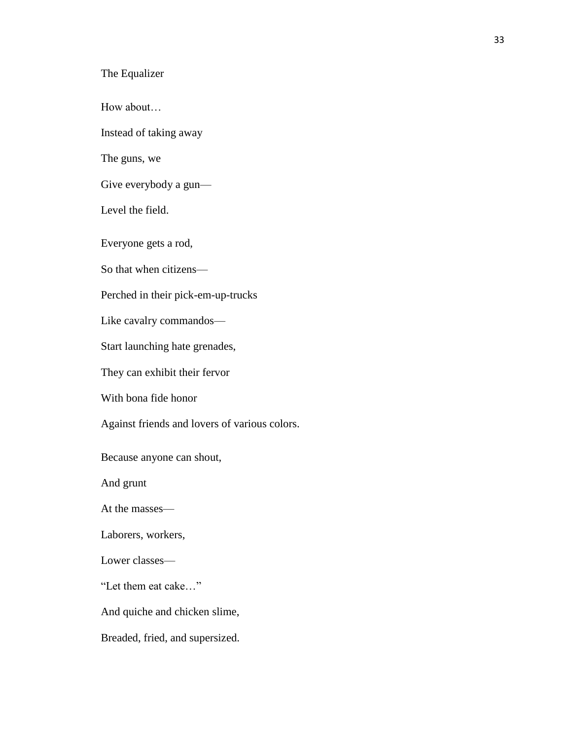## The Equalizer

How about…

Instead of taking away

The guns, we

Give everybody a gun—

Level the field.

Everyone gets a rod,

So that when citizens—

Perched in their pick-em-up-trucks

Like cavalry commandos—

Start launching hate grenades,

They can exhibit their fervor

With bona fide honor

Against friends and lovers of various colors.

Because anyone can shout,

And grunt

At the masses—

Laborers, workers,

Lower classes—

"Let them eat cake…"

And quiche and chicken slime,

Breaded, fried, and supersized.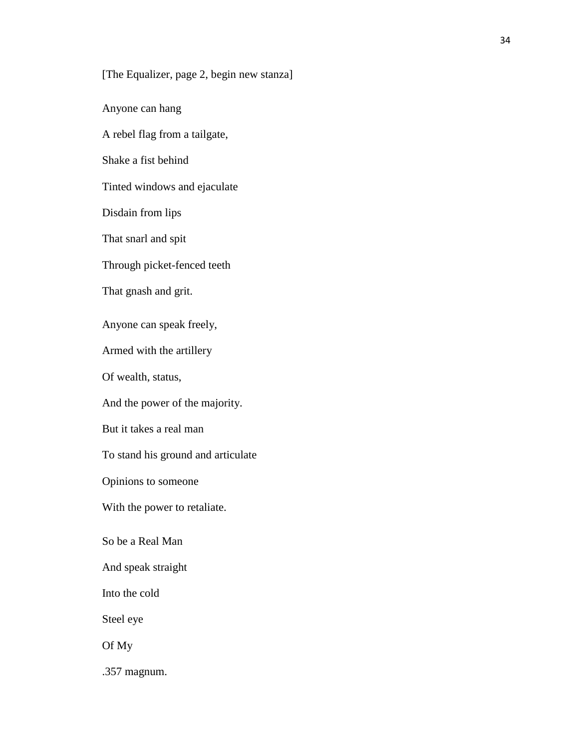[The Equalizer, page 2, begin new stanza]

Anyone can hang

A rebel flag from a tailgate,

Shake a fist behind

Tinted windows and ejaculate

Disdain from lips

That snarl and spit

Through picket-fenced teeth

That gnash and grit.

Anyone can speak freely,

Armed with the artillery

Of wealth, status,

And the power of the majority.

But it takes a real man

To stand his ground and articulate

Opinions to someone

With the power to retaliate.

So be a Real Man

And speak straight

Into the cold

Steel eye

Of My

.357 magnum.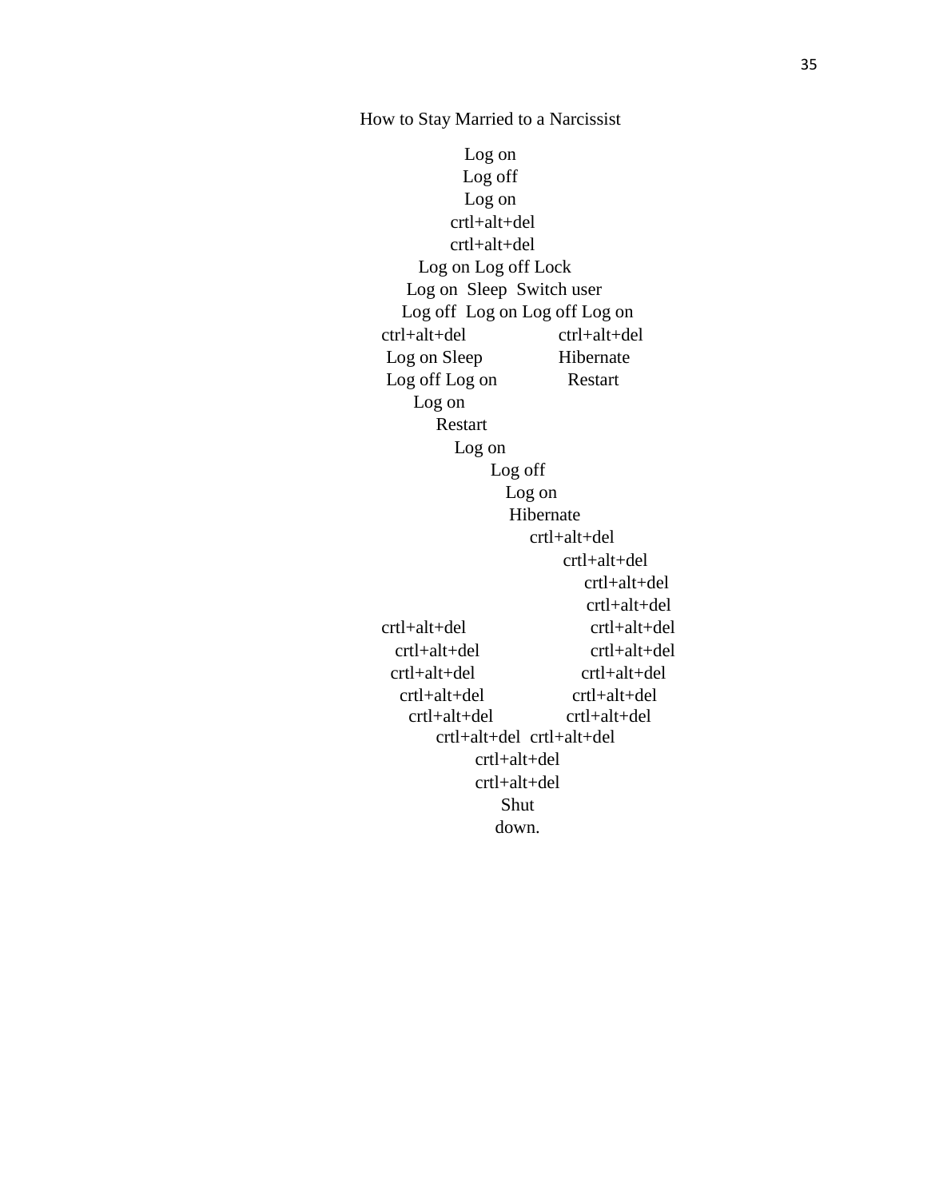How to Stay Married to a Narcissist

Log on
Log off
Log on
crtl+alt+del
crtl+alt+del
Log on Log off Lock
Log on  Sleep  Switch user
Log off  Log on Log off Log on
ctrl+alt+del                    ctrl+alt+del
Log on Sleep                    Hibernate
Log off Log on                  Restart
Log on
Restart
Log on
Log off
Log on
Hibernate
crtl+alt+del
crtl+alt+del
crtl+alt+del
crtl+alt+del
crtl+alt+del                    crtl+alt+del
crtl+alt+del                    crtl+alt+del
crtl+alt+del                    crtl+alt+del
crtl+alt+del                    crtl+alt+del
crtl+alt+del                    crtl+alt+del
crtl+alt+del  crtl+alt+del
crtl+alt+del
crtl+alt+del
Shut
down.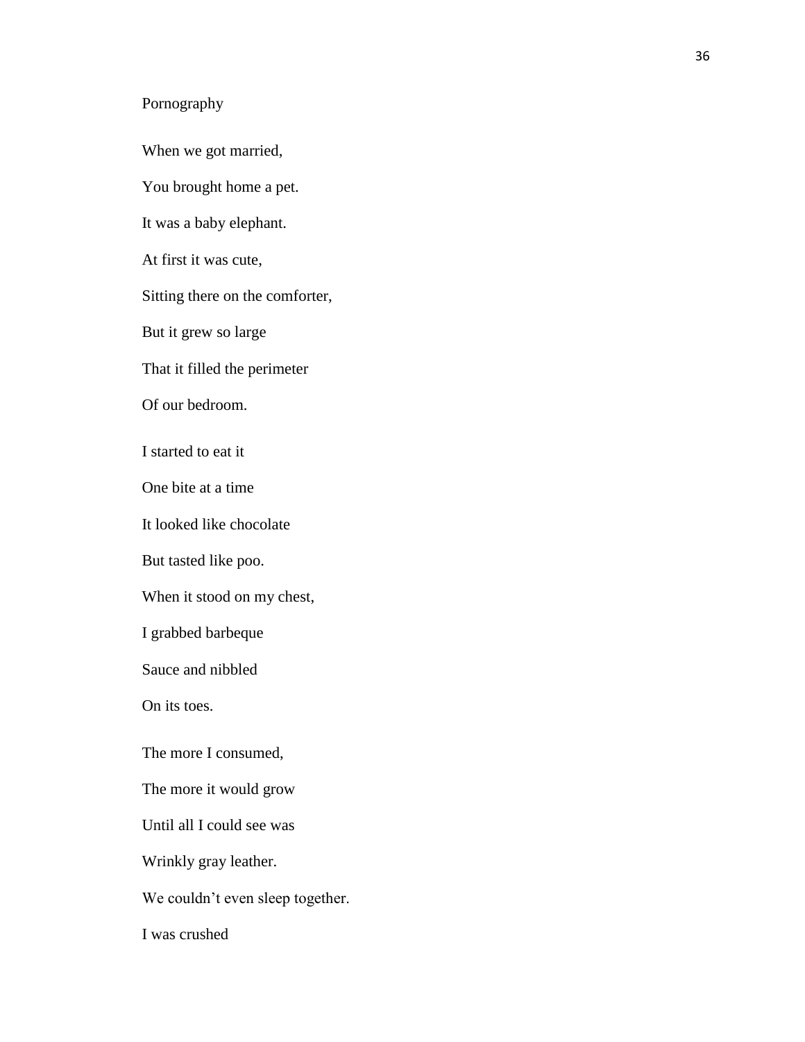Pornography

When we got married,

You brought home a pet.

It was a baby elephant.

At first it was cute,

Sitting there on the comforter,

But it grew so large

That it filled the perimeter

Of our bedroom.

I started to eat it

One bite at a time

It looked like chocolate

But tasted like poo.

When it stood on my chest,

I grabbed barbeque

Sauce and nibbled

On its toes.

The more I consumed,

The more it would grow

Until all I could see was

Wrinkly gray leather.

We couldn't even sleep together.

I was crushed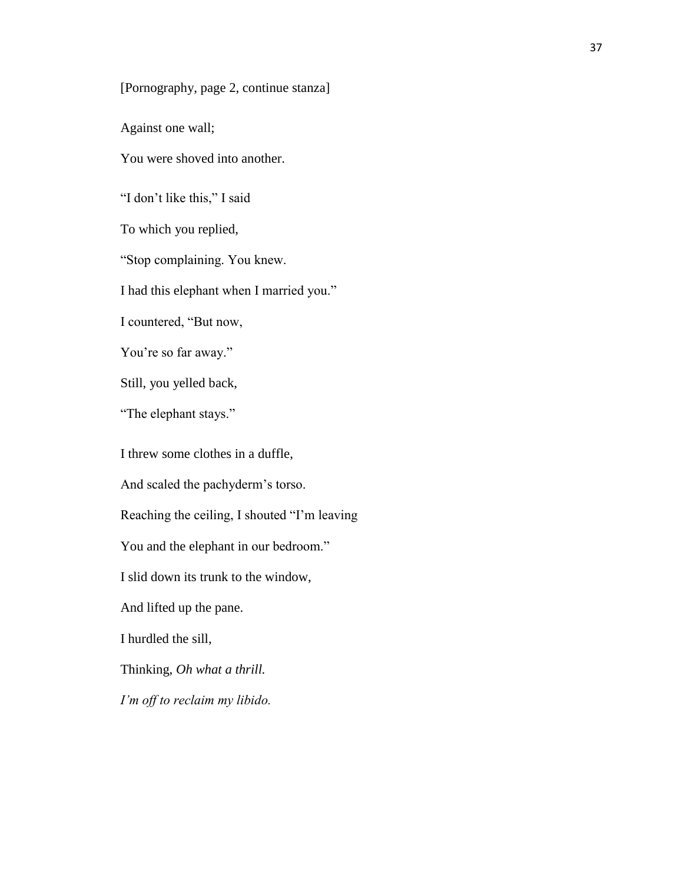[Pornography, page 2, continue stanza]

Against one wall;

You were shoved into another.

"I don't like this," I said

To which you replied,

"Stop complaining. You knew.

I had this elephant when I married you."

I countered, "But now,

You're so far away."

Still, you yelled back,

"The elephant stays."

I threw some clothes in a duffle,

And scaled the pachyderm's torso.

Reaching the ceiling, I shouted "I'm leaving

You and the elephant in our bedroom."

I slid down its trunk to the window,

And lifted up the pane.

I hurdled the sill,

Thinking, *Oh what a thrill.*

*I'm off to reclaim my libido.*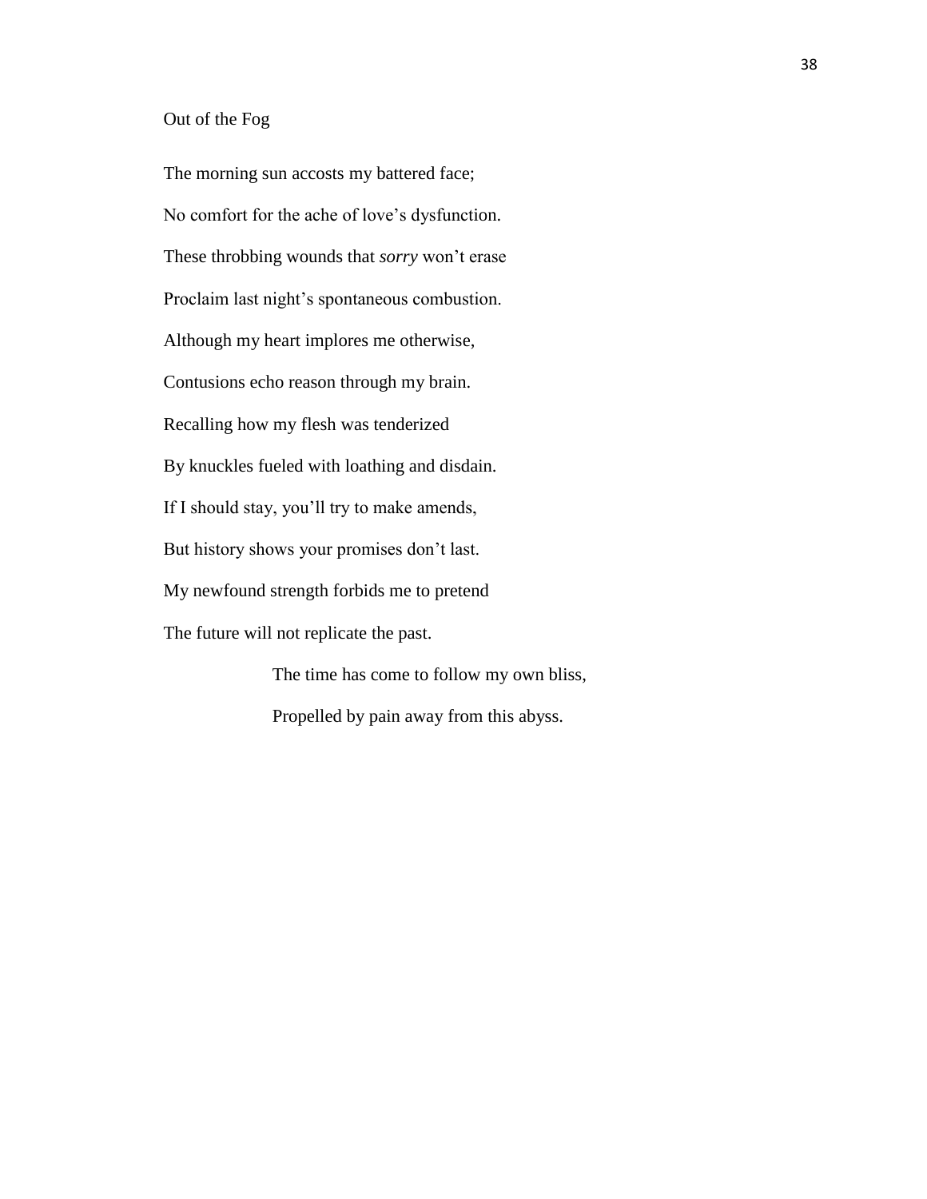## Out of the Fog

The morning sun accosts my battered face;

No comfort for the ache of love's dysfunction.

These throbbing wounds that *sorry* won't erase

Proclaim last night's spontaneous combustion.

Although my heart implores me otherwise,

Contusions echo reason through my brain.

Recalling how my flesh was tenderized

By knuckles fueled with loathing and disdain.

If I should stay, you'll try to make amends,

But history shows your promises don't last.

My newfound strength forbids me to pretend

The future will not replicate the past.

    The time has come to follow my own bliss,

    Propelled by pain away from this abyss.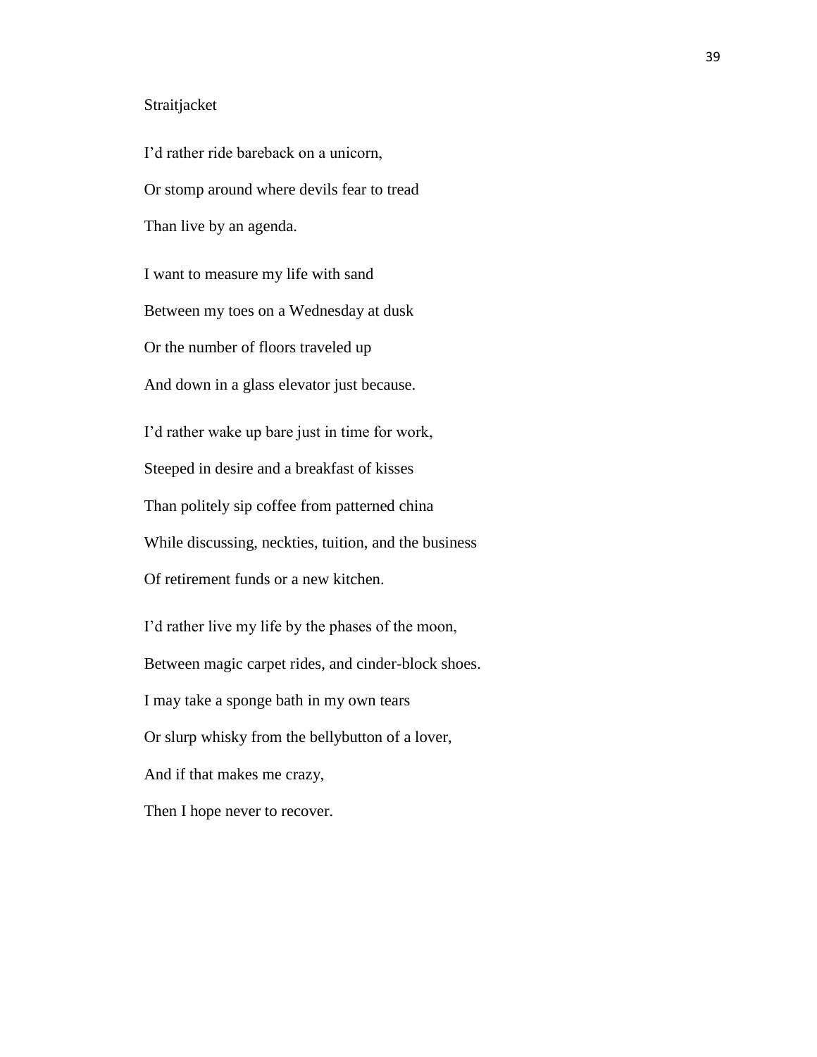## Straitjacket

I'd rather ride bareback on a unicorn,

Or stomp around where devils fear to tread

Than live by an agenda.

I want to measure my life with sand

Between my toes on a Wednesday at dusk

Or the number of floors traveled up

And down in a glass elevator just because.

I'd rather wake up bare just in time for work,

Steeped in desire and a breakfast of kisses

Than politely sip coffee from patterned china

While discussing, neckties, tuition, and the business

Of retirement funds or a new kitchen.

I'd rather live my life by the phases of the moon,

Between magic carpet rides, and cinder-block shoes.

I may take a sponge bath in my own tears

Or slurp whisky from the bellybutton of a lover,

And if that makes me crazy,

Then I hope never to recover.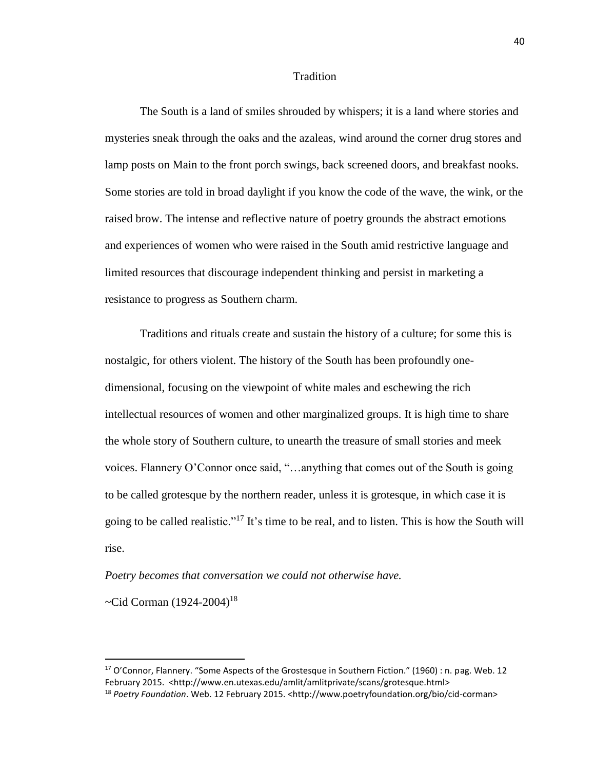## Tradition

The South is a land of smiles shrouded by whispers; it is a land where stories and mysteries sneak through the oaks and the azaleas, wind around the corner drug stores and lamp posts on Main to the front porch swings, back screened doors, and breakfast nooks. Some stories are told in broad daylight if you know the code of the wave, the wink, or the raised brow. The intense and reflective nature of poetry grounds the abstract emotions and experiences of women who were raised in the South amid restrictive language and limited resources that discourage independent thinking and persist in marketing a resistance to progress as Southern charm.

Traditions and rituals create and sustain the history of a culture; for some this is nostalgic, for others violent. The history of the South has been profoundly one-dimensional, focusing on the viewpoint of white males and eschewing the rich intellectual resources of women and other marginalized groups. It is high time to share the whole story of Southern culture, to unearth the treasure of small stories and meek voices. Flannery O'Connor once said, "…anything that comes out of the South is going to be called grotesque by the northern reader, unless it is grotesque, in which case it is going to be called realistic."[17] It's time to be real, and to listen. This is how the South will rise.

*Poetry becomes that conversation we could not otherwise have.*

~Cid Corman (1924-2004)[18]

---

[17] O'Connor, Flannery. "Some Aspects of the Grostesque in Southern Fiction." (1960) : n. pag. Web. 12 February 2015. <http://www.en.utexas.edu/amlit/amlitprivate/scans/grotesque.html>

[18] *Poetry Foundation*. Web. 12 February 2015. <http://www.poetryfoundation.org/bio/cid-corman>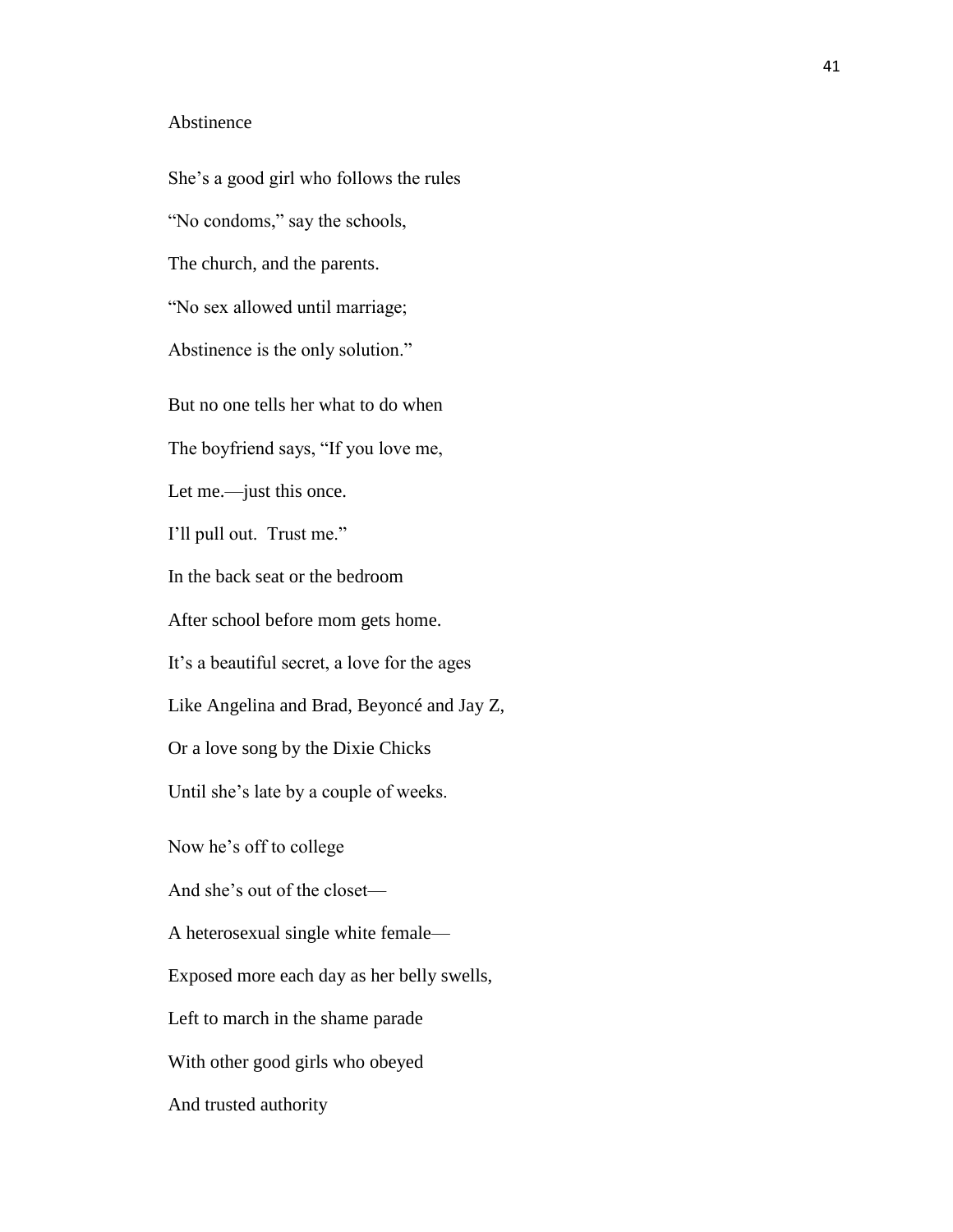Abstinence

She's a good girl who follows the rules  
"No condoms," say the schools,  
The church, and the parents.  
"No sex allowed until marriage;  
Abstinence is the only solution."

But no one tells her what to do when  
The boyfriend says, "If you love me,  
Let me.—just this once.  
I'll pull out.  Trust me."  
In the back seat or the bedroom  
After school before mom gets home.  
It's a beautiful secret, a love for the ages  
Like Angelina and Brad, Beyoncé and Jay Z,  
Or a love song by the Dixie Chicks  
Until she's late by a couple of weeks.

Now he's off to college  
And she's out of the closet—  
A heterosexual single white female—  
Exposed more each day as her belly swells,  
Left to march in the shame parade  
With other good girls who obeyed  
And trusted authority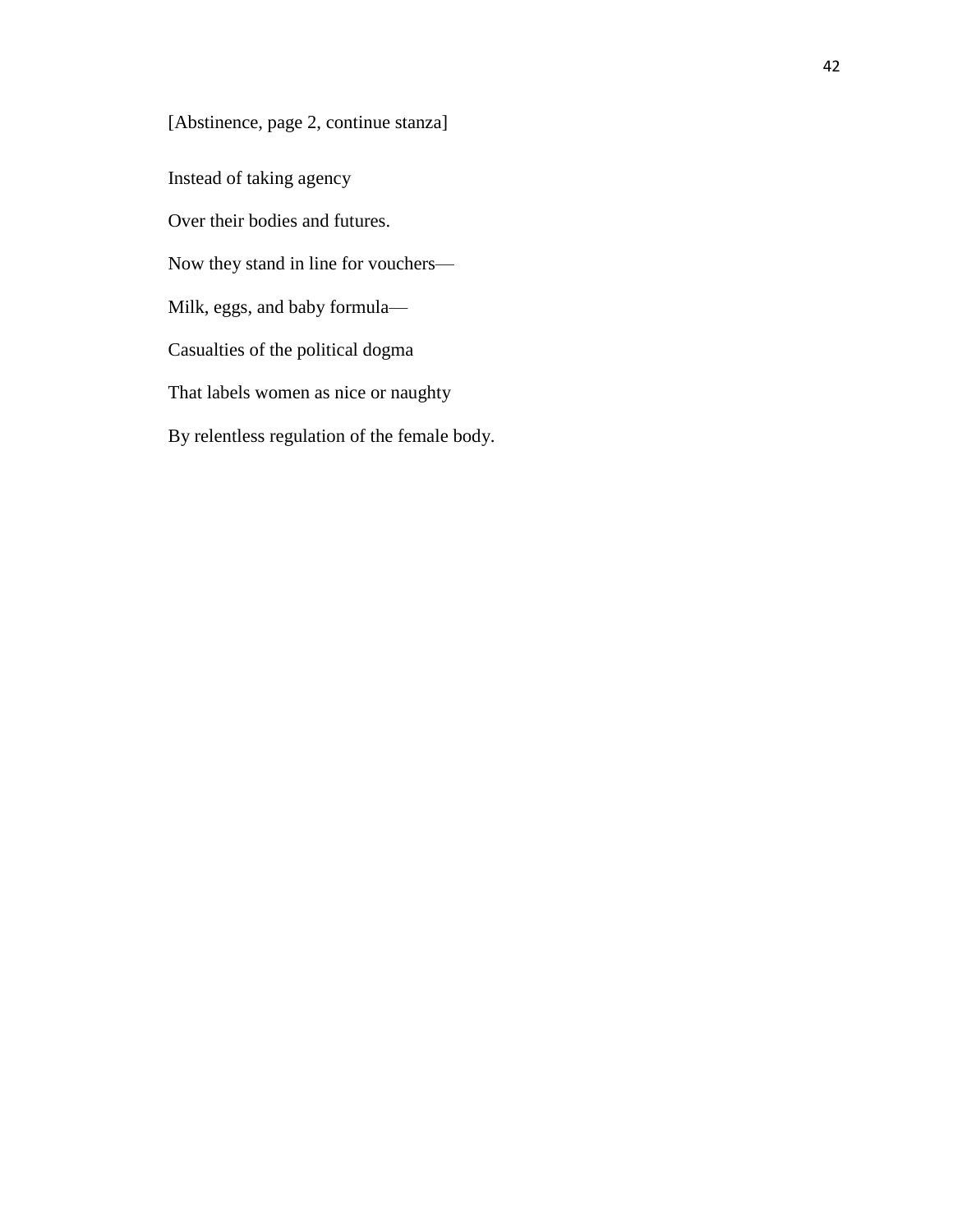[Abstinence, page 2, continue stanza]

Instead of taking agency

Over their bodies and futures.

Now they stand in line for vouchers—

Milk, eggs, and baby formula—

Casualties of the political dogma

That labels women as nice or naughty

By relentless regulation of the female body.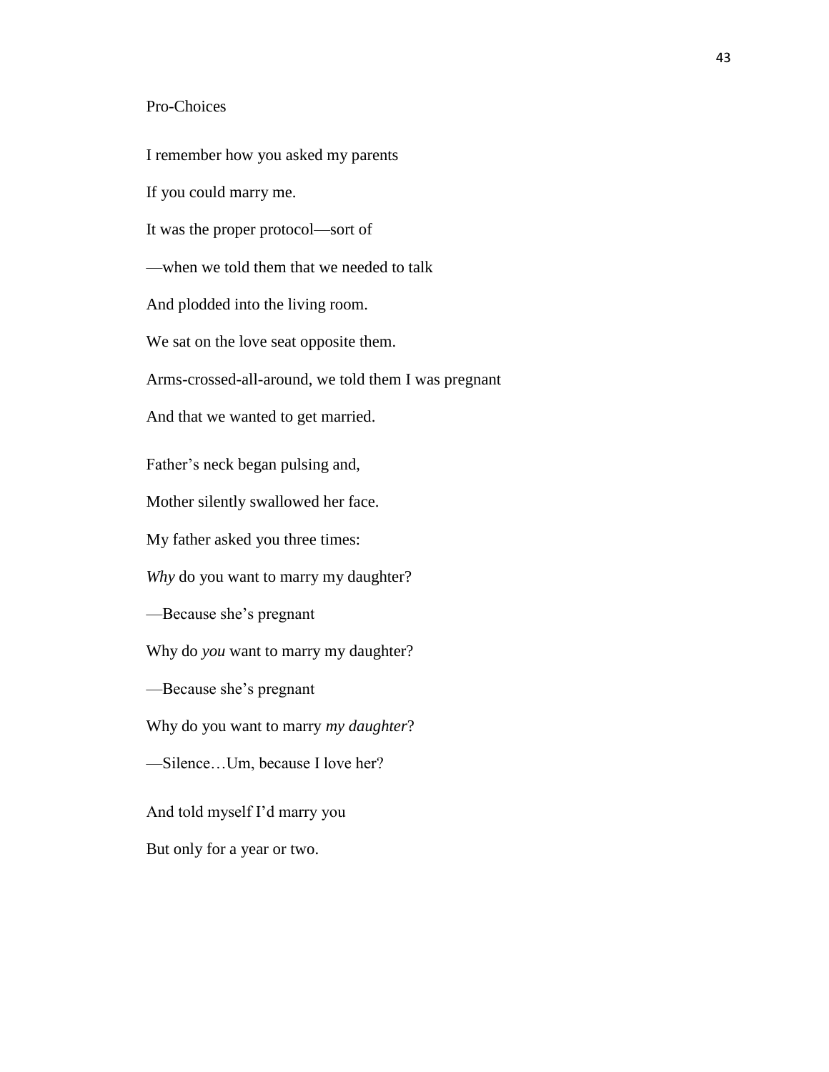Pro-Choices

I remember how you asked my parents

If you could marry me.

It was the proper protocol—sort of

—when we told them that we needed to talk

And plodded into the living room.

We sat on the love seat opposite them.

Arms-crossed-all-around, we told them I was pregnant

And that we wanted to get married.

Father's neck began pulsing and,

Mother silently swallowed her face.

My father asked you three times:

*Why* do you want to marry my daughter?

—Because she's pregnant

Why do *you* want to marry my daughter?

—Because she's pregnant

Why do you want to marry *my daughter*?

—Silence…Um, because I love her?

And told myself I'd marry you

But only for a year or two.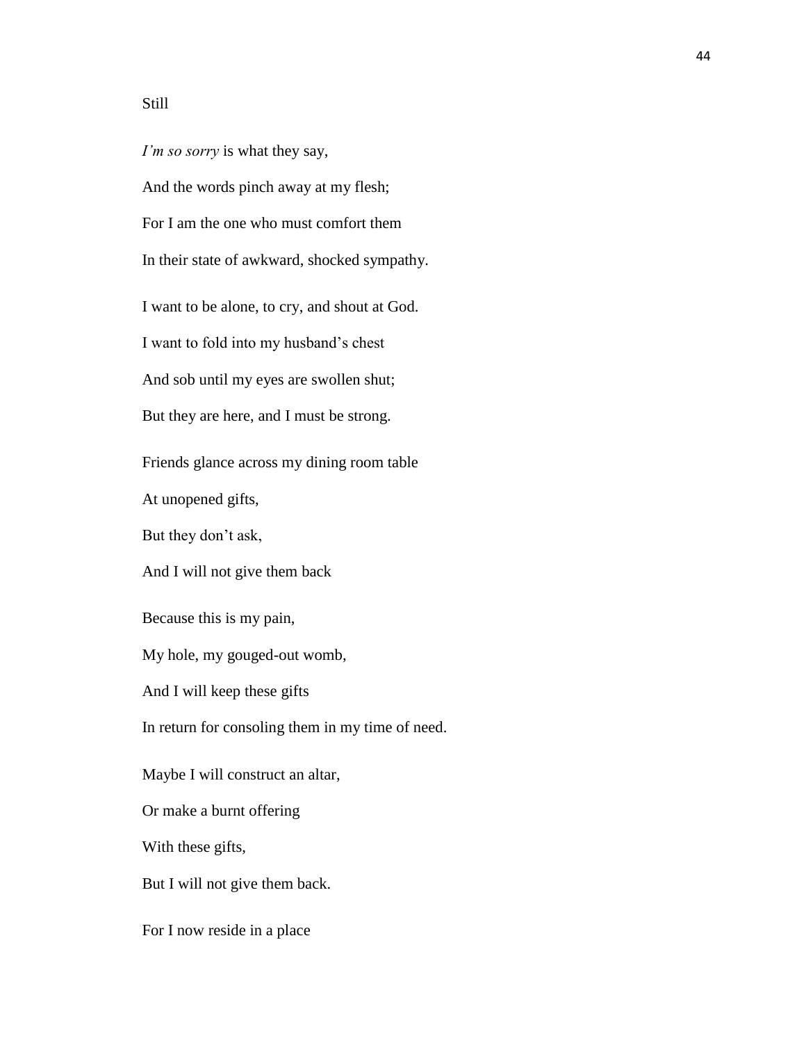Still

*I'm so sorry* is what they say,
And the words pinch away at my flesh;
For I am the one who must comfort them
In their state of awkward, shocked sympathy.

I want to be alone, to cry, and shout at God.
I want to fold into my husband's chest
And sob until my eyes are swollen shut;
But they are here, and I must be strong.

Friends glance across my dining room table
At unopened gifts,
But they don't ask,
And I will not give them back

Because this is my pain,
My hole, my gouged-out womb,
And I will keep these gifts
In return for consoling them in my time of need.

Maybe I will construct an altar,
Or make a burnt offering
With these gifts,
But I will not give them back.

For I now reside in a place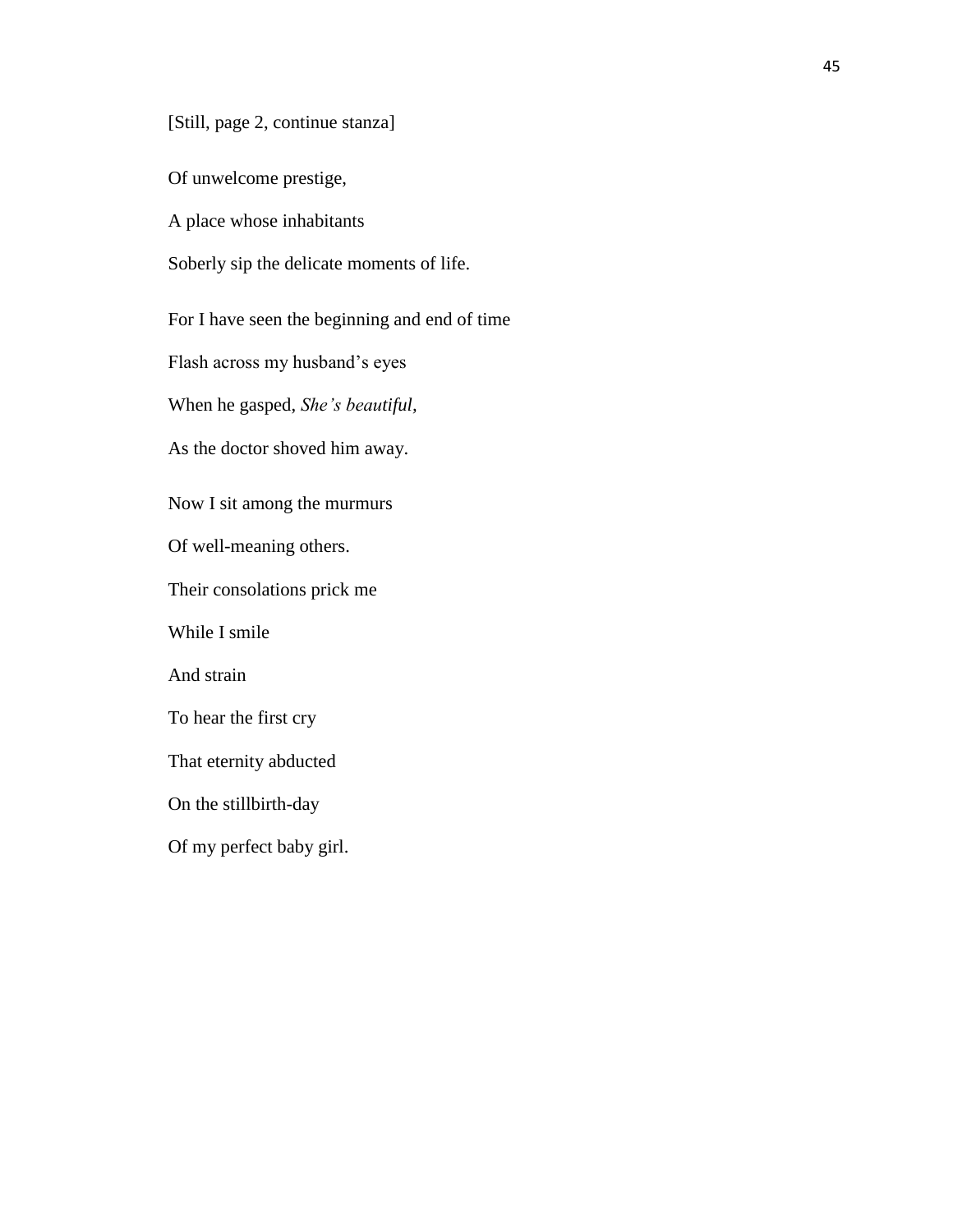[Still, page 2, continue stanza]

Of unwelcome prestige,

A place whose inhabitants

Soberly sip the delicate moments of life.

For I have seen the beginning and end of time

Flash across my husband's eyes

When he gasped, *She's beautiful*,

As the doctor shoved him away.

Now I sit among the murmurs

Of well-meaning others.

Their consolations prick me

While I smile

And strain

To hear the first cry

That eternity abducted

On the stillbirth-day

Of my perfect baby girl.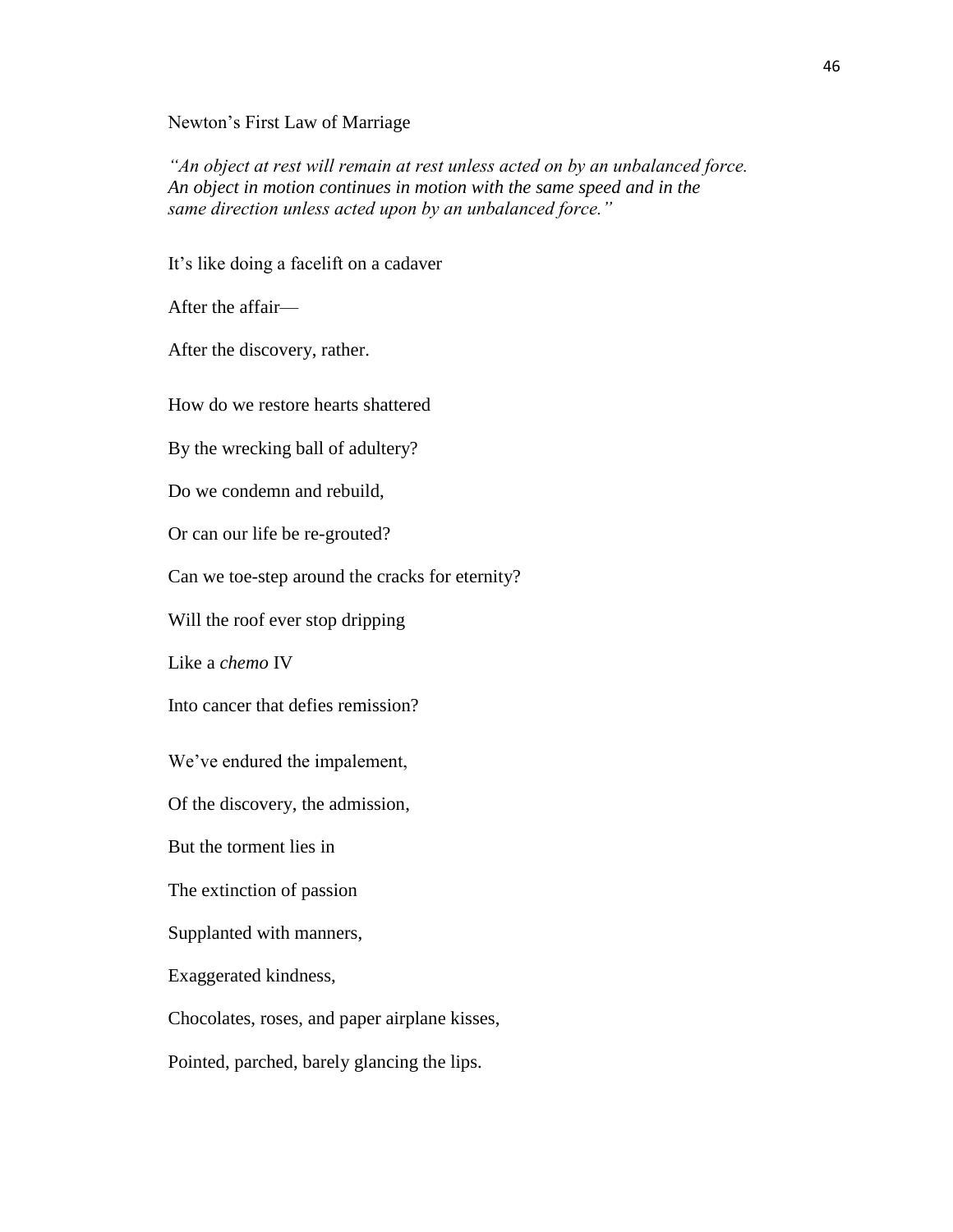Newton's First Law of Marriage

*"An object at rest will remain at rest unless acted on by an unbalanced force. An object in motion continues in motion with the same speed and in the same direction unless acted upon by an unbalanced force."*

It's like doing a facelift on a cadaver

After the affair—

After the discovery, rather.

How do we restore hearts shattered

By the wrecking ball of adultery?

Do we condemn and rebuild,

Or can our life be re-grouted?

Can we toe-step around the cracks for eternity?

Will the roof ever stop dripping

Like a *chemo* IV

Into cancer that defies remission?

We've endured the impalement,

Of the discovery, the admission,

But the torment lies in

The extinction of passion

Supplanted with manners,

Exaggerated kindness,

Chocolates, roses, and paper airplane kisses,

Pointed, parched, barely glancing the lips.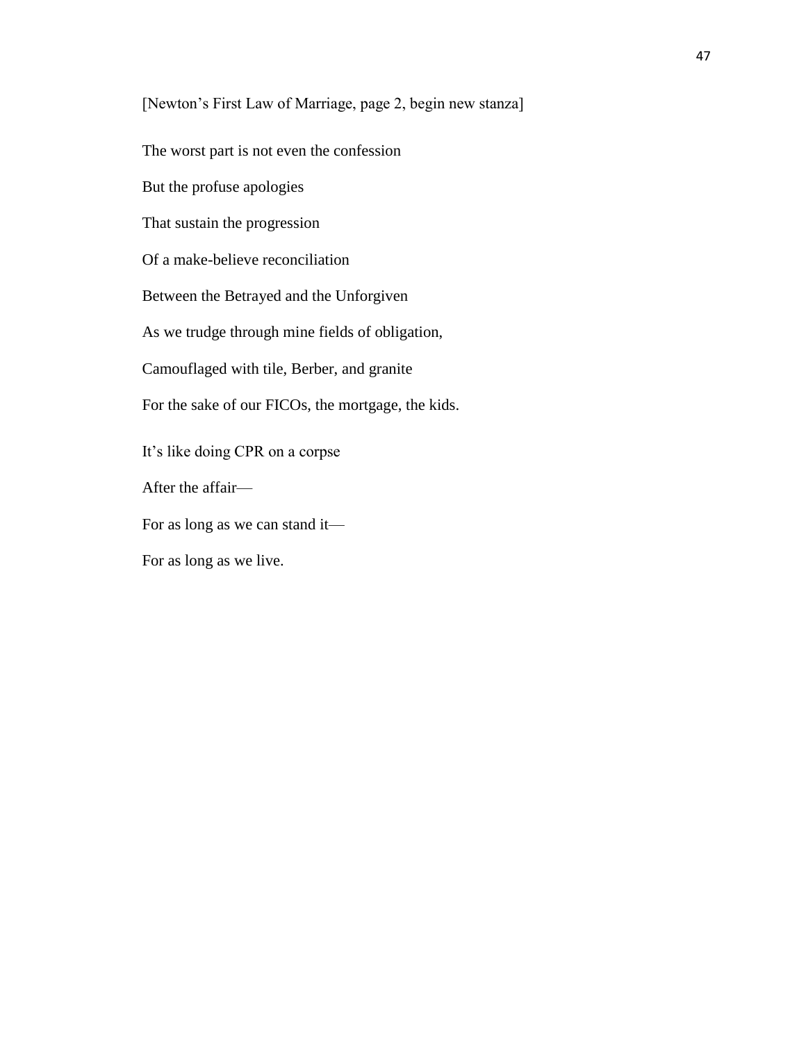[Newton's First Law of Marriage, page 2, begin new stanza]

The worst part is not even the confession

But the profuse apologies

That sustain the progression

Of a make-believe reconciliation

Between the Betrayed and the Unforgiven

As we trudge through mine fields of obligation,

Camouflaged with tile, Berber, and granite

For the sake of our FICOs, the mortgage, the kids.

It's like doing CPR on a corpse

After the affair—

For as long as we can stand it—

For as long as we live.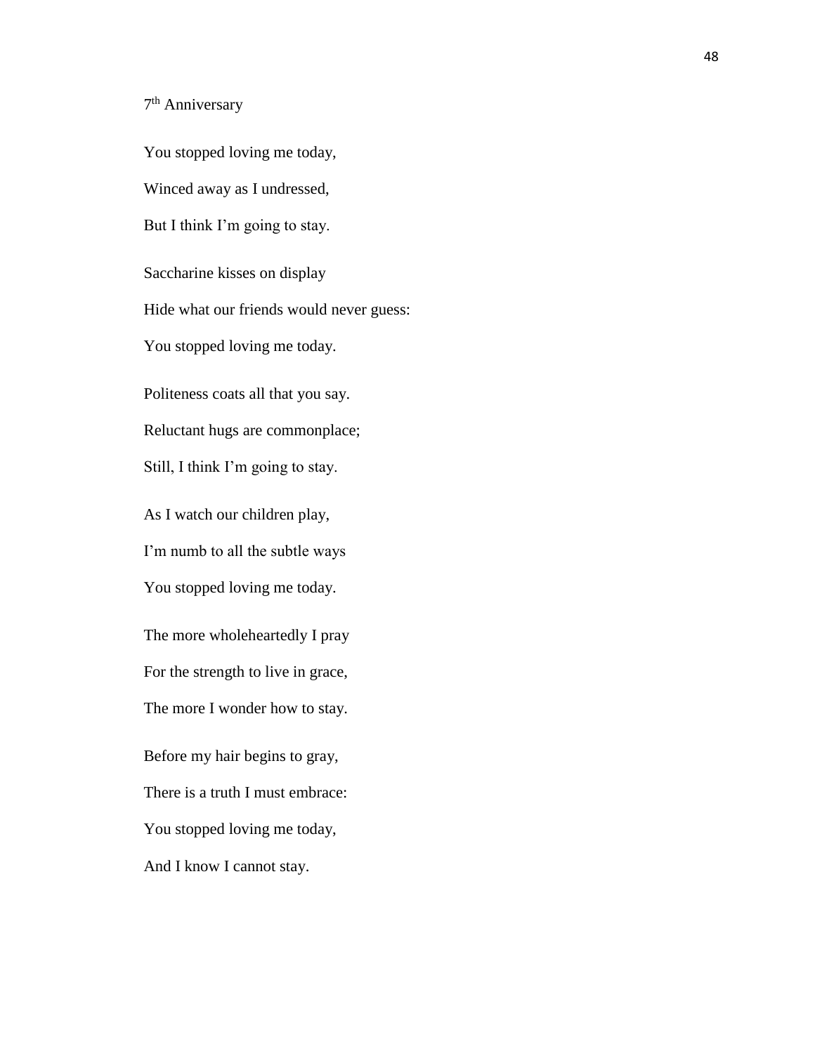## 7th Anniversary

You stopped loving me today,
Winced away as I undressed,
But I think I'm going to stay.

Saccharine kisses on display
Hide what our friends would never guess:
You stopped loving me today.

Politeness coats all that you say.
Reluctant hugs are commonplace;
Still, I think I'm going to stay.

As I watch our children play,
I'm numb to all the subtle ways
You stopped loving me today.

The more wholeheartedly I pray
For the strength to live in grace,
The more I wonder how to stay.

Before my hair begins to gray,
There is a truth I must embrace:
You stopped loving me today,
And I know I cannot stay.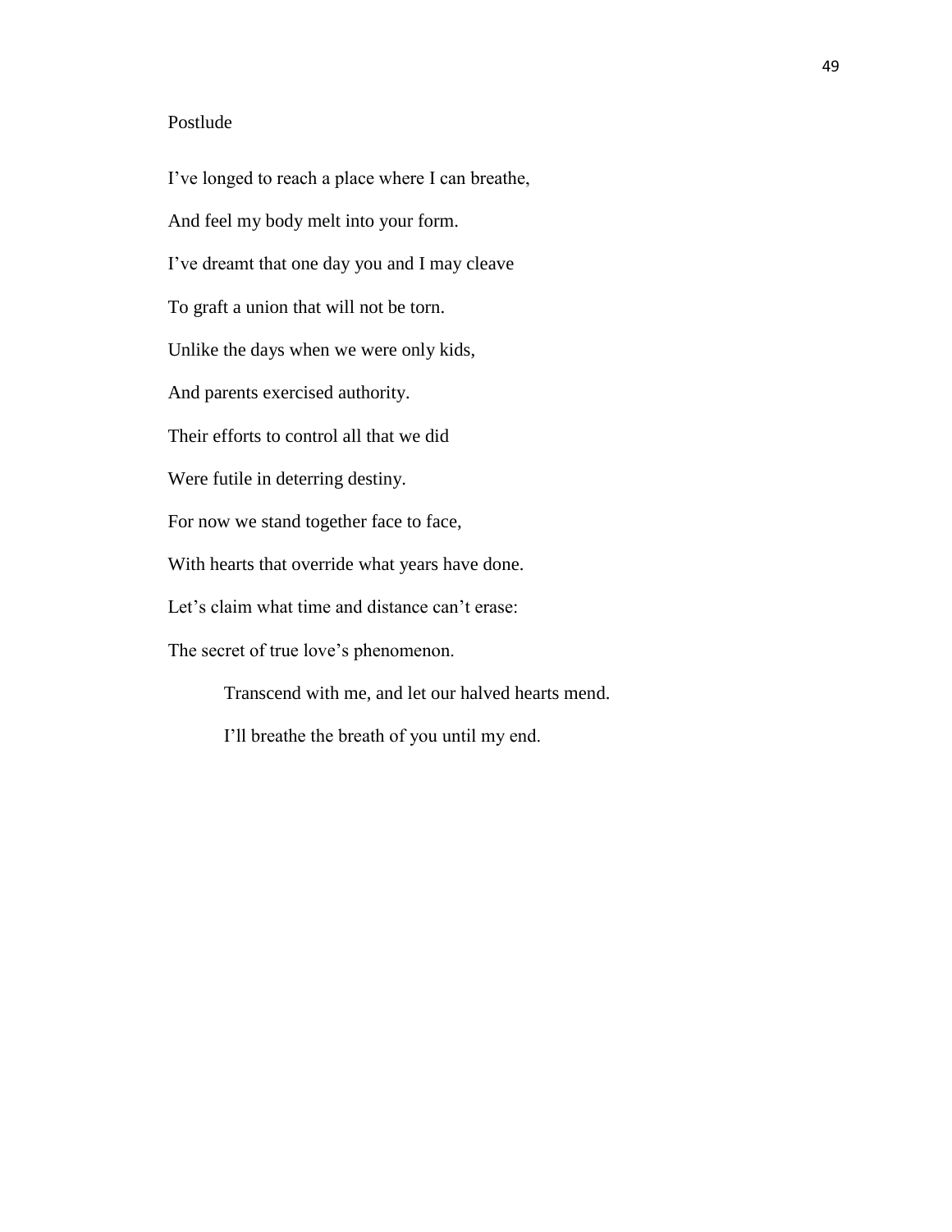## Postlude

I've longed to reach a place where I can breathe,  
And feel my body melt into your form.  
I've dreamt that one day you and I may cleave  
To graft a union that will not be torn.  
Unlike the days when we were only kids,  
And parents exercised authority.  
Their efforts to control all that we did  
Were futile in deterring destiny.  
For now we stand together face to face,  
With hearts that override what years have done.  
Let's claim what time and distance can't erase:  
The secret of true love's phenomenon.

&nbsp;&nbsp;&nbsp;&nbsp;&nbsp;&nbsp;&nbsp;&nbsp;Transcend with me, and let our halved hearts mend.  
&nbsp;&nbsp;&nbsp;&nbsp;&nbsp;&nbsp;&nbsp;&nbsp;I'll breathe the breath of you until my end.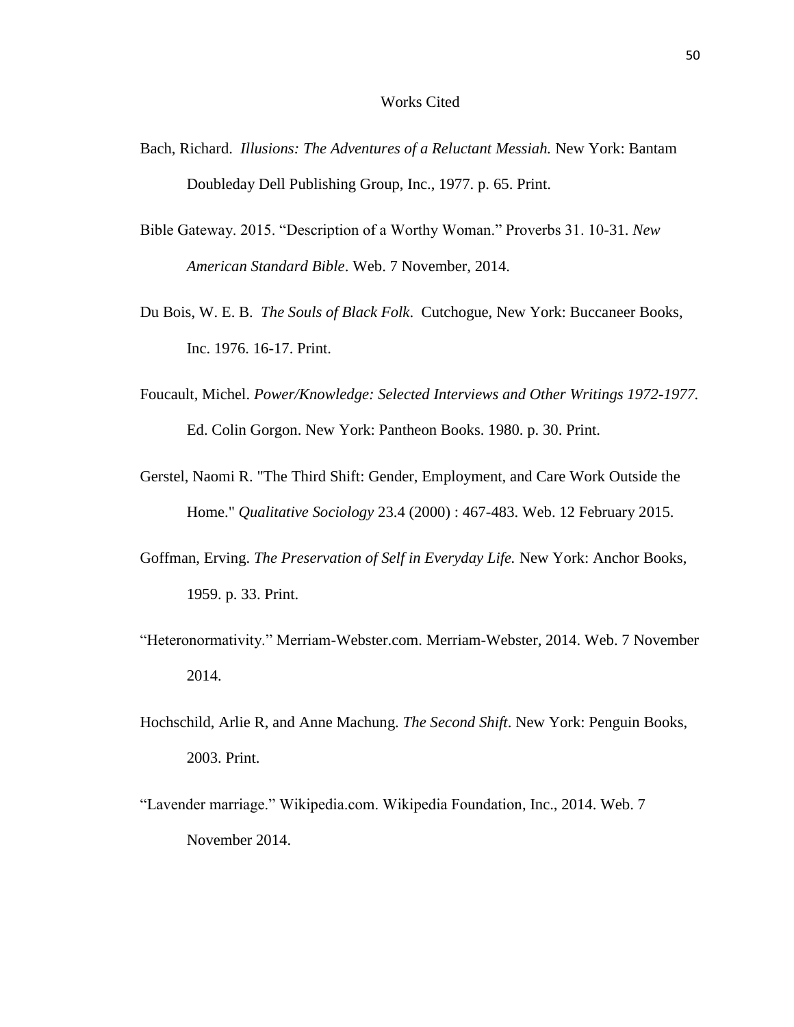# Works Cited

Bach, Richard. *Illusions: The Adventures of a Reluctant Messiah.* New York: Bantam Doubleday Dell Publishing Group, Inc., 1977. p. 65. Print.

Bible Gateway. 2015. "Description of a Worthy Woman." Proverbs 31. 10-31. *New American Standard Bible*. Web. 7 November, 2014.

Du Bois, W. E. B. *The Souls of Black Folk*. Cutchogue, New York: Buccaneer Books, Inc. 1976. 16-17. Print.

Foucault, Michel. *Power/Knowledge: Selected Interviews and Other Writings 1972-1977.* Ed. Colin Gorgon. New York: Pantheon Books. 1980. p. 30. Print.

Gerstel, Naomi R. "The Third Shift: Gender, Employment, and Care Work Outside the Home." *Qualitative Sociology* 23.4 (2000) : 467-483. Web. 12 February 2015.

Goffman, Erving. *The Preservation of Self in Everyday Life.* New York: Anchor Books, 1959. p. 33. Print.

"Heteronormativity." Merriam-Webster.com. Merriam-Webster, 2014. Web. 7 November 2014.

Hochschild, Arlie R, and Anne Machung. *The Second Shift*. New York: Penguin Books, 2003. Print.

"Lavender marriage." Wikipedia.com. Wikipedia Foundation, Inc., 2014. Web. 7 November 2014.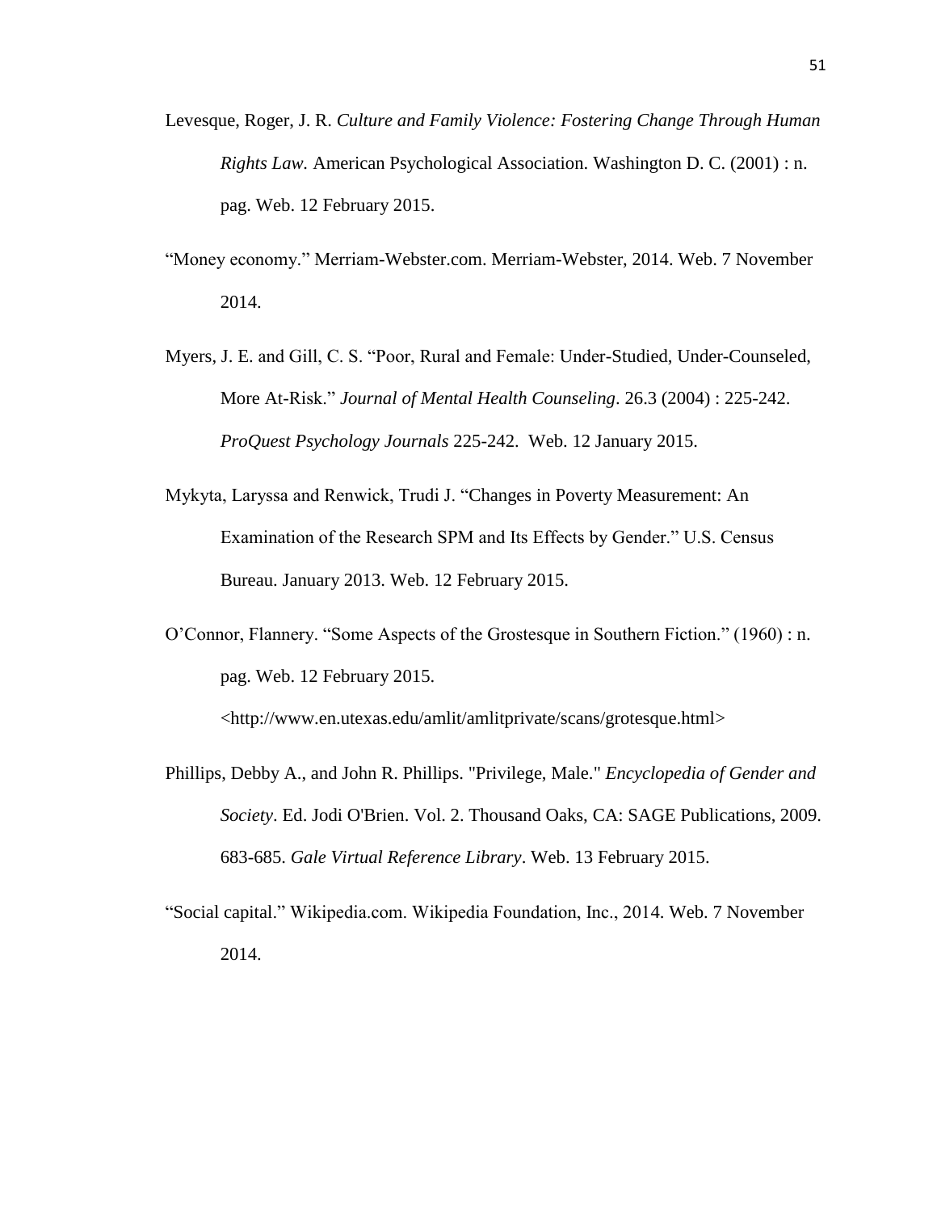Levesque, Roger, J. R. *Culture and Family Violence: Fostering Change Through Human Rights Law.* American Psychological Association. Washington D. C. (2001) : n. pag. Web. 12 February 2015.

"Money economy." Merriam-Webster.com. Merriam-Webster, 2014. Web. 7 November 2014.

Myers, J. E. and Gill, C. S. "Poor, Rural and Female: Under-Studied, Under-Counseled, More At-Risk." *Journal of Mental Health Counseling*. 26.3 (2004) : 225-242. *ProQuest Psychology Journals* 225-242. Web. 12 January 2015.

Mykyta, Laryssa and Renwick, Trudi J. "Changes in Poverty Measurement: An Examination of the Research SPM and Its Effects by Gender." U.S. Census Bureau. January 2013. Web. 12 February 2015.

O'Connor, Flannery. "Some Aspects of the Grostesque in Southern Fiction." (1960) : n. pag. Web. 12 February 2015. <http://www.en.utexas.edu/amlit/amlitprivate/scans/grotesque.html>

Phillips, Debby A., and John R. Phillips. "Privilege, Male." *Encyclopedia of Gender and Society*. Ed. Jodi O'Brien. Vol. 2. Thousand Oaks, CA: SAGE Publications, 2009. 683-685. *Gale Virtual Reference Library*. Web. 13 February 2015.

"Social capital." Wikipedia.com. Wikipedia Foundation, Inc., 2014. Web. 7 November 2014.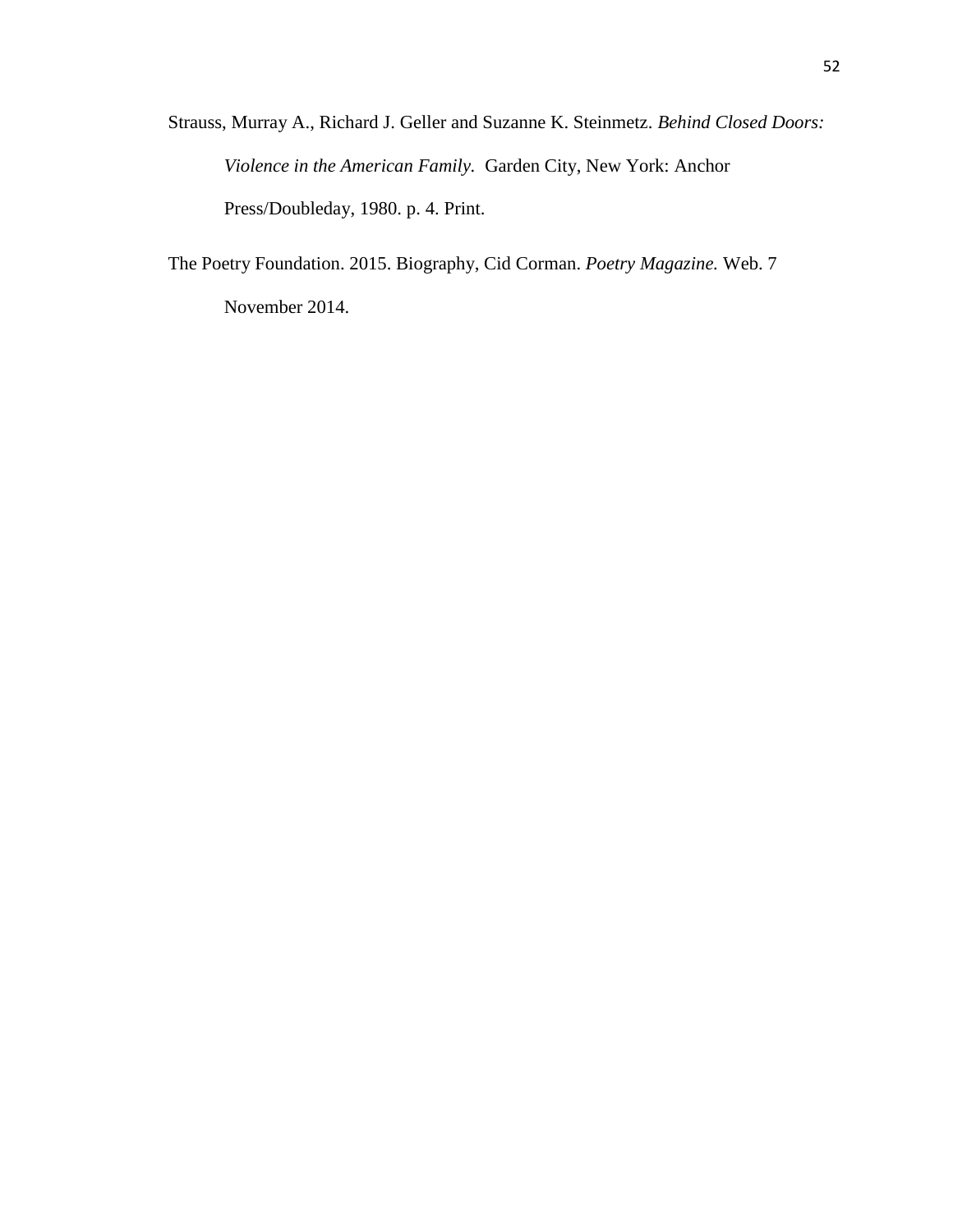Strauss, Murray A., Richard J. Geller and Suzanne K. Steinmetz. *Behind Closed Doors: Violence in the American Family.* Garden City, New York: Anchor Press/Doubleday, 1980. p. 4. Print.

The Poetry Foundation. 2015. Biography, Cid Corman. *Poetry Magazine.* Web. 7 November 2014.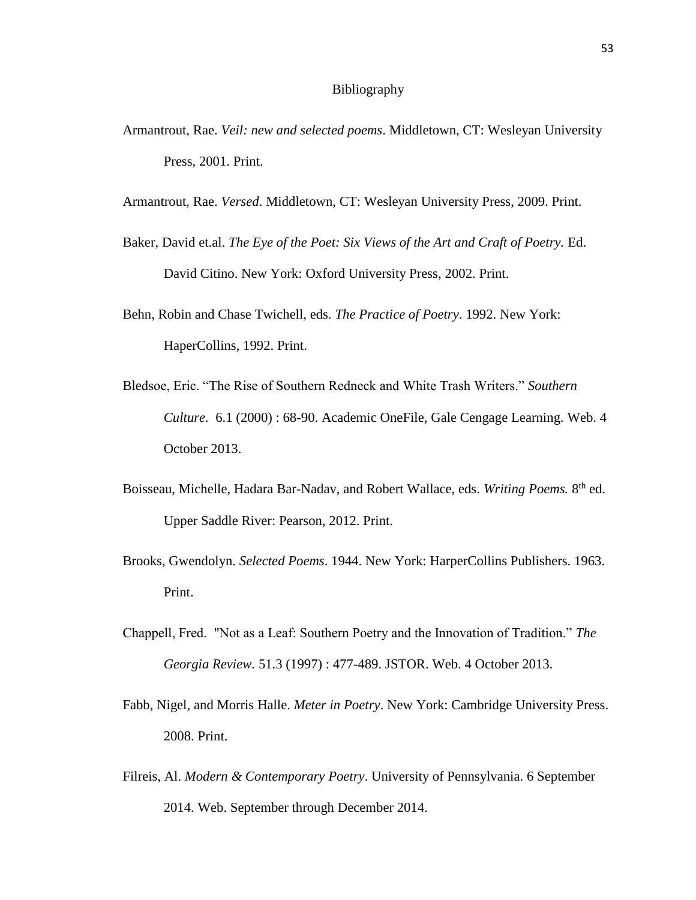# Bibliography

Armantrout, Rae. *Veil: new and selected poems*. Middletown, CT: Wesleyan University Press, 2001. Print.

Armantrout, Rae. *Versed*. Middletown, CT: Wesleyan University Press, 2009. Print.

Baker, David et.al. *The Eye of the Poet: Six Views of the Art and Craft of Poetry.* Ed. David Citino. New York: Oxford University Press, 2002. Print.

Behn, Robin and Chase Twichell, eds. *The Practice of Poetry*. 1992. New York: HaperCollins, 1992. Print.

Bledsoe, Eric. "The Rise of Southern Redneck and White Trash Writers." *Southern Culture.* 6.1 (2000) : 68-90. Academic OneFile, Gale Cengage Learning. Web. 4 October 2013.

Boisseau, Michelle, Hadara Bar-Nadav, and Robert Wallace, eds. *Writing Poems.* 8th ed. Upper Saddle River: Pearson, 2012. Print.

Brooks, Gwendolyn. *Selected Poems*. 1944. New York: HarperCollins Publishers. 1963. Print.

Chappell, Fred. "Not as a Leaf: Southern Poetry and the Innovation of Tradition." *The Georgia Review.* 51.3 (1997) : 477-489. JSTOR. Web. 4 October 2013.

Fabb, Nigel, and Morris Halle. *Meter in Poetry*. New York: Cambridge University Press. 2008. Print.

Filreis, Al. *Modern & Contemporary Poetry*. University of Pennsylvania. 6 September 2014. Web. September through December 2014.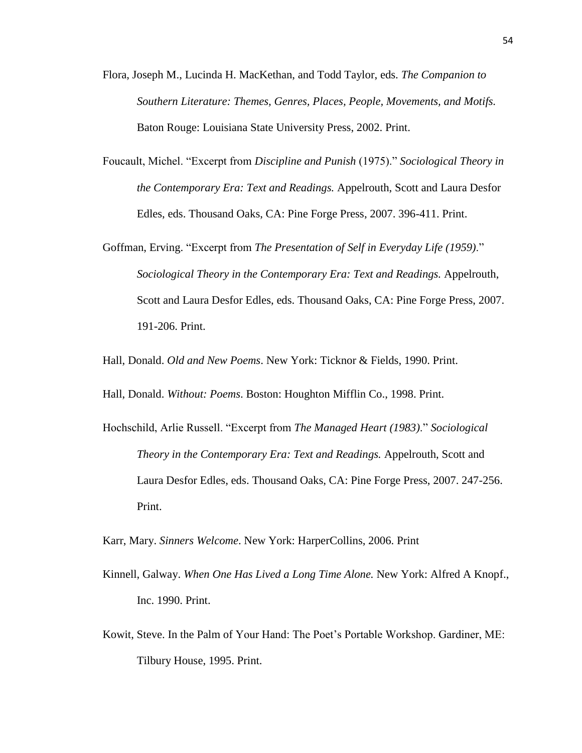Flora, Joseph M., Lucinda H. MacKethan, and Todd Taylor, eds. *The Companion to Southern Literature: Themes, Genres, Places, People, Movements, and Motifs.* Baton Rouge: Louisiana State University Press, 2002. Print.

Foucault, Michel. "Excerpt from *Discipline and Punish* (1975)." *Sociological Theory in the Contemporary Era: Text and Readings.* Appelrouth, Scott and Laura Desfor Edles, eds. Thousand Oaks, CA: Pine Forge Press, 2007. 396-411. Print.

Goffman, Erving. "Excerpt from *The Presentation of Self in Everyday Life (1959)*." *Sociological Theory in the Contemporary Era: Text and Readings.* Appelrouth, Scott and Laura Desfor Edles, eds. Thousand Oaks, CA: Pine Forge Press, 2007. 191-206. Print.

Hall, Donald. *Old and New Poems*. New York: Ticknor & Fields, 1990. Print.

Hall, Donald. *Without: Poems*. Boston: Houghton Mifflin Co., 1998. Print.

Hochschild, Arlie Russell. "Excerpt from *The Managed Heart (1983)*." *Sociological Theory in the Contemporary Era: Text and Readings.* Appelrouth, Scott and Laura Desfor Edles, eds. Thousand Oaks, CA: Pine Forge Press, 2007. 247-256. Print.

Karr, Mary. *Sinners Welcome*. New York: HarperCollins, 2006. Print

Kinnell, Galway. *When One Has Lived a Long Time Alone.* New York: Alfred A Knopf., Inc. 1990. Print.

Kowit, Steve. In the Palm of Your Hand: The Poet's Portable Workshop. Gardiner, ME: Tilbury House, 1995. Print.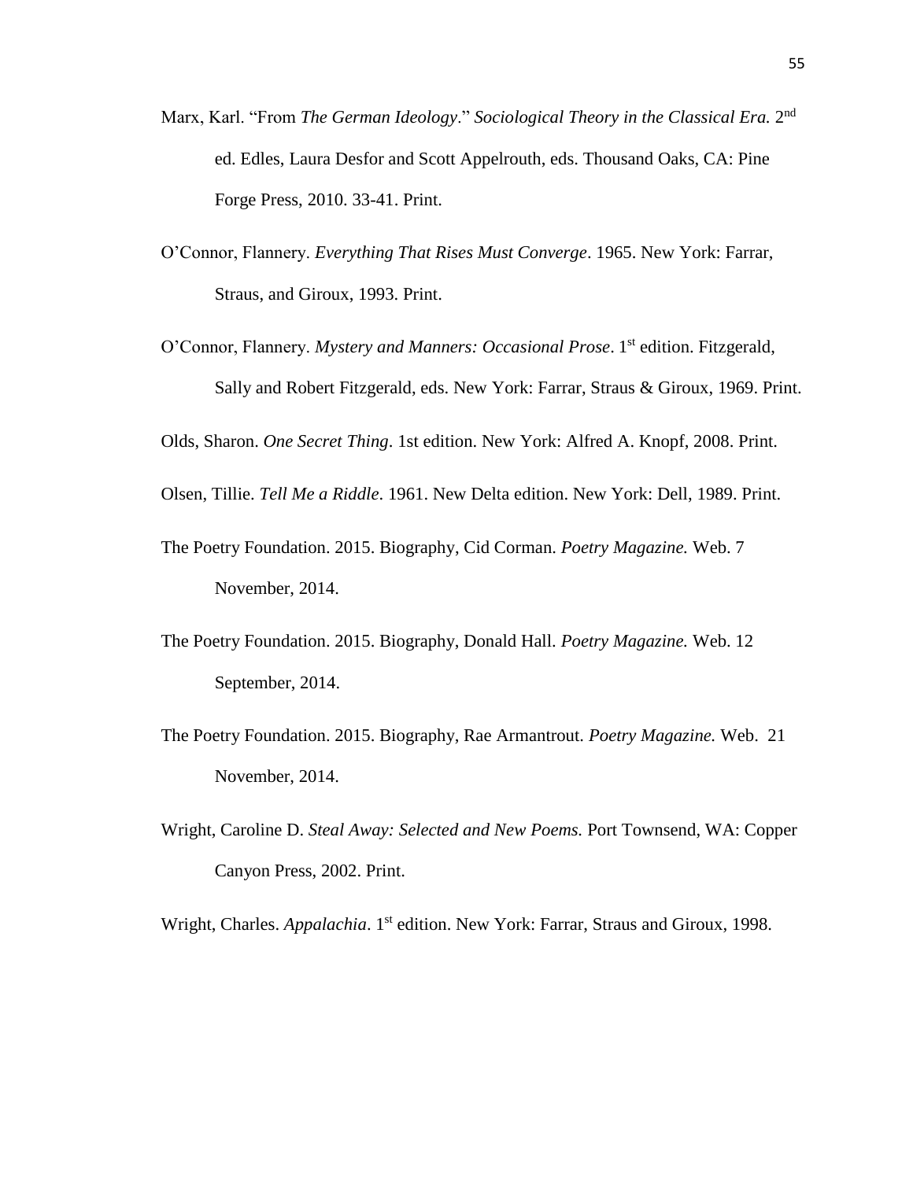Marx, Karl. "From *The German Ideology*." *Sociological Theory in the Classical Era.* 2nd ed. Edles, Laura Desfor and Scott Appelrouth, eds. Thousand Oaks, CA: Pine Forge Press, 2010. 33-41. Print.

O'Connor, Flannery. *Everything That Rises Must Converge*. 1965. New York: Farrar, Straus, and Giroux, 1993. Print.

O'Connor, Flannery. *Mystery and Manners: Occasional Prose*. 1st edition. Fitzgerald, Sally and Robert Fitzgerald, eds. New York: Farrar, Straus & Giroux, 1969. Print.

Olds, Sharon. *One Secret Thing*. 1st edition. New York: Alfred A. Knopf, 2008. Print.

Olsen, Tillie. *Tell Me a Riddle*. 1961. New Delta edition. New York: Dell, 1989. Print.

The Poetry Foundation. 2015. Biography, Cid Corman. *Poetry Magazine.* Web. 7 November, 2014.

The Poetry Foundation. 2015. Biography, Donald Hall. *Poetry Magazine.* Web. 12 September, 2014.

The Poetry Foundation. 2015. Biography, Rae Armantrout. *Poetry Magazine.* Web. 21 November, 2014.

Wright, Caroline D. *Steal Away: Selected and New Poems.* Port Townsend, WA: Copper Canyon Press, 2002. Print.

Wright, Charles. *Appalachia*. 1st edition. New York: Farrar, Straus and Giroux, 1998.